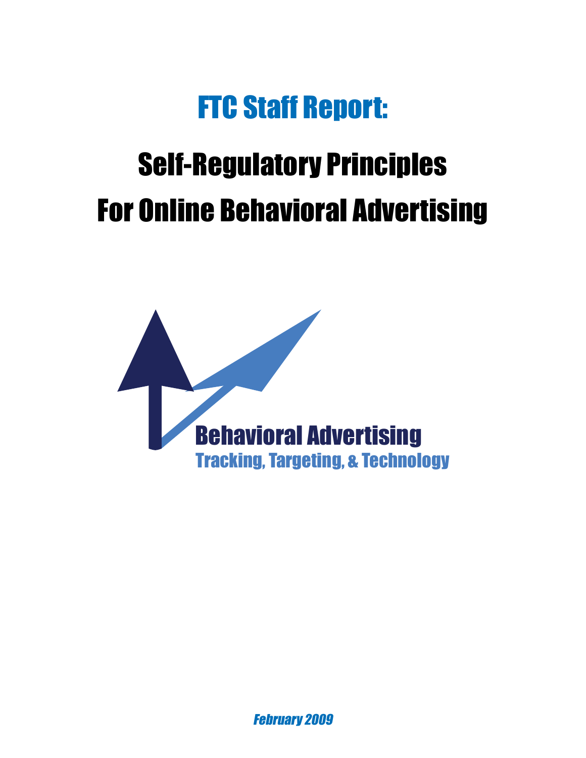# FTC Staff Report:

# Self-Regulatory Principles For Online Behavioral Advertising

Behavioral Advertising

Tracking, Targeting, & Technology

*February 2009*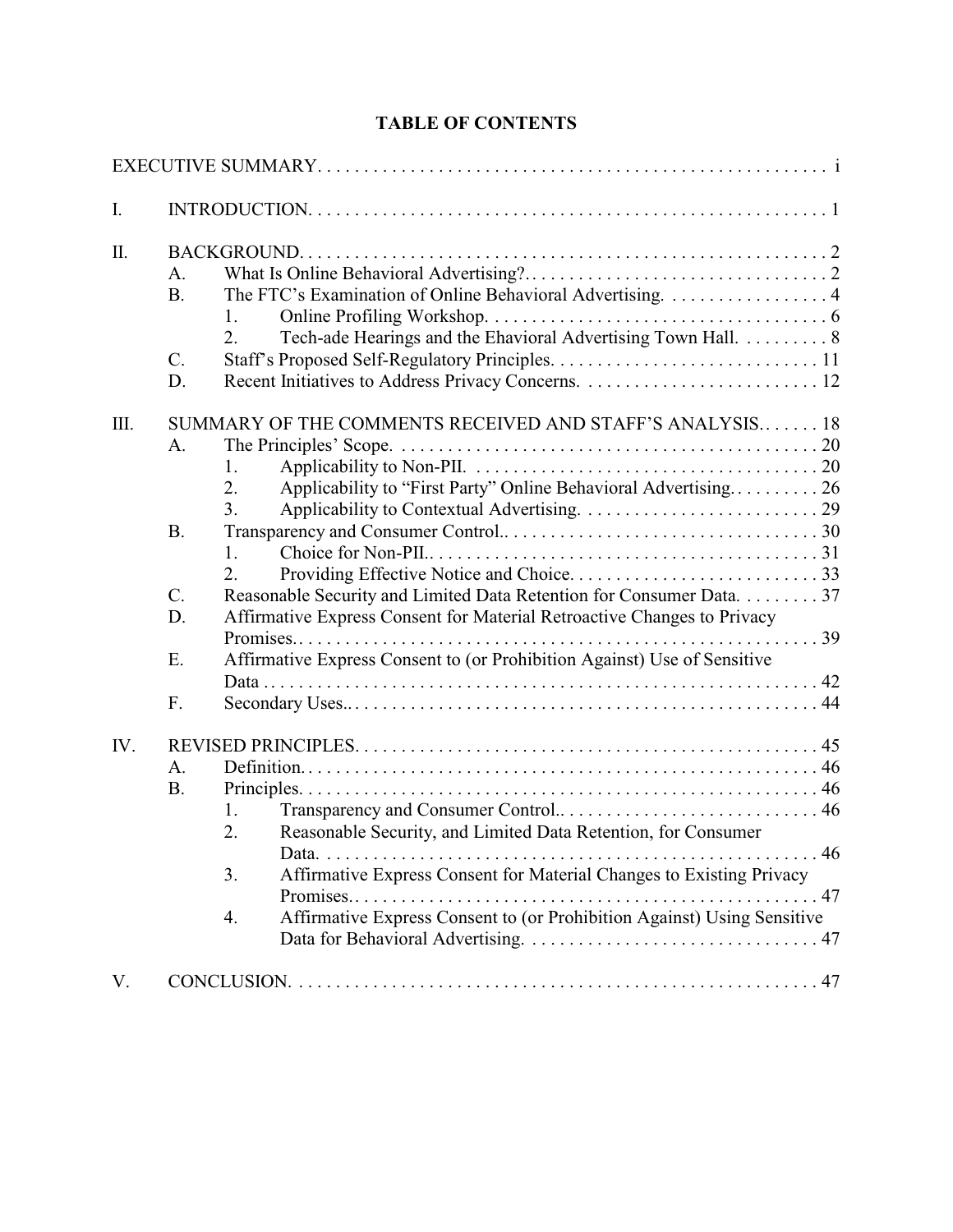# TABLE OF CONTENTS

EXECUTIVE SUMMARY . . . . . . . . . . . . . . . . . . . . . . . . . . . . . . . . . . . . . . . . . . . . . . . . . . . . . . . i

I. INTRODUCTION . . . . . . . . . . . . . . . . . . . . . . . . . . . . . . . . . . . . . . . . . . . . . . . . . . . . . . . . 1

II. BACKGROUND . . . . . . . . . . . . . . . . . . . . . . . . . . . . . . . . . . . . . . . . . . . . . . . . . . . . . . . . . 2
- A. What Is Online Behavioral Advertising?. . . . . . . . . . . . . . . . . . . . . . . . . . . . . . . . . . 2
- B. The FTC's Examination of Online Behavioral Advertising. . . . . . . . . . . . . . . . . . . 4
  1. Online Profiling Workshop. . . . . . . . . . . . . . . . . . . . . . . . . . . . . . . . . . . . . . 6
  2. Tech-ade Hearings and the Ehavioral Advertising Town Hall. . . . . . . . . . 8
- C. Staff's Proposed Self-Regulatory Principles. . . . . . . . . . . . . . . . . . . . . . . . . . . . . 11
- D. Recent Initiatives to Address Privacy Concerns. . . . . . . . . . . . . . . . . . . . . . . . . . . 12

III. SUMMARY OF THE COMMENTS RECEIVED AND STAFF'S ANALYSIS. . . . . . . 18
- A. The Principles' Scope. . . . . . . . . . . . . . . . . . . . . . . . . . . . . . . . . . . . . . . . . . . . . . 20
  1. Applicability to Non-PII. . . . . . . . . . . . . . . . . . . . . . . . . . . . . . . . . . . . . . . 20
  2. Applicability to "First Party" Online Behavioral Advertising. . . . . . . . . . 26
  3. Applicability to Contextual Advertising. . . . . . . . . . . . . . . . . . . . . . . . . . 29
- B. Transparency and Consumer Control.. . . . . . . . . . . . . . . . . . . . . . . . . . . . . . . . . 30
  1. Choice for Non-PII.. . . . . . . . . . . . . . . . . . . . . . . . . . . . . . . . . . . . . . . . . . 31
  2. Providing Effective Notice and Choice. . . . . . . . . . . . . . . . . . . . . . . . . . . 33
- C. Reasonable Security and Limited Data Retention for Consumer Data. . . . . . . . . 37
- D. Affirmative Express Consent for Material Retroactive Changes to Privacy Promises.. . . . . . . . . . . . . . . . . . . . . . . . . . . . . . . . . . . . . . . . . . . . . . . . . . . . . . 39
- E. Affirmative Express Consent to (or Prohibition Against) Use of Sensitive Data . . . . . . . . . . . . . . . . . . . . . . . . . . . . . . . . . . . . . . . . . . . . . . . . . . . . . . . . . 42
- F. Secondary Uses.. . . . . . . . . . . . . . . . . . . . . . . . . . . . . . . . . . . . . . . . . . . . . . . . . . 44

IV. REVISED PRINCIPLES. . . . . . . . . . . . . . . . . . . . . . . . . . . . . . . . . . . . . . . . . . . . . . . . . . 45
- A. Definition. . . . . . . . . . . . . . . . . . . . . . . . . . . . . . . . . . . . . . . . . . . . . . . . . . . . . . . 46
- B. Principles. . . . . . . . . . . . . . . . . . . . . . . . . . . . . . . . . . . . . . . . . . . . . . . . . . . . . . . 46
  1. Transparency and Consumer Control.. . . . . . . . . . . . . . . . . . . . . . . . . . . . 46
  2. Reasonable Security, and Limited Data Retention, for Consumer Data. . . . . . . . . . . . . . . . . . . . . . . . . . . . . . . . . . . . . . . . . . . . . . . . . . . . . 46
  3. Affirmative Express Consent for Material Changes to Existing Privacy Promises.. . . . . . . . . . . . . . . . . . . . . . . . . . . . . . . . . . . . . . . . . . . . . . . . . . 47
  4. Affirmative Express Consent to (or Prohibition Against) Using Sensitive Data for Behavioral Advertising. . . . . . . . . . . . . . . . . . . . . . . . . . . . . . . 47

V. CONCLUSION. . . . . . . . . . . . . . . . . . . . . . . . . . . . . . . . . . . . . . . . . . . . . . . . . . . . . . . . . 47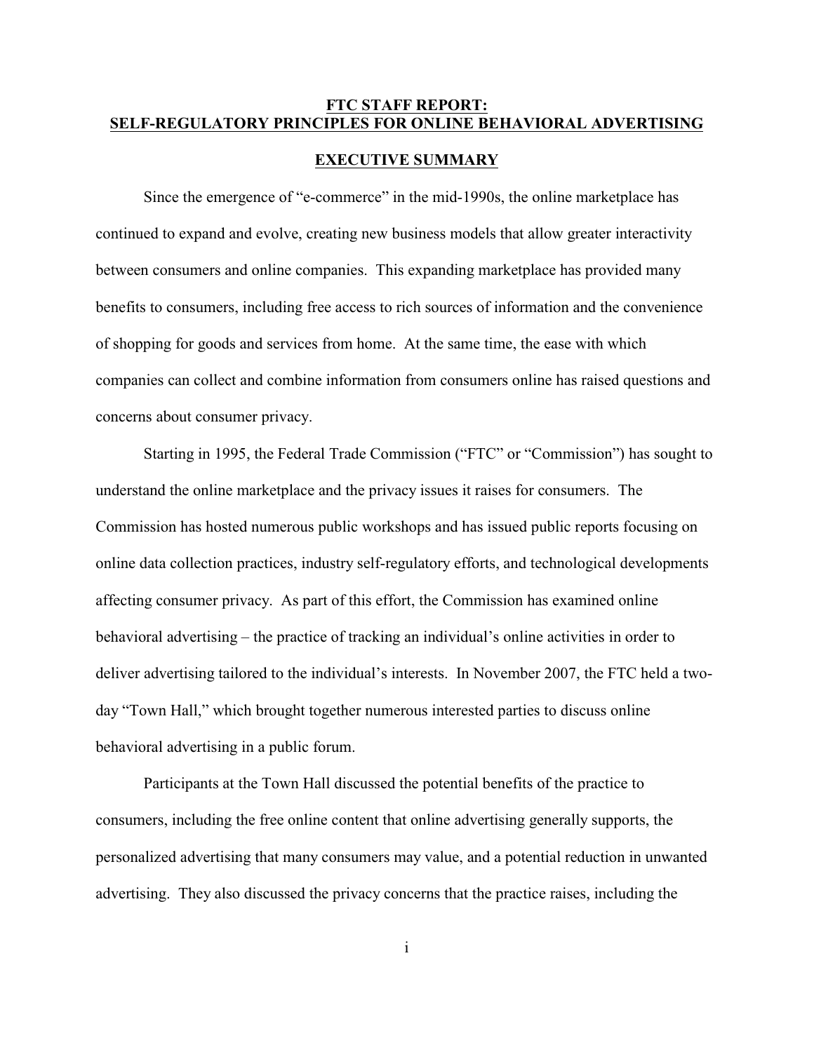# FTC STAFF REPORT: SELF-REGULATORY PRINCIPLES FOR ONLINE BEHAVIORAL ADVERTISING

## EXECUTIVE SUMMARY

Since the emergence of "e-commerce" in the mid-1990s, the online marketplace has continued to expand and evolve, creating new business models that allow greater interactivity between consumers and online companies. This expanding marketplace has provided many benefits to consumers, including free access to rich sources of information and the convenience of shopping for goods and services from home. At the same time, the ease with which companies can collect and combine information from consumers online has raised questions and concerns about consumer privacy.

Starting in 1995, the Federal Trade Commission ("FTC" or "Commission") has sought to understand the online marketplace and the privacy issues it raises for consumers. The Commission has hosted numerous public workshops and has issued public reports focusing on online data collection practices, industry self-regulatory efforts, and technological developments affecting consumer privacy. As part of this effort, the Commission has examined online behavioral advertising – the practice of tracking an individual's online activities in order to deliver advertising tailored to the individual's interests. In November 2007, the FTC held a two-day "Town Hall," which brought together numerous interested parties to discuss online behavioral advertising in a public forum.

Participants at the Town Hall discussed the potential benefits of the practice to consumers, including the free online content that online advertising generally supports, the personalized advertising that many consumers may value, and a potential reduction in unwanted advertising. They also discussed the privacy concerns that the practice raises, including the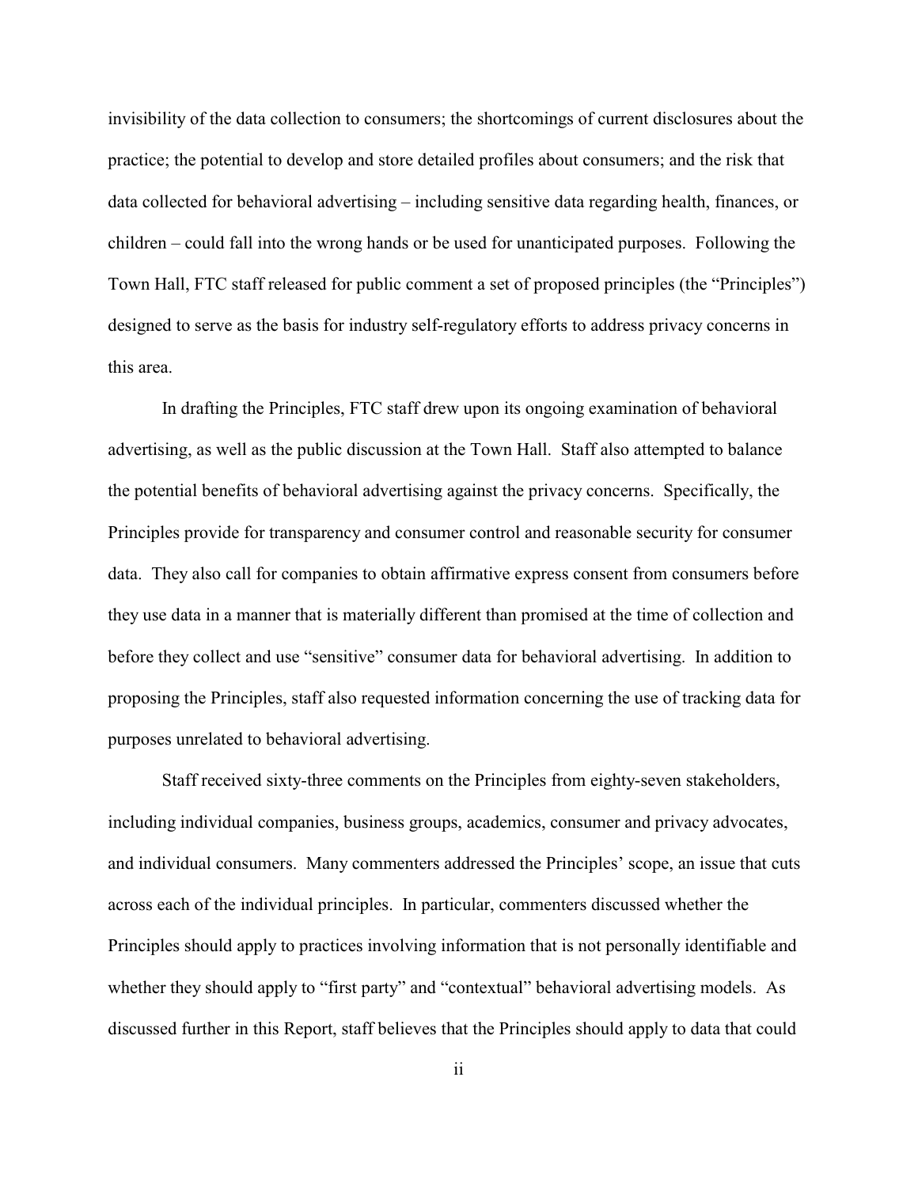invisibility of the data collection to consumers; the shortcomings of current disclosures about the practice; the potential to develop and store detailed profiles about consumers; and the risk that data collected for behavioral advertising – including sensitive data regarding health, finances, or children – could fall into the wrong hands or be used for unanticipated purposes. Following the Town Hall, FTC staff released for public comment a set of proposed principles (the "Principles") designed to serve as the basis for industry self-regulatory efforts to address privacy concerns in this area.

In drafting the Principles, FTC staff drew upon its ongoing examination of behavioral advertising, as well as the public discussion at the Town Hall. Staff also attempted to balance the potential benefits of behavioral advertising against the privacy concerns. Specifically, the Principles provide for transparency and consumer control and reasonable security for consumer data. They also call for companies to obtain affirmative express consent from consumers before they use data in a manner that is materially different than promised at the time of collection and before they collect and use "sensitive" consumer data for behavioral advertising. In addition to proposing the Principles, staff also requested information concerning the use of tracking data for purposes unrelated to behavioral advertising.

Staff received sixty-three comments on the Principles from eighty-seven stakeholders, including individual companies, business groups, academics, consumer and privacy advocates, and individual consumers. Many commenters addressed the Principles' scope, an issue that cuts across each of the individual principles. In particular, commenters discussed whether the Principles should apply to practices involving information that is not personally identifiable and whether they should apply to "first party" and "contextual" behavioral advertising models. As discussed further in this Report, staff believes that the Principles should apply to data that could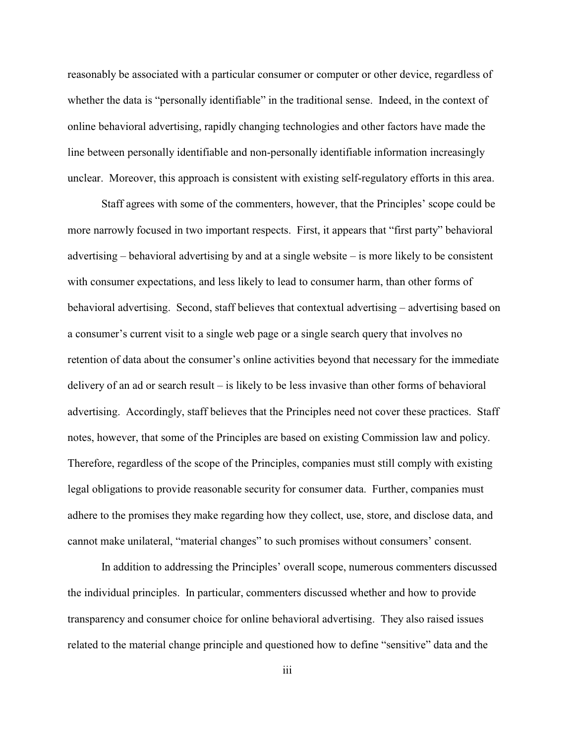reasonably be associated with a particular consumer or computer or other device, regardless of whether the data is "personally identifiable" in the traditional sense. Indeed, in the context of online behavioral advertising, rapidly changing technologies and other factors have made the line between personally identifiable and non-personally identifiable information increasingly unclear. Moreover, this approach is consistent with existing self-regulatory efforts in this area.

Staff agrees with some of the commenters, however, that the Principles' scope could be more narrowly focused in two important respects. First, it appears that "first party" behavioral advertising – behavioral advertising by and at a single website – is more likely to be consistent with consumer expectations, and less likely to lead to consumer harm, than other forms of behavioral advertising. Second, staff believes that contextual advertising – advertising based on a consumer's current visit to a single web page or a single search query that involves no retention of data about the consumer's online activities beyond that necessary for the immediate delivery of an ad or search result – is likely to be less invasive than other forms of behavioral advertising. Accordingly, staff believes that the Principles need not cover these practices. Staff notes, however, that some of the Principles are based on existing Commission law and policy. Therefore, regardless of the scope of the Principles, companies must still comply with existing legal obligations to provide reasonable security for consumer data. Further, companies must adhere to the promises they make regarding how they collect, use, store, and disclose data, and cannot make unilateral, "material changes" to such promises without consumers' consent.

In addition to addressing the Principles' overall scope, numerous commenters discussed the individual principles. In particular, commenters discussed whether and how to provide transparency and consumer choice for online behavioral advertising. They also raised issues related to the material change principle and questioned how to define "sensitive" data and the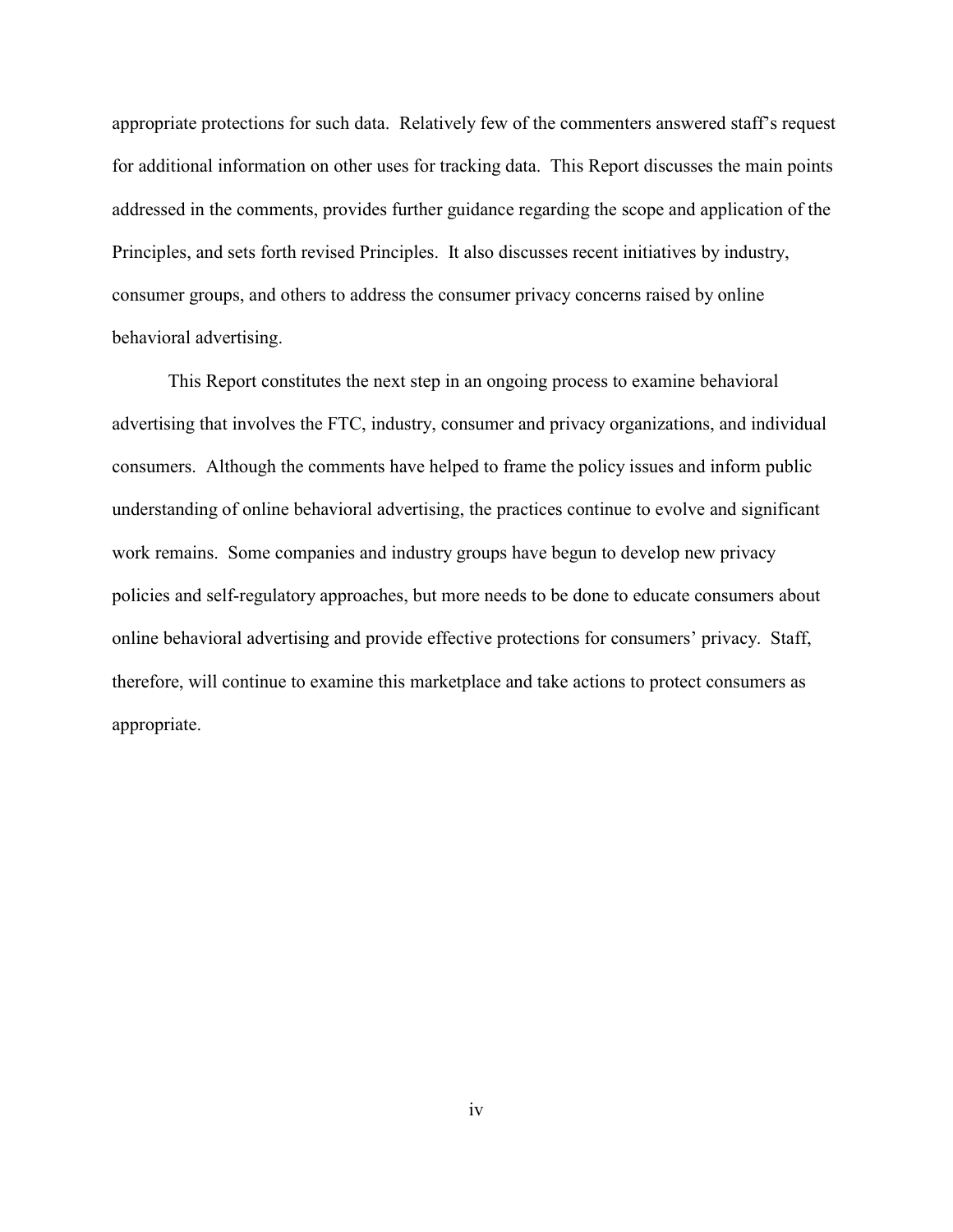appropriate protections for such data. Relatively few of the commenters answered staff's request for additional information on other uses for tracking data. This Report discusses the main points addressed in the comments, provides further guidance regarding the scope and application of the Principles, and sets forth revised Principles. It also discusses recent initiatives by industry, consumer groups, and others to address the consumer privacy concerns raised by online behavioral advertising.

This Report constitutes the next step in an ongoing process to examine behavioral advertising that involves the FTC, industry, consumer and privacy organizations, and individual consumers. Although the comments have helped to frame the policy issues and inform public understanding of online behavioral advertising, the practices continue to evolve and significant work remains. Some companies and industry groups have begun to develop new privacy policies and self-regulatory approaches, but more needs to be done to educate consumers about online behavioral advertising and provide effective protections for consumers' privacy. Staff, therefore, will continue to examine this marketplace and take actions to protect consumers as appropriate.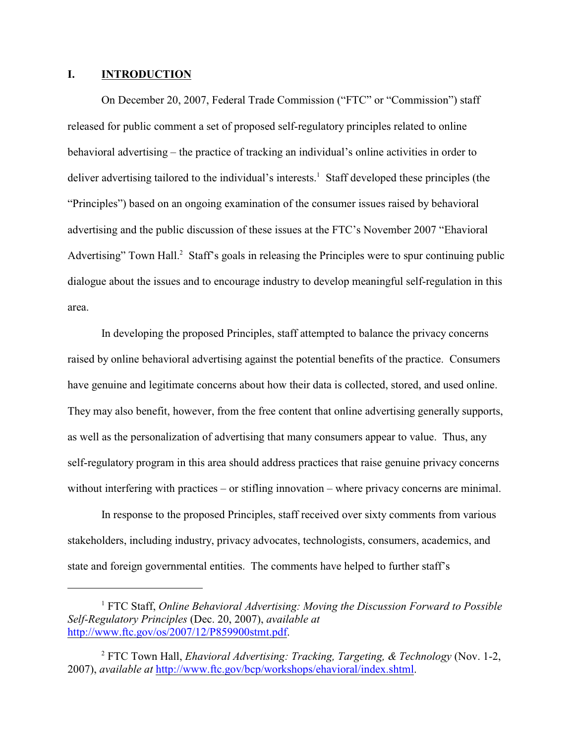## I. INTRODUCTION

On December 20, 2007, Federal Trade Commission ("FTC" or "Commission") staff released for public comment a set of proposed self-regulatory principles related to online behavioral advertising – the practice of tracking an individual's online activities in order to deliver advertising tailored to the individual's interests.[1] Staff developed these principles (the "Principles") based on an ongoing examination of the consumer issues raised by behavioral advertising and the public discussion of these issues at the FTC's November 2007 "Ehavioral Advertising" Town Hall.[2] Staff's goals in releasing the Principles were to spur continuing public dialogue about the issues and to encourage industry to develop meaningful self-regulation in this area.

In developing the proposed Principles, staff attempted to balance the privacy concerns raised by online behavioral advertising against the potential benefits of the practice. Consumers have genuine and legitimate concerns about how their data is collected, stored, and used online. They may also benefit, however, from the free content that online advertising generally supports, as well as the personalization of advertising that many consumers appear to value. Thus, any self-regulatory program in this area should address practices that raise genuine privacy concerns without interfering with practices – or stifling innovation – where privacy concerns are minimal.

In response to the proposed Principles, staff received over sixty comments from various stakeholders, including industry, privacy advocates, technologists, consumers, academics, and state and foreign governmental entities. The comments have helped to further staff's

---

[1] FTC Staff, *Online Behavioral Advertising: Moving the Discussion Forward to Possible Self-Regulatory Principles* (Dec. 20, 2007), *available at* http://www.ftc.gov/os/2007/12/P859900stmt.pdf.

[2] FTC Town Hall, *Ehavioral Advertising: Tracking, Targeting, & Technology* (Nov. 1-2, 2007), *available at* http://www.ftc.gov/bcp/workshops/ehavioral/index.shtml.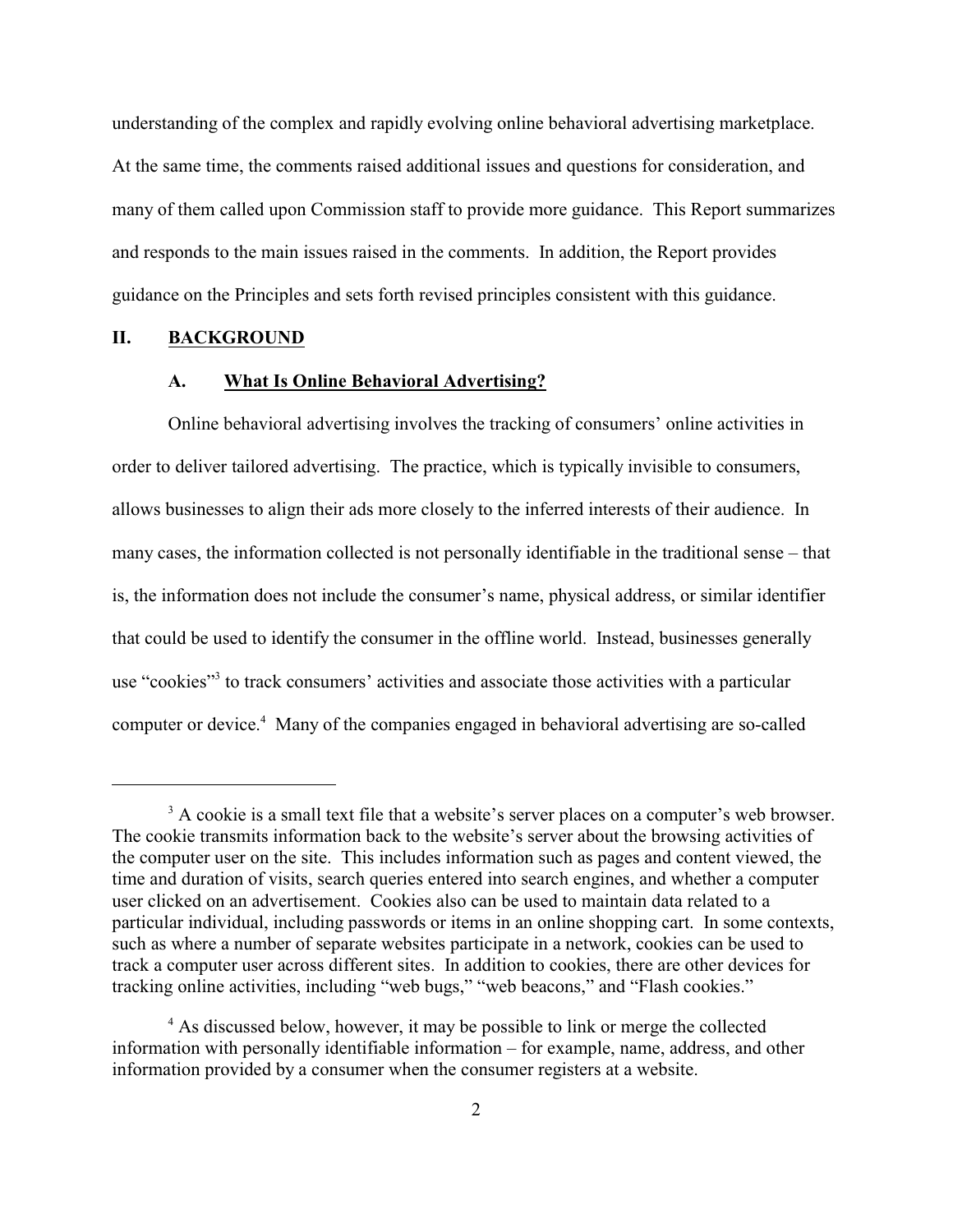understanding of the complex and rapidly evolving online behavioral advertising marketplace. At the same time, the comments raised additional issues and questions for consideration, and many of them called upon Commission staff to provide more guidance. This Report summarizes and responds to the main issues raised in the comments. In addition, the Report provides guidance on the Principles and sets forth revised principles consistent with this guidance.

## II. BACKGROUND

### A. What Is Online Behavioral Advertising?

Online behavioral advertising involves the tracking of consumers' online activities in order to deliver tailored advertising. The practice, which is typically invisible to consumers, allows businesses to align their ads more closely to the inferred interests of their audience. In many cases, the information collected is not personally identifiable in the traditional sense – that is, the information does not include the consumer's name, physical address, or similar identifier that could be used to identify the consumer in the offline world. Instead, businesses generally use "cookies"[3] to track consumers' activities and associate those activities with a particular computer or device.[4] Many of the companies engaged in behavioral advertising are so-called

---

[3] A cookie is a small text file that a website's server places on a computer's web browser. The cookie transmits information back to the website's server about the browsing activities of the computer user on the site. This includes information such as pages and content viewed, the time and duration of visits, search queries entered into search engines, and whether a computer user clicked on an advertisement. Cookies also can be used to maintain data related to a particular individual, including passwords or items in an online shopping cart. In some contexts, such as where a number of separate websites participate in a network, cookies can be used to track a computer user across different sites. In addition to cookies, there are other devices for tracking online activities, including "web bugs," "web beacons," and "Flash cookies."

[4] As discussed below, however, it may be possible to link or merge the collected information with personally identifiable information – for example, name, address, and other information provided by a consumer when the consumer registers at a website.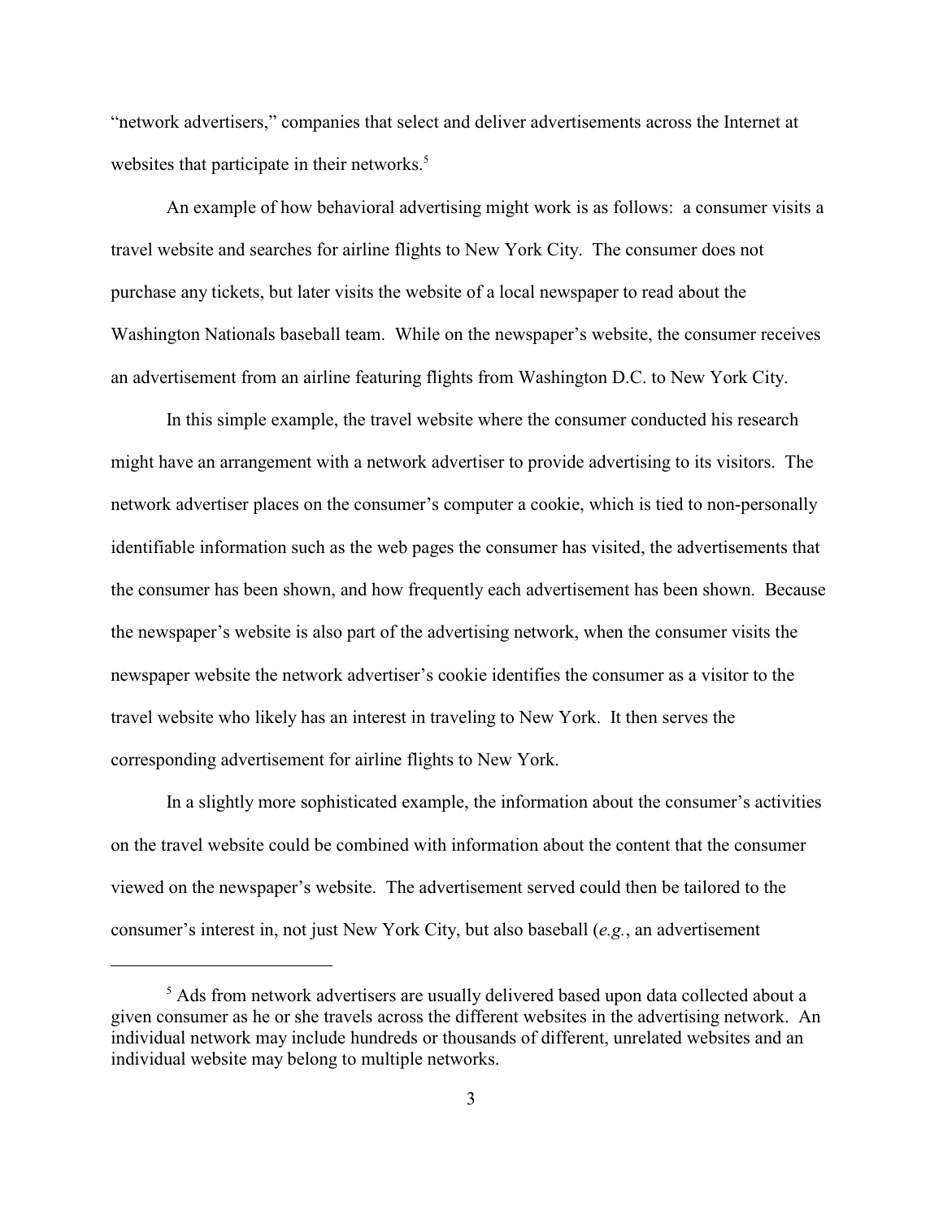"network advertisers," companies that select and deliver advertisements across the Internet at websites that participate in their networks.[5]

An example of how behavioral advertising might work is as follows: a consumer visits a travel website and searches for airline flights to New York City. The consumer does not purchase any tickets, but later visits the website of a local newspaper to read about the Washington Nationals baseball team. While on the newspaper's website, the consumer receives an advertisement from an airline featuring flights from Washington D.C. to New York City.

In this simple example, the travel website where the consumer conducted his research might have an arrangement with a network advertiser to provide advertising to its visitors. The network advertiser places on the consumer's computer a cookie, which is tied to non-personally identifiable information such as the web pages the consumer has visited, the advertisements that the consumer has been shown, and how frequently each advertisement has been shown. Because the newspaper's website is also part of the advertising network, when the consumer visits the newspaper website the network advertiser's cookie identifies the consumer as a visitor to the travel website who likely has an interest in traveling to New York. It then serves the corresponding advertisement for airline flights to New York.

In a slightly more sophisticated example, the information about the consumer's activities on the travel website could be combined with information about the content that the consumer viewed on the newspaper's website. The advertisement served could then be tailored to the consumer's interest in, not just New York City, but also baseball (*e.g.*, an advertisement

---

[5] Ads from network advertisers are usually delivered based upon data collected about a given consumer as he or she travels across the different websites in the advertising network. An individual network may include hundreds or thousands of different, unrelated websites and an individual website may belong to multiple networks.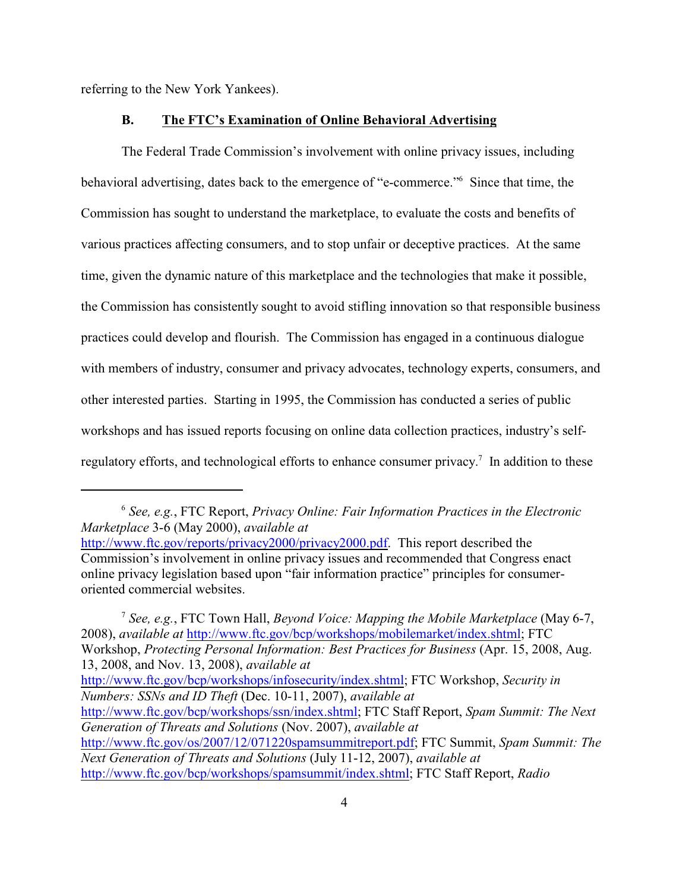referring to the New York Yankees).

### B. The FTC's Examination of Online Behavioral Advertising

The Federal Trade Commission's involvement with online privacy issues, including behavioral advertising, dates back to the emergence of "e-commerce."[6] Since that time, the Commission has sought to understand the marketplace, to evaluate the costs and benefits of various practices affecting consumers, and to stop unfair or deceptive practices. At the same time, given the dynamic nature of this marketplace and the technologies that make it possible, the Commission has consistently sought to avoid stifling innovation so that responsible business practices could develop and flourish. The Commission has engaged in a continuous dialogue with members of industry, consumer and privacy advocates, technology experts, consumers, and other interested parties. Starting in 1995, the Commission has conducted a series of public workshops and has issued reports focusing on online data collection practices, industry's self-regulatory efforts, and technological efforts to enhance consumer privacy.[7] In addition to these

---

[6] *See, e.g.*, FTC Report, *Privacy Online: Fair Information Practices in the Electronic Marketplace* 3-6 (May 2000), *available at* http://www.ftc.gov/reports/privacy2000/privacy2000.pdf. This report described the Commission's involvement in online privacy issues and recommended that Congress enact online privacy legislation based upon "fair information practice" principles for consumer-oriented commercial websites.

[7] *See, e.g.*, FTC Town Hall, *Beyond Voice: Mapping the Mobile Marketplace* (May 6-7, 2008), *available at* http://www.ftc.gov/bcp/workshops/mobilemarket/index.shtml; FTC Workshop, *Protecting Personal Information: Best Practices for Business* (Apr. 15, 2008, Aug. 13, 2008, and Nov. 13, 2008), *available at* http://www.ftc.gov/bcp/workshops/infosecurity/index.shtml; FTC Workshop, *Security in Numbers: SSNs and ID Theft* (Dec. 10-11, 2007), *available at* http://www.ftc.gov/bcp/workshops/ssn/index.shtml; FTC Staff Report, *Spam Summit: The Next Generation of Threats and Solutions* (Nov. 2007), *available at* http://www.ftc.gov/os/2007/12/071220spamsummitreport.pdf; FTC Summit, *Spam Summit: The Next Generation of Threats and Solutions* (July 11-12, 2007), *available at* http://www.ftc.gov/bcp/workshops/spamsummit/index.shtml; FTC Staff Report, *Radio*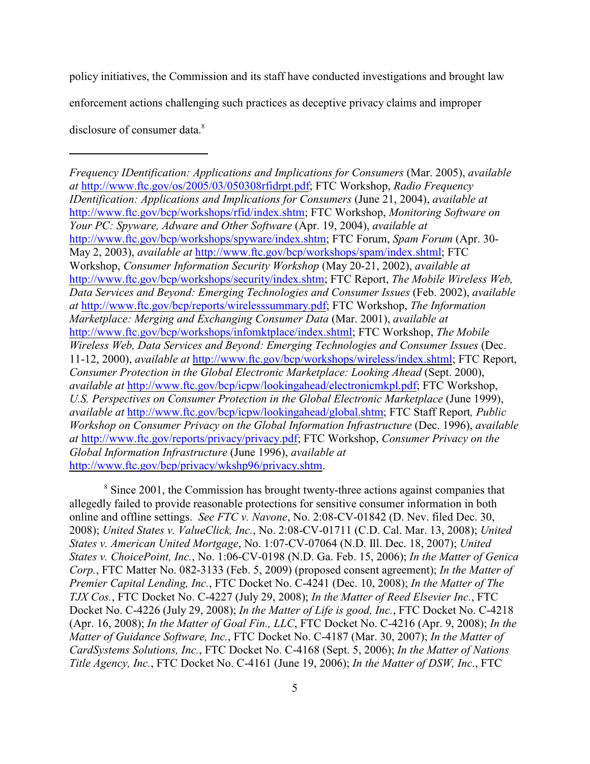policy initiatives, the Commission and its staff have conducted investigations and brought law enforcement actions challenging such practices as deceptive privacy claims and improper disclosure of consumer data.[8]

---

*Frequency IDentification: Applications and Implications for Consumers* (Mar. 2005), *available at* http://www.ftc.gov/os/2005/03/050308rfidrpt.pdf; FTC Workshop, *Radio Frequency IDentification: Applications and Implications for Consumers* (June 21, 2004), *available at* http://www.ftc.gov/bcp/workshops/rfid/index.shtm; FTC Workshop, *Monitoring Software on Your PC: Spyware, Adware and Other Software* (Apr. 19, 2004), *available at* http://www.ftc.gov/bcp/workshops/spyware/index.shtm; FTC Forum, *Spam Forum* (Apr. 30-May 2, 2003), *available at* http://www.ftc.gov/bcp/workshops/spam/index.shtml; FTC Workshop, *Consumer Information Security Workshop* (May 20-21, 2002), *available at* http://www.ftc.gov/bcp/workshops/security/index.shtm; FTC Report, *The Mobile Wireless Web, Data Services and Beyond: Emerging Technologies and Consumer Issues* (Feb. 2002), *available at* http://www.ftc.gov/bcp/reports/wirelesssummary.pdf; FTC Workshop, *The Information Marketplace: Merging and Exchanging Consumer Data* (Mar. 2001), *available at* http://www.ftc.gov/bcp/workshops/infomktplace/index.shtml; FTC Workshop, *The Mobile Wireless Web, Data Services and Beyond: Emerging Technologies and Consumer Issues* (Dec. 11-12, 2000), *available at* http://www.ftc.gov/bcp/workshops/wireless/index.shtml; FTC Report, *Consumer Protection in the Global Electronic Marketplace: Looking Ahead* (Sept. 2000), *available at* http://www.ftc.gov/bcp/icpw/lookingahead/electronicmkpl.pdf; FTC Workshop, *U.S. Perspectives on Consumer Protection in the Global Electronic Marketplace* (June 1999), *available at* http://www.ftc.gov/bcp/icpw/lookingahead/global.shtm; FTC Staff Report*, Public Workshop on Consumer Privacy on the Global Information Infrastructure* (Dec. 1996), *available at* http://www.ftc.gov/reports/privacy/privacy.pdf; FTC Workshop, *Consumer Privacy on the Global Information Infrastructure* (June 1996), *available at* http://www.ftc.gov/bcp/privacy/wkshp96/privacy.shtm.

[8] Since 2001, the Commission has brought twenty-three actions against companies that allegedly failed to provide reasonable protections for sensitive consumer information in both online and offline settings. *See FTC v. Navone*, No. 2:08-CV-01842 (D. Nev. filed Dec. 30, 2008); *United States v. ValueClick, Inc.*, No. 2:08-CV-01711 (C.D. Cal. Mar. 13, 2008); *United States v. American United Mortgage*, No. 1:07-CV-07064 (N.D. Ill. Dec. 18, 2007); *United States v. ChoicePoint, Inc.*, No. 1:06-CV-0198 (N.D. Ga. Feb. 15, 2006); *In the Matter of Genica Corp.*, FTC Matter No. 082-3133 (Feb. 5, 2009) (proposed consent agreement); *In the Matter of Premier Capital Lending, Inc.*, FTC Docket No. C-4241 (Dec. 10, 2008); *In the Matter of The TJX Cos.*, FTC Docket No. C-4227 (July 29, 2008); *In the Matter of Reed Elsevier Inc.*, FTC Docket No. C-4226 (July 29, 2008); *In the Matter of Life is good, Inc.*, FTC Docket No. C-4218 (Apr. 16, 2008); *In the Matter of Goal Fin., LLC*, FTC Docket No. C-4216 (Apr. 9, 2008); *In the Matter of Guidance Software, Inc.*, FTC Docket No. C-4187 (Mar. 30, 2007); *In the Matter of CardSystems Solutions, Inc.*, FTC Docket No. C-4168 (Sept. 5, 2006); *In the Matter of Nations Title Agency, Inc.*, FTC Docket No. C-4161 (June 19, 2006); *In the Matter of DSW, Inc*., FTC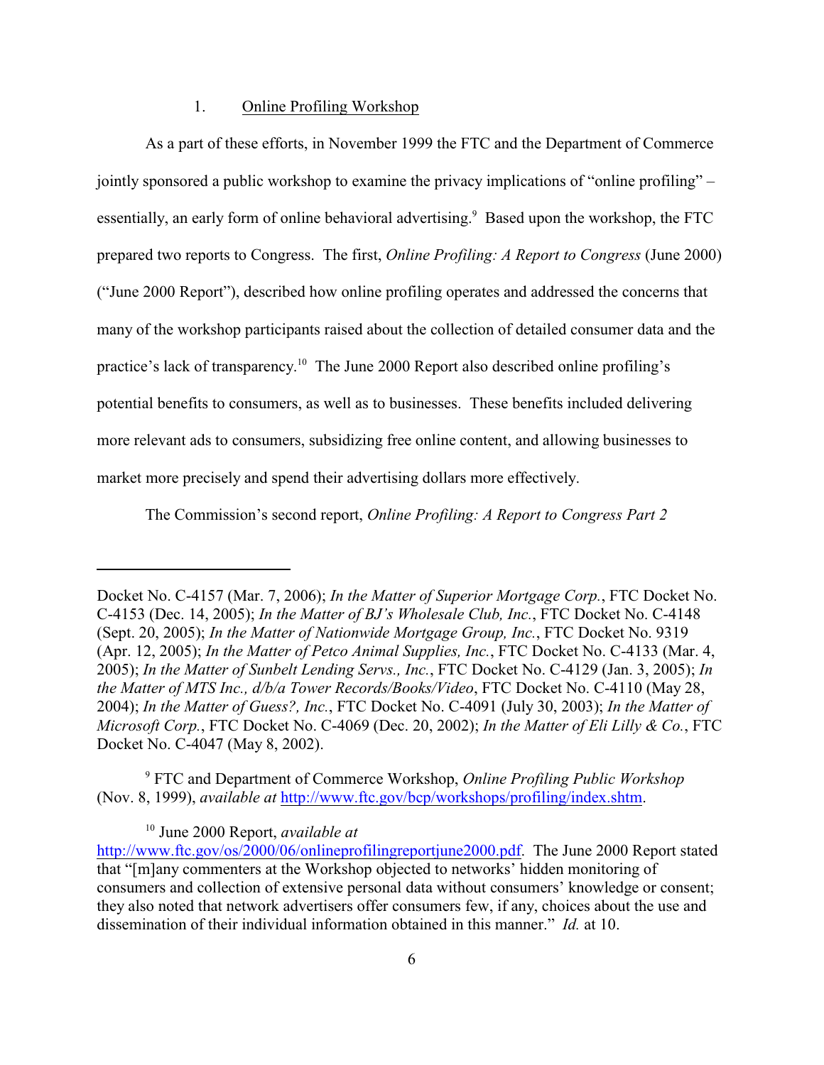### 1. Online Profiling Workshop

As a part of these efforts, in November 1999 the FTC and the Department of Commerce jointly sponsored a public workshop to examine the privacy implications of "online profiling" – essentially, an early form of online behavioral advertising.[9] Based upon the workshop, the FTC prepared two reports to Congress. The first, *Online Profiling: A Report to Congress* (June 2000) ("June 2000 Report"), described how online profiling operates and addressed the concerns that many of the workshop participants raised about the collection of detailed consumer data and the practice's lack of transparency.[10] The June 2000 Report also described online profiling's potential benefits to consumers, as well as to businesses. These benefits included delivering more relevant ads to consumers, subsidizing free online content, and allowing businesses to market more precisely and spend their advertising dollars more effectively.

The Commission's second report, *Online Profiling: A Report to Congress Part 2*

---

Docket No. C-4157 (Mar. 7, 2006); *In the Matter of Superior Mortgage Corp.*, FTC Docket No. C-4153 (Dec. 14, 2005); *In the Matter of BJ's Wholesale Club, Inc.*, FTC Docket No. C-4148 (Sept. 20, 2005); *In the Matter of Nationwide Mortgage Group, Inc.*, FTC Docket No. 9319 (Apr. 12, 2005); *In the Matter of Petco Animal Supplies, Inc.*, FTC Docket No. C-4133 (Mar. 4, 2005); *In the Matter of Sunbelt Lending Servs., Inc.*, FTC Docket No. C-4129 (Jan. 3, 2005); *In the Matter of MTS Inc., d/b/a Tower Records/Books/Video*, FTC Docket No. C-4110 (May 28, 2004); *In the Matter of Guess?, Inc.*, FTC Docket No. C-4091 (July 30, 2003); *In the Matter of Microsoft Corp.*, FTC Docket No. C-4069 (Dec. 20, 2002); *In the Matter of Eli Lilly & Co.*, FTC Docket No. C-4047 (May 8, 2002).

[9] FTC and Department of Commerce Workshop, *Online Profiling Public Workshop* (Nov. 8, 1999), *available at* http://www.ftc.gov/bcp/workshops/profiling/index.shtm.

[10] June 2000 Report, *available at* http://www.ftc.gov/os/2000/06/onlineprofilingreportjune2000.pdf. The June 2000 Report stated that "[m]any commenters at the Workshop objected to networks' hidden monitoring of consumers and collection of extensive personal data without consumers' knowledge or consent; they also noted that network advertisers offer consumers few, if any, choices about the use and dissemination of their individual information obtained in this manner." *Id.* at 10.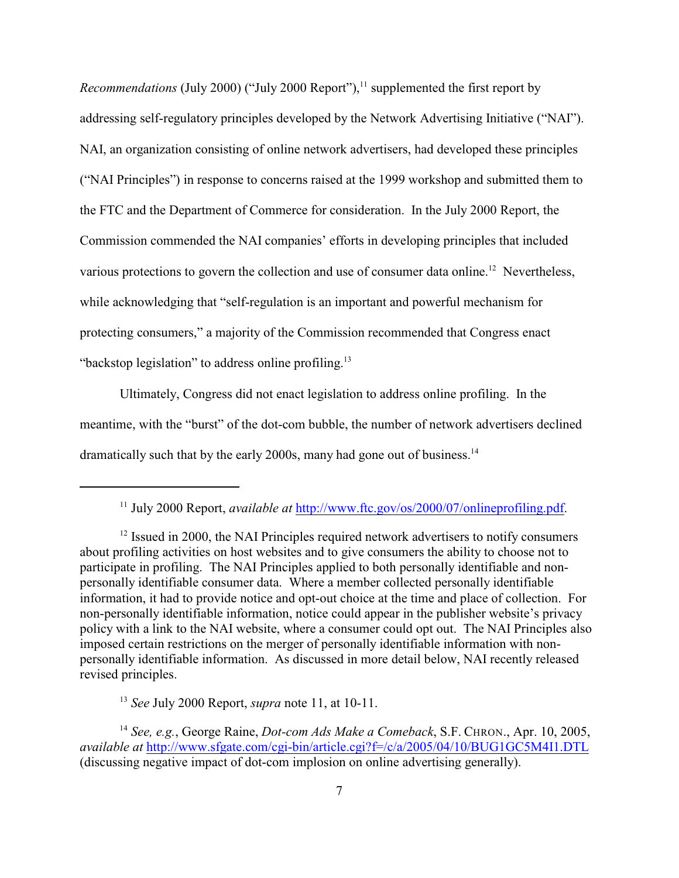*Recommendations* (July 2000) ("July 2000 Report"),[11] supplemented the first report by addressing self-regulatory principles developed by the Network Advertising Initiative ("NAI"). NAI, an organization consisting of online network advertisers, had developed these principles ("NAI Principles") in response to concerns raised at the 1999 workshop and submitted them to the FTC and the Department of Commerce for consideration. In the July 2000 Report, the Commission commended the NAI companies' efforts in developing principles that included various protections to govern the collection and use of consumer data online.[12] Nevertheless, while acknowledging that "self-regulation is an important and powerful mechanism for protecting consumers," a majority of the Commission recommended that Congress enact "backstop legislation" to address online profiling.[13]

Ultimately, Congress did not enact legislation to address online profiling. In the meantime, with the "burst" of the dot-com bubble, the number of network advertisers declined dramatically such that by the early 2000s, many had gone out of business.[14]

---

[11] July 2000 Report, *available at* http://www.ftc.gov/os/2000/07/onlineprofiling.pdf.

[12] Issued in 2000, the NAI Principles required network advertisers to notify consumers about profiling activities on host websites and to give consumers the ability to choose not to participate in profiling. The NAI Principles applied to both personally identifiable and non-personally identifiable consumer data. Where a member collected personally identifiable information, it had to provide notice and opt-out choice at the time and place of collection. For non-personally identifiable information, notice could appear in the publisher website's privacy policy with a link to the NAI website, where a consumer could opt out. The NAI Principles also imposed certain restrictions on the merger of personally identifiable information with non-personally identifiable information. As discussed in more detail below, NAI recently released revised principles.

[13] *See* July 2000 Report, *supra* note 11, at 10-11.

[14] *See, e.g.*, George Raine, *Dot-com Ads Make a Comeback*, S.F. CHRON., Apr. 10, 2005, *available at* http://www.sfgate.com/cgi-bin/article.cgi?f=/c/a/2005/04/10/BUG1GC5M4I1.DTL (discussing negative impact of dot-com implosion on online advertising generally).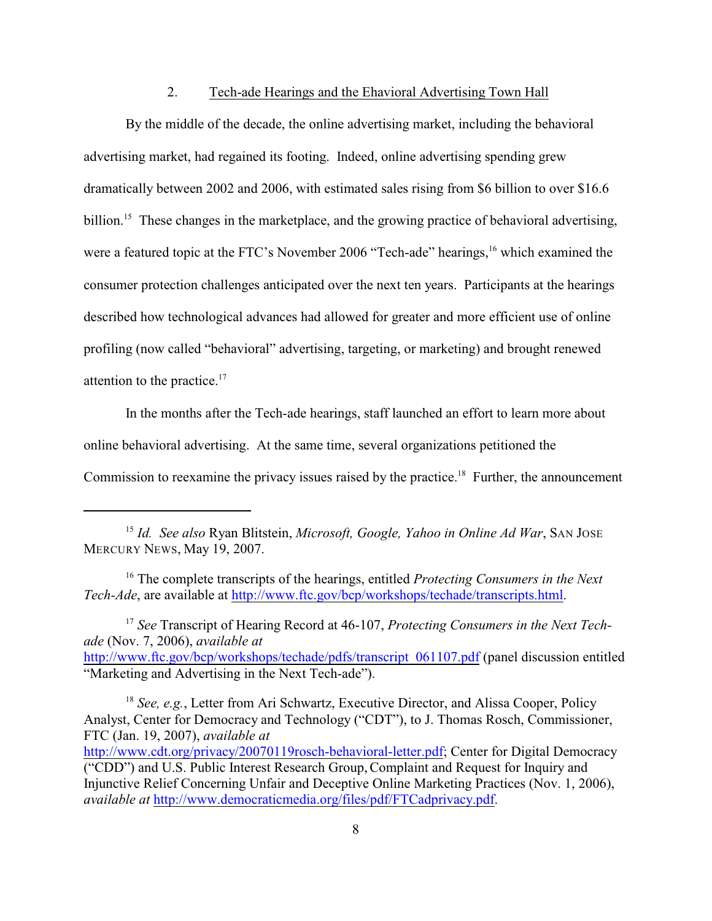### 2. Tech-ade Hearings and the Ehavioral Advertising Town Hall

By the middle of the decade, the online advertising market, including the behavioral advertising market, had regained its footing. Indeed, online advertising spending grew dramatically between 2002 and 2006, with estimated sales rising from $6 billion to over $16.6 billion.[15] These changes in the marketplace, and the growing practice of behavioral advertising, were a featured topic at the FTC's November 2006 "Tech-ade" hearings,[16] which examined the consumer protection challenges anticipated over the next ten years. Participants at the hearings described how technological advances had allowed for greater and more efficient use of online profiling (now called "behavioral" advertising, targeting, or marketing) and brought renewed attention to the practice.[17]

In the months after the Tech-ade hearings, staff launched an effort to learn more about online behavioral advertising. At the same time, several organizations petitioned the Commission to reexamine the privacy issues raised by the practice.[18] Further, the announcement

---

[15] *Id. See also* Ryan Blitstein, *Microsoft, Google, Yahoo in Online Ad War*, SAN JOSE MERCURY NEWS, May 19, 2007.

[16] The complete transcripts of the hearings, entitled *Protecting Consumers in the Next Tech-Ade*, are available at http://www.ftc.gov/bcp/workshops/techade/transcripts.html.

[17] *See* Transcript of Hearing Record at 46-107, *Protecting Consumers in the Next Tech-ade* (Nov. 7, 2006), *available at* http://www.ftc.gov/bcp/workshops/techade/pdfs/transcript_061107.pdf (panel discussion entitled "Marketing and Advertising in the Next Tech-ade").

[18] *See, e.g.*, Letter from Ari Schwartz, Executive Director, and Alissa Cooper, Policy Analyst, Center for Democracy and Technology ("CDT"), to J. Thomas Rosch, Commissioner, FTC (Jan. 19, 2007), *available at* http://www.cdt.org/privacy/20070119rosch-behavioral-letter.pdf; Center for Digital Democracy ("CDD") and U.S. Public Interest Research Group, Complaint and Request for Inquiry and Injunctive Relief Concerning Unfair and Deceptive Online Marketing Practices (Nov. 1, 2006), *available at* http://www.democraticmedia.org/files/pdf/FTCadprivacy.pdf.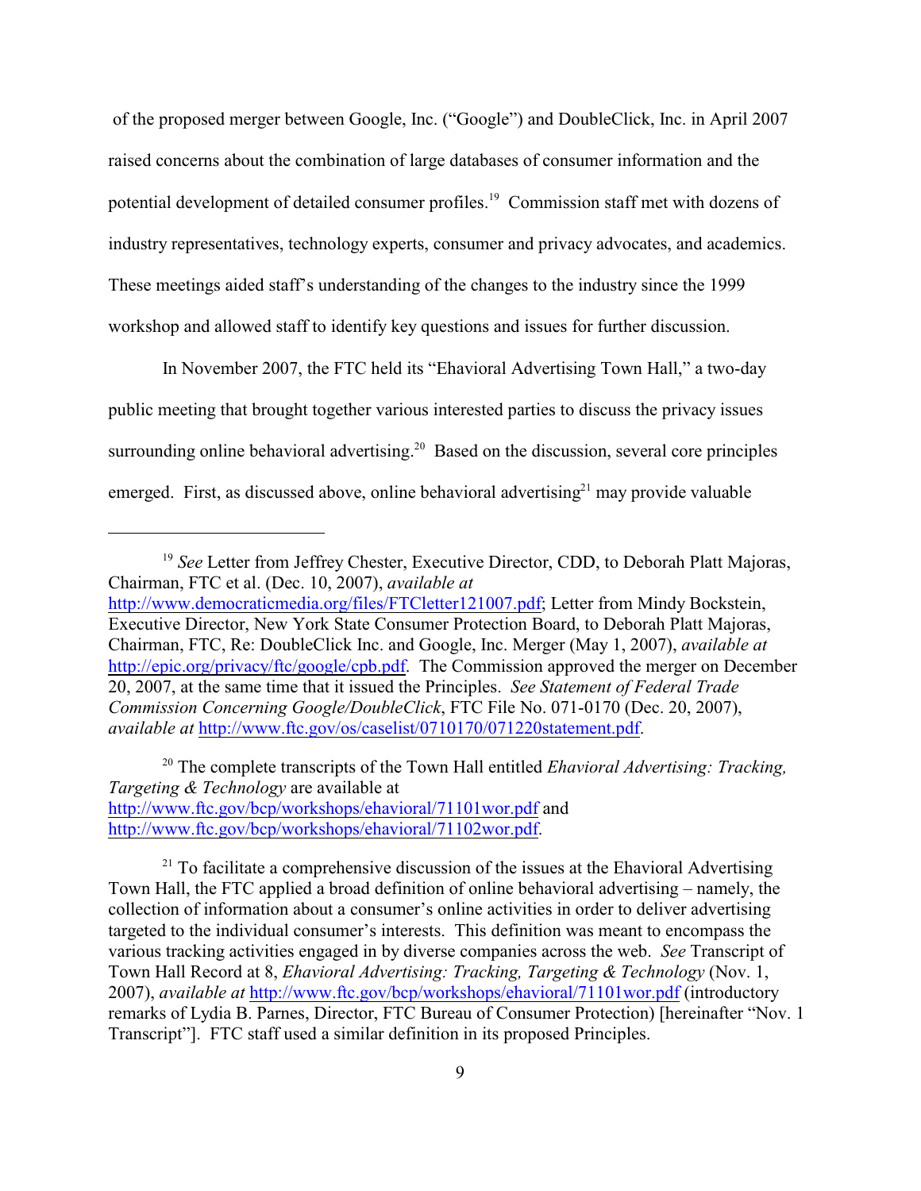of the proposed merger between Google, Inc. ("Google") and DoubleClick, Inc. in April 2007 raised concerns about the combination of large databases of consumer information and the potential development of detailed consumer profiles.[19] Commission staff met with dozens of industry representatives, technology experts, consumer and privacy advocates, and academics. These meetings aided staff's understanding of the changes to the industry since the 1999 workshop and allowed staff to identify key questions and issues for further discussion.

In November 2007, the FTC held its "Ehavioral Advertising Town Hall," a two-day public meeting that brought together various interested parties to discuss the privacy issues surrounding online behavioral advertising.[20] Based on the discussion, several core principles emerged. First, as discussed above, online behavioral advertising[21] may provide valuable

---

[19] *See* Letter from Jeffrey Chester, Executive Director, CDD, to Deborah Platt Majoras, Chairman, FTC et al. (Dec. 10, 2007), *available at* http://www.democraticmedia.org/files/FTCletter121007.pdf; Letter from Mindy Bockstein, Executive Director, New York State Consumer Protection Board, to Deborah Platt Majoras, Chairman, FTC, Re: DoubleClick Inc. and Google, Inc. Merger (May 1, 2007), *available at* http://epic.org/privacy/ftc/google/cpb.pdf. The Commission approved the merger on December 20, 2007, at the same time that it issued the Principles. *See Statement of Federal Trade Commission Concerning Google/DoubleClick*, FTC File No. 071-0170 (Dec. 20, 2007), *available at* http://www.ftc.gov/os/caselist/0710170/071220statement.pdf.

[20] The complete transcripts of the Town Hall entitled *Ehavioral Advertising: Tracking, Targeting & Technology* are available at http://www.ftc.gov/bcp/workshops/ehavioral/71101wor.pdf and http://www.ftc.gov/bcp/workshops/ehavioral/71102wor.pdf.

[21] To facilitate a comprehensive discussion of the issues at the Ehavioral Advertising Town Hall, the FTC applied a broad definition of online behavioral advertising – namely, the collection of information about a consumer's online activities in order to deliver advertising targeted to the individual consumer's interests. This definition was meant to encompass the various tracking activities engaged in by diverse companies across the web. *See* Transcript of Town Hall Record at 8, *Ehavioral Advertising: Tracking, Targeting & Technology* (Nov. 1, 2007), *available at* http://www.ftc.gov/bcp/workshops/ehavioral/71101wor.pdf (introductory remarks of Lydia B. Parnes, Director, FTC Bureau of Consumer Protection) [hereinafter "Nov. 1 Transcript"]. FTC staff used a similar definition in its proposed Principles.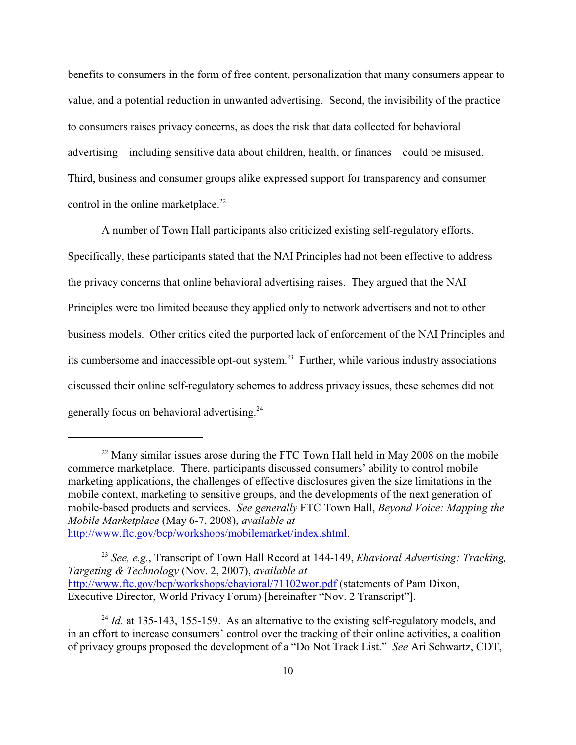benefits to consumers in the form of free content, personalization that many consumers appear to value, and a potential reduction in unwanted advertising. Second, the invisibility of the practice to consumers raises privacy concerns, as does the risk that data collected for behavioral advertising – including sensitive data about children, health, or finances – could be misused. Third, business and consumer groups alike expressed support for transparency and consumer control in the online marketplace.[22]

A number of Town Hall participants also criticized existing self-regulatory efforts. Specifically, these participants stated that the NAI Principles had not been effective to address the privacy concerns that online behavioral advertising raises. They argued that the NAI Principles were too limited because they applied only to network advertisers and not to other business models. Other critics cited the purported lack of enforcement of the NAI Principles and its cumbersome and inaccessible opt-out system.[23] Further, while various industry associations discussed their online self-regulatory schemes to address privacy issues, these schemes did not generally focus on behavioral advertising.[24]

---

[22] Many similar issues arose during the FTC Town Hall held in May 2008 on the mobile commerce marketplace. There, participants discussed consumers' ability to control mobile marketing applications, the challenges of effective disclosures given the size limitations in the mobile context, marketing to sensitive groups, and the developments of the next generation of mobile-based products and services. *See generally* FTC Town Hall, *Beyond Voice: Mapping the Mobile Marketplace* (May 6-7, 2008), *available at* http://www.ftc.gov/bcp/workshops/mobilemarket/index.shtml.

[23] *See, e.g.*, Transcript of Town Hall Record at 144-149, *Ehavioral Advertising: Tracking, Targeting & Technology* (Nov. 2, 2007), *available at* http://www.ftc.gov/bcp/workshops/ehavioral/71102wor.pdf (statements of Pam Dixon, Executive Director, World Privacy Forum) [hereinafter "Nov. 2 Transcript"].

[24] *Id.* at 135-143, 155-159. As an alternative to the existing self-regulatory models, and in an effort to increase consumers' control over the tracking of their online activities, a coalition of privacy groups proposed the development of a "Do Not Track List." *See* Ari Schwartz, CDT,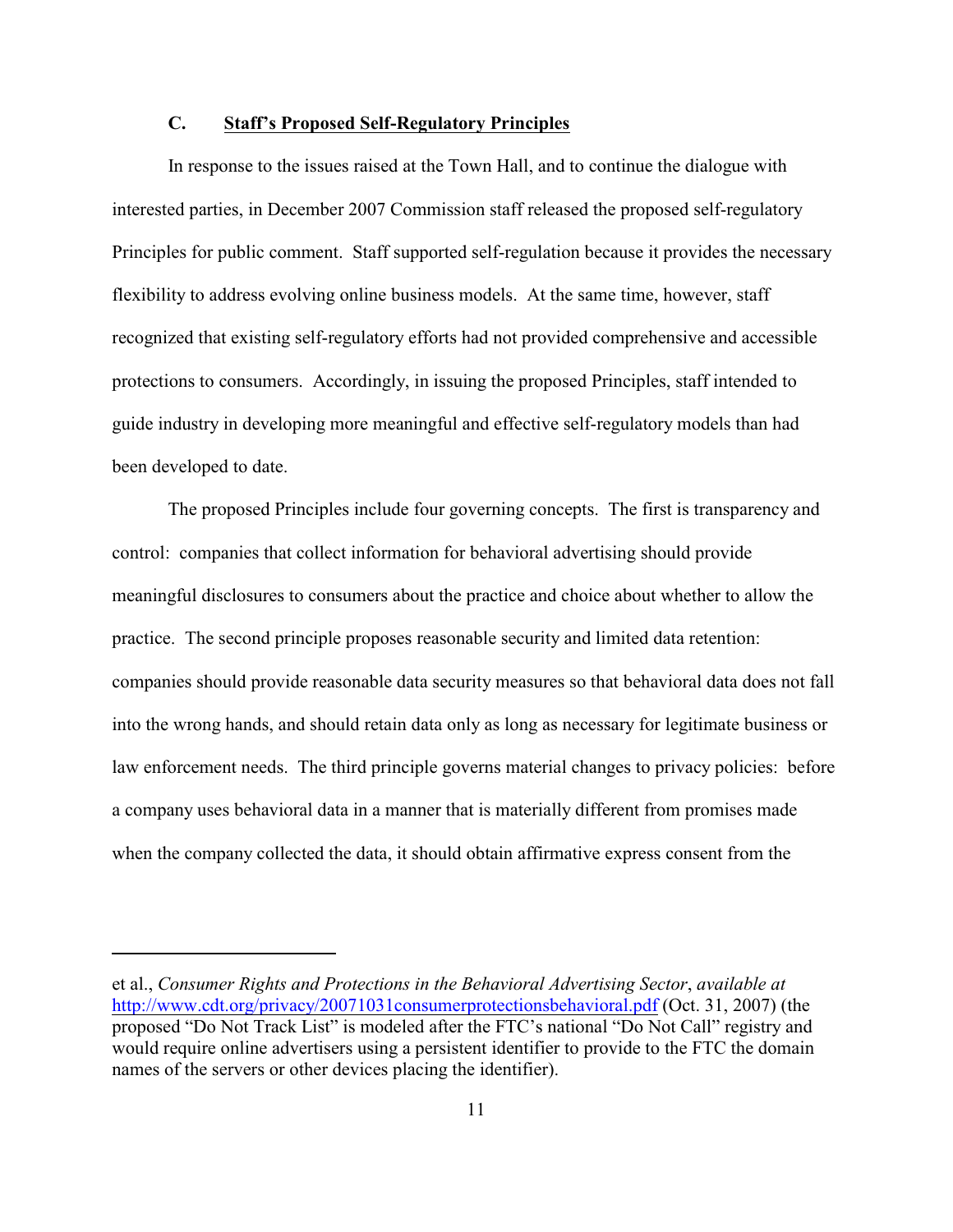### C. Staff's Proposed Self-Regulatory Principles

In response to the issues raised at the Town Hall, and to continue the dialogue with interested parties, in December 2007 Commission staff released the proposed self-regulatory Principles for public comment. Staff supported self-regulation because it provides the necessary flexibility to address evolving online business models. At the same time, however, staff recognized that existing self-regulatory efforts had not provided comprehensive and accessible protections to consumers. Accordingly, in issuing the proposed Principles, staff intended to guide industry in developing more meaningful and effective self-regulatory models than had been developed to date.

The proposed Principles include four governing concepts. The first is transparency and control: companies that collect information for behavioral advertising should provide meaningful disclosures to consumers about the practice and choice about whether to allow the practice. The second principle proposes reasonable security and limited data retention: companies should provide reasonable data security measures so that behavioral data does not fall into the wrong hands, and should retain data only as long as necessary for legitimate business or law enforcement needs. The third principle governs material changes to privacy policies: before a company uses behavioral data in a manner that is materially different from promises made when the company collected the data, it should obtain affirmative express consent from the

---

et al., *Consumer Rights and Protections in the Behavioral Advertising Sector*, *available at* http://www.cdt.org/privacy/20071031consumerprotectionsbehavioral.pdf (Oct. 31, 2007) (the proposed "Do Not Track List" is modeled after the FTC's national "Do Not Call" registry and would require online advertisers using a persistent identifier to provide to the FTC the domain names of the servers or other devices placing the identifier).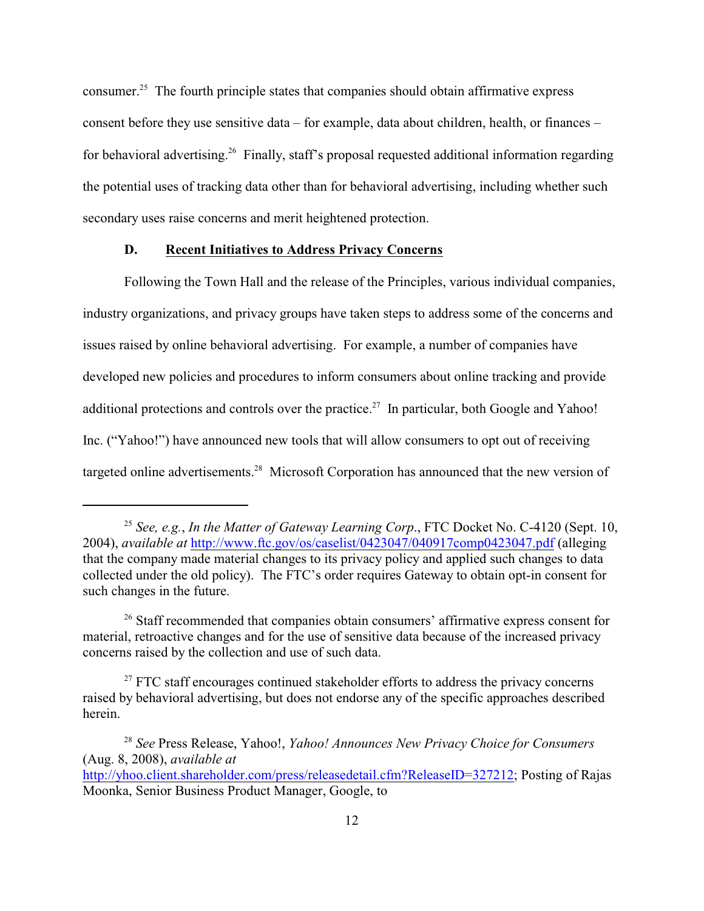consumer.[25] The fourth principle states that companies should obtain affirmative express consent before they use sensitive data – for example, data about children, health, or finances – for behavioral advertising.[26] Finally, staff's proposal requested additional information regarding the potential uses of tracking data other than for behavioral advertising, including whether such secondary uses raise concerns and merit heightened protection.

### D. Recent Initiatives to Address Privacy Concerns

Following the Town Hall and the release of the Principles, various individual companies, industry organizations, and privacy groups have taken steps to address some of the concerns and issues raised by online behavioral advertising. For example, a number of companies have developed new policies and procedures to inform consumers about online tracking and provide additional protections and controls over the practice.[27] In particular, both Google and Yahoo! Inc. ("Yahoo!") have announced new tools that will allow consumers to opt out of receiving targeted online advertisements.[28] Microsoft Corporation has announced that the new version of

---

[25] *See, e.g.*, *In the Matter of Gateway Learning Corp*., FTC Docket No. C-4120 (Sept. 10, 2004), *available at* http://www.ftc.gov/os/caselist/0423047/040917comp0423047.pdf (alleging that the company made material changes to its privacy policy and applied such changes to data collected under the old policy). The FTC's order requires Gateway to obtain opt-in consent for such changes in the future.

[26] Staff recommended that companies obtain consumers' affirmative express consent for material, retroactive changes and for the use of sensitive data because of the increased privacy concerns raised by the collection and use of such data.

[27] FTC staff encourages continued stakeholder efforts to address the privacy concerns raised by behavioral advertising, but does not endorse any of the specific approaches described herein.

[28] *See* Press Release, Yahoo!, *Yahoo! Announces New Privacy Choice for Consumers* (Aug. 8, 2008), *available at* http://yhoo.client.shareholder.com/press/releasedetail.cfm?ReleaseID=327212; Posting of Rajas Moonka, Senior Business Product Manager, Google, to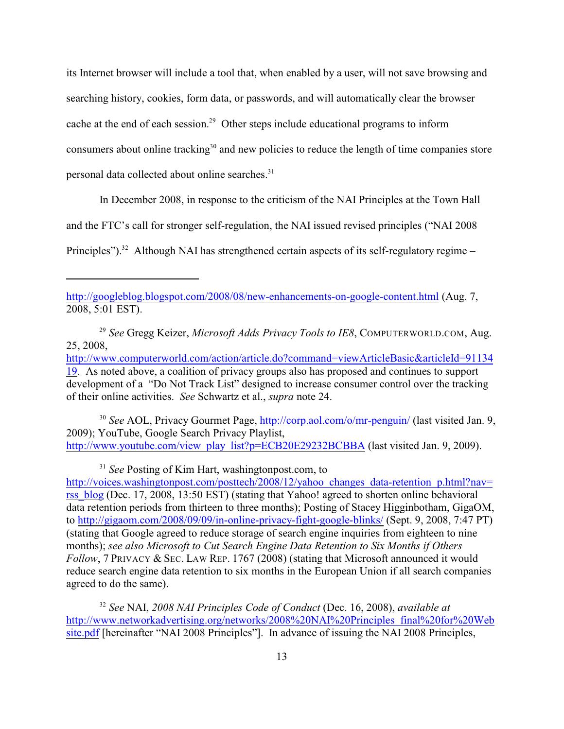its Internet browser will include a tool that, when enabled by a user, will not save browsing and searching history, cookies, form data, or passwords, and will automatically clear the browser cache at the end of each session.[29] Other steps include educational programs to inform consumers about online tracking[30] and new policies to reduce the length of time companies store personal data collected about online searches.[31]

In December 2008, in response to the criticism of the NAI Principles at the Town Hall and the FTC's call for stronger self-regulation, the NAI issued revised principles ("NAI 2008 Principles").[32] Although NAI has strengthened certain aspects of its self-regulatory regime –

---

http://googleblog.blogspot.com/2008/08/new-enhancements-on-google-content.html (Aug. 7, 2008, 5:01 EST).

[29] *See* Gregg Keizer, *Microsoft Adds Privacy Tools to IE8*, COMPUTERWORLD.COM, Aug. 25, 2008, http://www.computerworld.com/action/article.do?command=viewArticleBasic&articleId=9113419. As noted above, a coalition of privacy groups also has proposed and continues to support development of a "Do Not Track List" designed to increase consumer control over the tracking of their online activities. *See* Schwartz et al., *supra* note 24.

[30] *See* AOL, Privacy Gourmet Page, http://corp.aol.com/o/mr-penguin/ (last visited Jan. 9, 2009); YouTube, Google Search Privacy Playlist, http://www.youtube.com/view_play_list?p=ECB20E29232BCBBA (last visited Jan. 9, 2009).

[31] *See* Posting of Kim Hart, washingtonpost.com, to http://voices.washingtonpost.com/posttech/2008/12/yahoo_changes_data-retention_p.html?nav=rss_blog (Dec. 17, 2008, 13:50 EST) (stating that Yahoo! agreed to shorten online behavioral data retention periods from thirteen to three months); Posting of Stacey Higginbotham, GigaOM, to http://gigaom.com/2008/09/09/in-online-privacy-fight-google-blinks/ (Sept. 9, 2008, 7:47 PT) (stating that Google agreed to reduce storage of search engine inquiries from eighteen to nine months); *see also Microsoft to Cut Search Engine Data Retention to Six Months if Others Follow*, 7 PRIVACY & SEC. LAW REP. 1767 (2008) (stating that Microsoft announced it would reduce search engine data retention to six months in the European Union if all search companies agreed to do the same).

[32] *See* NAI, *2008 NAI Principles Code of Conduct* (Dec. 16, 2008), *available at* http://www.networkadvertising.org/networks/2008%20NAI%20Principles_final%20for%20Website.pdf [hereinafter "NAI 2008 Principles"]. In advance of issuing the NAI 2008 Principles,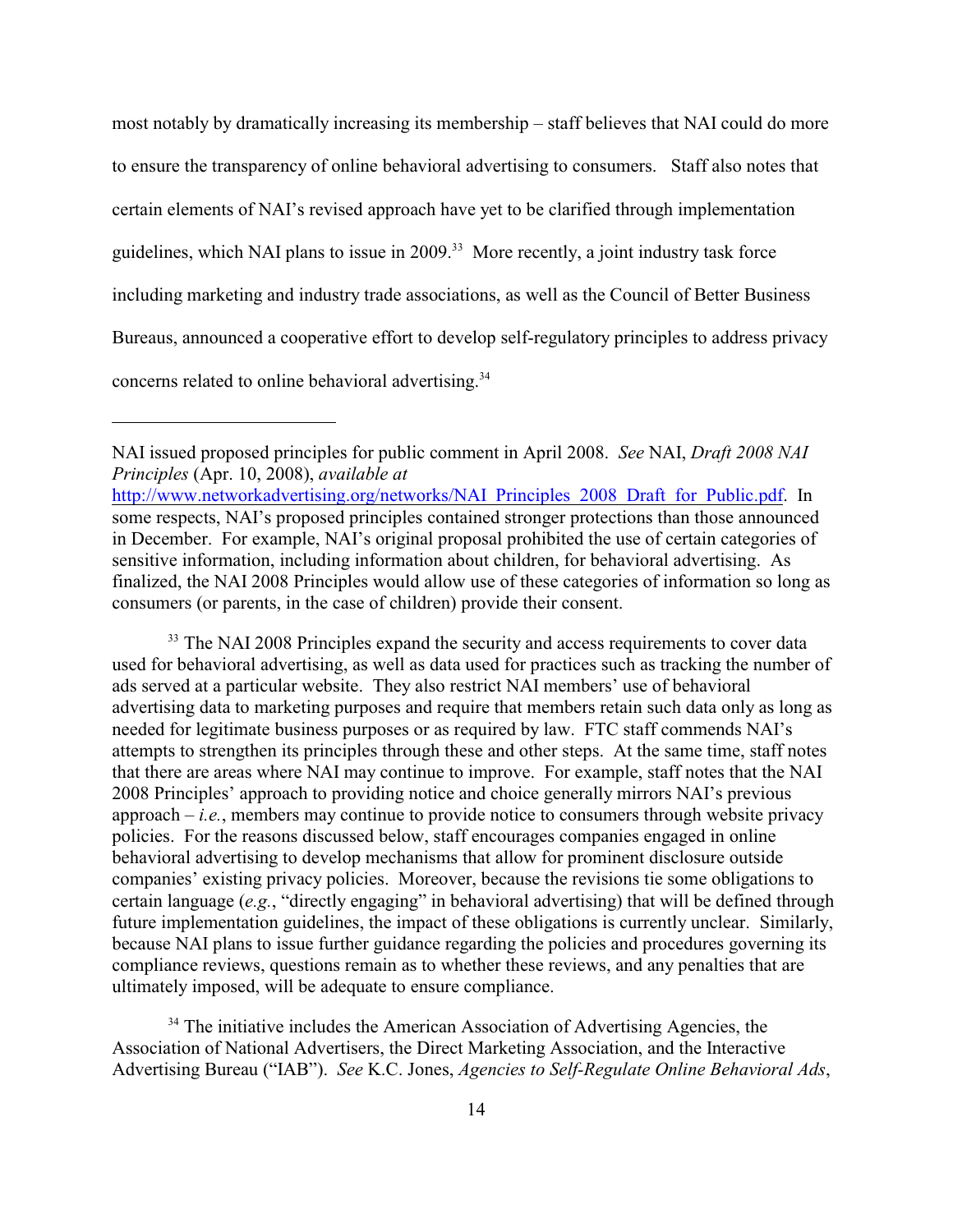most notably by dramatically increasing its membership – staff believes that NAI could do more to ensure the transparency of online behavioral advertising to consumers. Staff also notes that certain elements of NAI's revised approach have yet to be clarified through implementation guidelines, which NAI plans to issue in 2009.[33] More recently, a joint industry task force including marketing and industry trade associations, as well as the Council of Better Business Bureaus, announced a cooperative effort to develop self-regulatory principles to address privacy concerns related to online behavioral advertising.[34]

---

NAI issued proposed principles for public comment in April 2008. *See* NAI, *Draft 2008 NAI Principles* (Apr. 10, 2008), *available at* http://www.networkadvertising.org/networks/NAI_Principles_2008_Draft_for_Public.pdf. In some respects, NAI's proposed principles contained stronger protections than those announced in December. For example, NAI's original proposal prohibited the use of certain categories of sensitive information, including information about children, for behavioral advertising. As finalized, the NAI 2008 Principles would allow use of these categories of information so long as consumers (or parents, in the case of children) provide their consent.

[33] The NAI 2008 Principles expand the security and access requirements to cover data used for behavioral advertising, as well as data used for practices such as tracking the number of ads served at a particular website. They also restrict NAI members' use of behavioral advertising data to marketing purposes and require that members retain such data only as long as needed for legitimate business purposes or as required by law. FTC staff commends NAI's attempts to strengthen its principles through these and other steps. At the same time, staff notes that there are areas where NAI may continue to improve. For example, staff notes that the NAI 2008 Principles' approach to providing notice and choice generally mirrors NAI's previous approach – *i.e.*, members may continue to provide notice to consumers through website privacy policies. For the reasons discussed below, staff encourages companies engaged in online behavioral advertising to develop mechanisms that allow for prominent disclosure outside companies' existing privacy policies. Moreover, because the revisions tie some obligations to certain language (*e.g.*, "directly engaging" in behavioral advertising) that will be defined through future implementation guidelines, the impact of these obligations is currently unclear. Similarly, because NAI plans to issue further guidance regarding the policies and procedures governing its compliance reviews, questions remain as to whether these reviews, and any penalties that are ultimately imposed, will be adequate to ensure compliance.

[34] The initiative includes the American Association of Advertising Agencies, the Association of National Advertisers, the Direct Marketing Association, and the Interactive Advertising Bureau ("IAB"). *See* K.C. Jones, *Agencies to Self-Regulate Online Behavioral Ads*,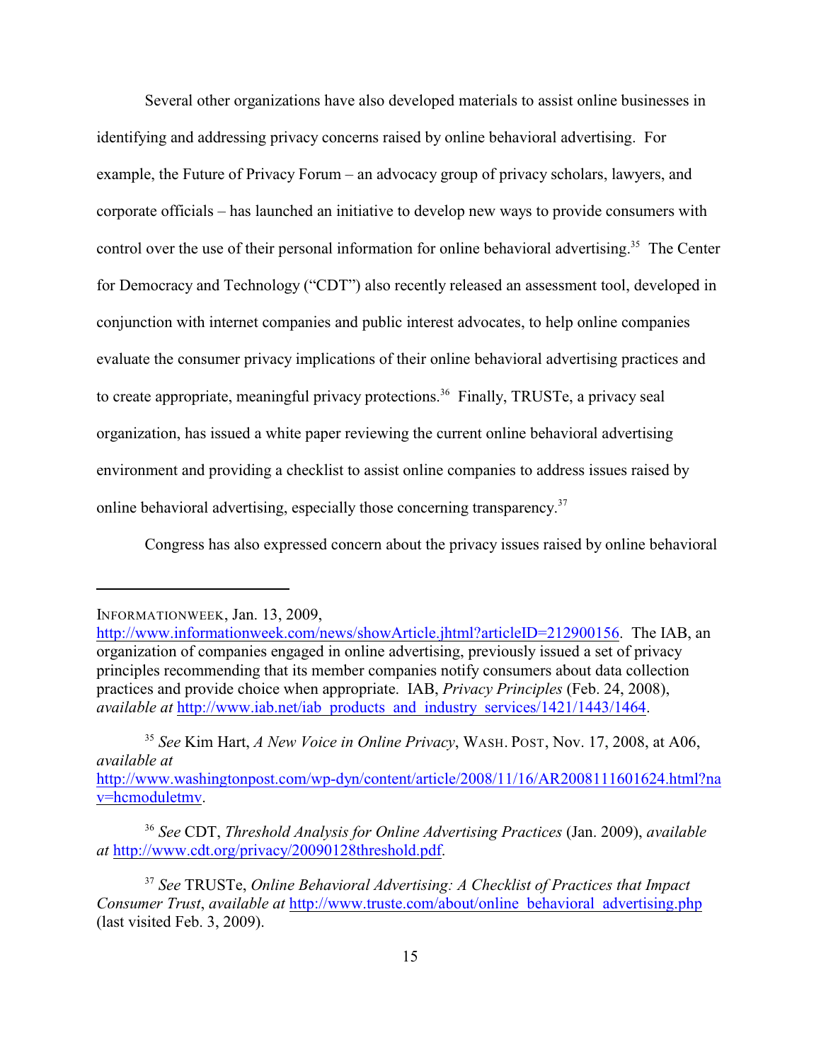Several other organizations have also developed materials to assist online businesses in identifying and addressing privacy concerns raised by online behavioral advertising. For example, the Future of Privacy Forum – an advocacy group of privacy scholars, lawyers, and corporate officials – has launched an initiative to develop new ways to provide consumers with control over the use of their personal information for online behavioral advertising.[35] The Center for Democracy and Technology ("CDT") also recently released an assessment tool, developed in conjunction with internet companies and public interest advocates, to help online companies evaluate the consumer privacy implications of their online behavioral advertising practices and to create appropriate, meaningful privacy protections.[36] Finally, TRUSTe, a privacy seal organization, has issued a white paper reviewing the current online behavioral advertising environment and providing a checklist to assist online companies to address issues raised by online behavioral advertising, especially those concerning transparency.[37]

Congress has also expressed concern about the privacy issues raised by online behavioral

---

INFORMATIONWEEK, Jan. 13, 2009, http://www.informationweek.com/news/showArticle.jhtml?articleID=212900156. The IAB, an organization of companies engaged in online advertising, previously issued a set of privacy principles recommending that its member companies notify consumers about data collection practices and provide choice when appropriate. IAB, *Privacy Principles* (Feb. 24, 2008), *available at* http://www.iab.net/iab_products_and_industry_services/1421/1443/1464.

[35] *See* Kim Hart, *A New Voice in Online Privacy*, WASH. POST, Nov. 17, 2008, at A06, *available at* http://www.washingtonpost.com/wp-dyn/content/article/2008/11/16/AR2008111601624.html?nav=hcmoduletmv.

[36] *See* CDT, *Threshold Analysis for Online Advertising Practices* (Jan. 2009), *available at* http://www.cdt.org/privacy/20090128threshold.pdf.

[37] *See* TRUSTe, *Online Behavioral Advertising: A Checklist of Practices that Impact Consumer Trust*, *available at* http://www.truste.com/about/online_behavioral_advertising.php (last visited Feb. 3, 2009).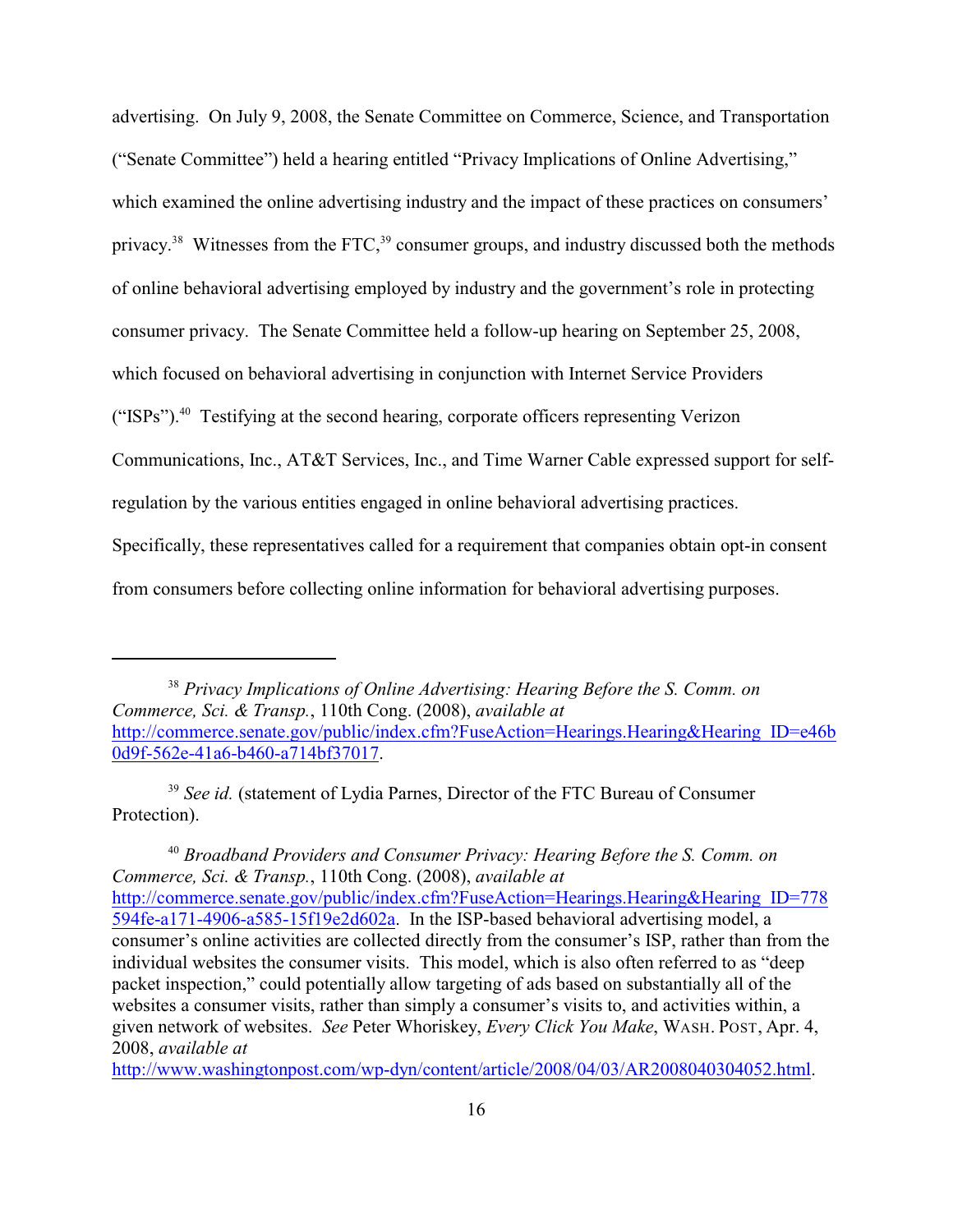advertising. On July 9, 2008, the Senate Committee on Commerce, Science, and Transportation ("Senate Committee") held a hearing entitled "Privacy Implications of Online Advertising," which examined the online advertising industry and the impact of these practices on consumers' privacy.[38] Witnesses from the FTC,[39] consumer groups, and industry discussed both the methods of online behavioral advertising employed by industry and the government's role in protecting consumer privacy. The Senate Committee held a follow-up hearing on September 25, 2008, which focused on behavioral advertising in conjunction with Internet Service Providers ("ISPs").[40] Testifying at the second hearing, corporate officers representing Verizon Communications, Inc., AT&T Services, Inc., and Time Warner Cable expressed support for self-regulation by the various entities engaged in online behavioral advertising practices. Specifically, these representatives called for a requirement that companies obtain opt-in consent from consumers before collecting online information for behavioral advertising purposes.

---

[38] *Privacy Implications of Online Advertising: Hearing Before the S. Comm. on Commerce, Sci. & Transp.*, 110th Cong. (2008), *available at* http://commerce.senate.gov/public/index.cfm?FuseAction=Hearings.Hearing&Hearing_ID=e46b0d9f-562e-41a6-b460-a714bf37017.

[39] *See id.* (statement of Lydia Parnes, Director of the FTC Bureau of Consumer Protection).

[40] *Broadband Providers and Consumer Privacy: Hearing Before the S. Comm. on Commerce, Sci. & Transp.*, 110th Cong. (2008), *available at* http://commerce.senate.gov/public/index.cfm?FuseAction=Hearings.Hearing&Hearing_ID=778594fe-a171-4906-a585-15f19e2d602a. In the ISP-based behavioral advertising model, a consumer's online activities are collected directly from the consumer's ISP, rather than from the individual websites the consumer visits. This model, which is also often referred to as "deep packet inspection," could potentially allow targeting of ads based on substantially all of the websites a consumer visits, rather than simply a consumer's visits to, and activities within, a given network of websites. *See* Peter Whoriskey, *Every Click You Make*, WASH. POST, Apr. 4, 2008, *available at* http://www.washingtonpost.com/wp-dyn/content/article/2008/04/03/AR2008040304052.html.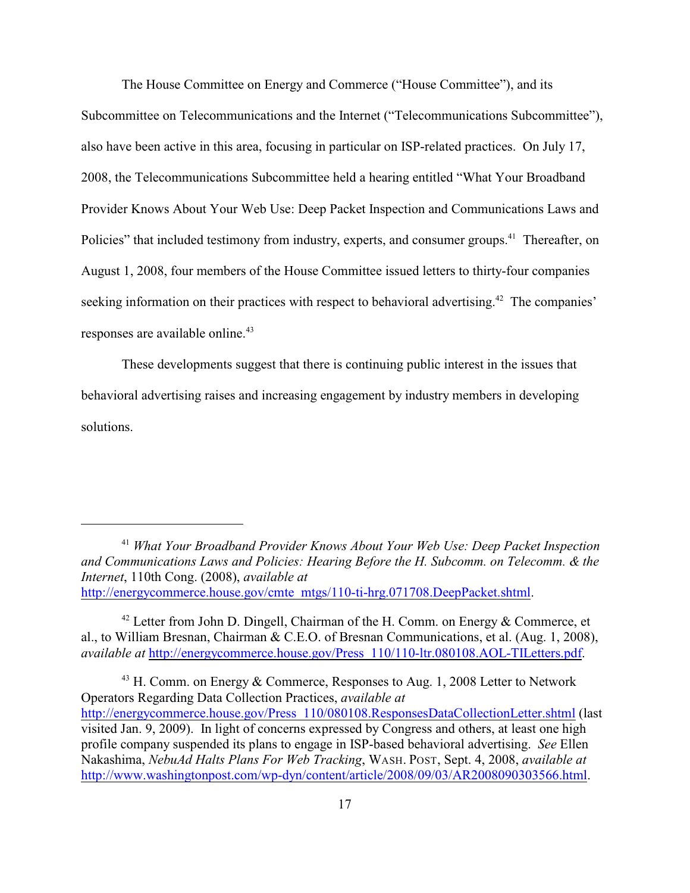The House Committee on Energy and Commerce ("House Committee"), and its Subcommittee on Telecommunications and the Internet ("Telecommunications Subcommittee"), also have been active in this area, focusing in particular on ISP-related practices. On July 17, 2008, the Telecommunications Subcommittee held a hearing entitled "What Your Broadband Provider Knows About Your Web Use: Deep Packet Inspection and Communications Laws and Policies" that included testimony from industry, experts, and consumer groups.[41] Thereafter, on August 1, 2008, four members of the House Committee issued letters to thirty-four companies seeking information on their practices with respect to behavioral advertising.[42] The companies' responses are available online.[43]

These developments suggest that there is continuing public interest in the issues that behavioral advertising raises and increasing engagement by industry members in developing solutions.

---

[41] *What Your Broadband Provider Knows About Your Web Use: Deep Packet Inspection and Communications Laws and Policies: Hearing Before the H. Subcomm. on Telecomm. & the Internet*, 110th Cong. (2008), *available at* http://energycommerce.house.gov/cmte_mtgs/110-ti-hrg.071708.DeepPacket.shtml.

[42] Letter from John D. Dingell, Chairman of the H. Comm. on Energy & Commerce, et al., to William Bresnan, Chairman & C.E.O. of Bresnan Communications, et al. (Aug. 1, 2008), *available at* http://energycommerce.house.gov/Press_110/110-ltr.080108.AOL-TILetters.pdf.

[43] H. Comm. on Energy & Commerce, Responses to Aug. 1, 2008 Letter to Network Operators Regarding Data Collection Practices, *available at* http://energycommerce.house.gov/Press_110/080108.ResponsesDataCollectionLetter.shtml (last visited Jan. 9, 2009). In light of concerns expressed by Congress and others, at least one high profile company suspended its plans to engage in ISP-based behavioral advertising. *See* Ellen Nakashima, *NebuAd Halts Plans For Web Tracking*, WASH. POST, Sept. 4, 2008, *available at* http://www.washingtonpost.com/wp-dyn/content/article/2008/09/03/AR2008090303566.html.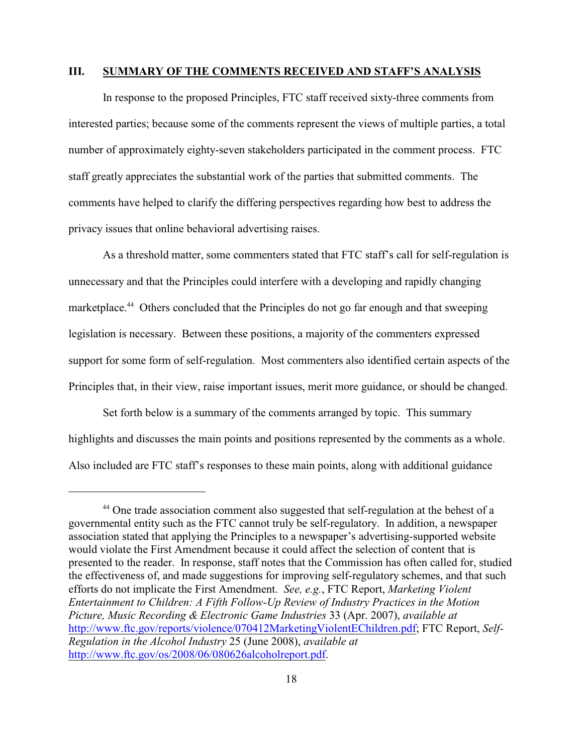## III. SUMMARY OF THE COMMENTS RECEIVED AND STAFF'S ANALYSIS

In response to the proposed Principles, FTC staff received sixty-three comments from interested parties; because some of the comments represent the views of multiple parties, a total number of approximately eighty-seven stakeholders participated in the comment process. FTC staff greatly appreciates the substantial work of the parties that submitted comments. The comments have helped to clarify the differing perspectives regarding how best to address the privacy issues that online behavioral advertising raises.

As a threshold matter, some commenters stated that FTC staff's call for self-regulation is unnecessary and that the Principles could interfere with a developing and rapidly changing marketplace.[44] Others concluded that the Principles do not go far enough and that sweeping legislation is necessary. Between these positions, a majority of the commenters expressed support for some form of self-regulation. Most commenters also identified certain aspects of the Principles that, in their view, raise important issues, merit more guidance, or should be changed.

Set forth below is a summary of the comments arranged by topic. This summary highlights and discusses the main points and positions represented by the comments as a whole. Also included are FTC staff's responses to these main points, along with additional guidance

---

[44] One trade association comment also suggested that self-regulation at the behest of a governmental entity such as the FTC cannot truly be self-regulatory. In addition, a newspaper association stated that applying the Principles to a newspaper's advertising-supported website would violate the First Amendment because it could affect the selection of content that is presented to the reader. In response, staff notes that the Commission has often called for, studied the effectiveness of, and made suggestions for improving self-regulatory schemes, and that such efforts do not implicate the First Amendment. *See, e.g.*, FTC Report, *Marketing Violent Entertainment to Children: A Fifth Follow-Up Review of Industry Practices in the Motion Picture, Music Recording & Electronic Game Industries* 33 (Apr. 2007), *available at* http://www.ftc.gov/reports/violence/070412MarketingViolentEChildren.pdf; FTC Report, *Self-Regulation in the Alcohol Industry* 25 (June 2008), *available at* http://www.ftc.gov/os/2008/06/080626alcoholreport.pdf.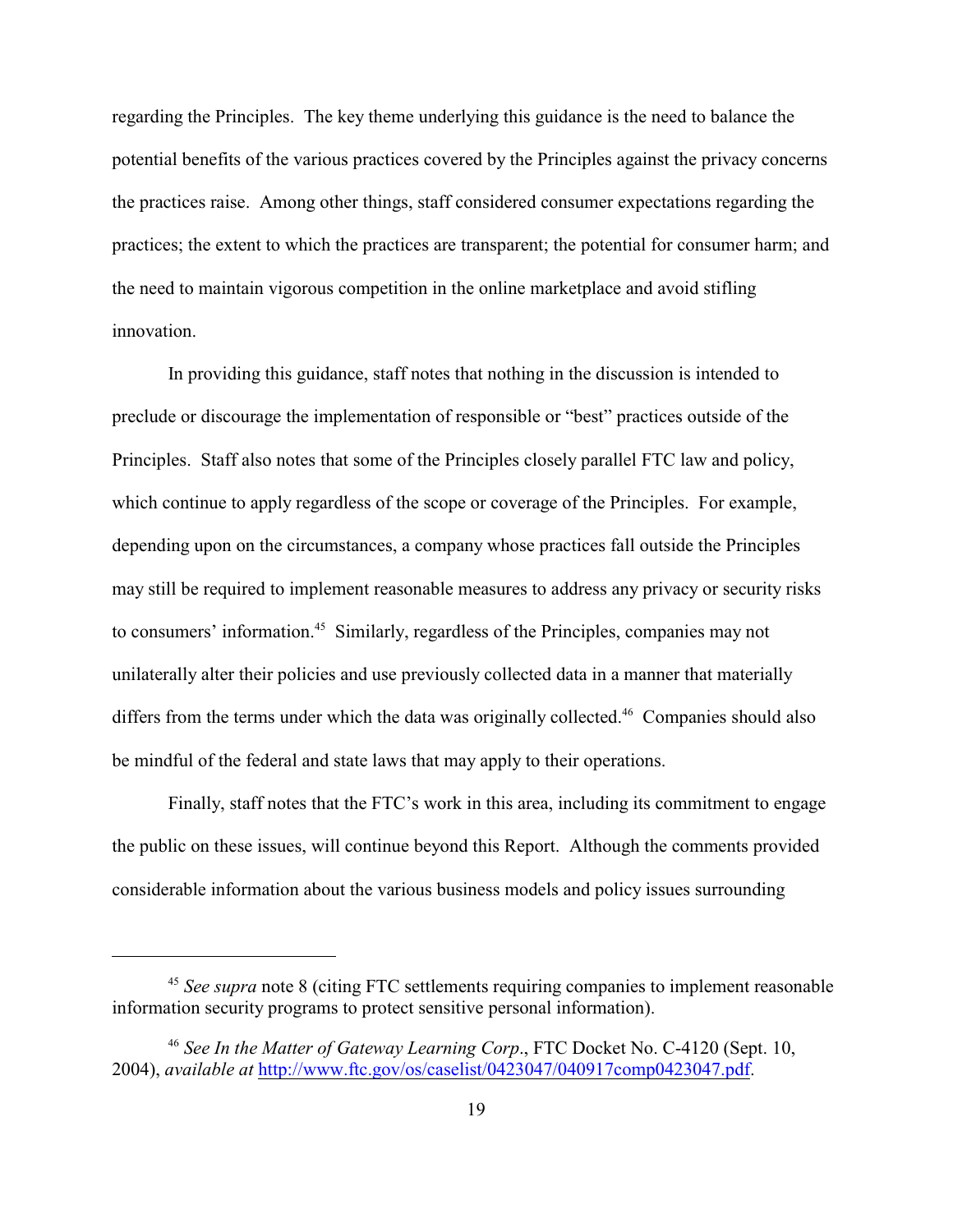regarding the Principles. The key theme underlying this guidance is the need to balance the potential benefits of the various practices covered by the Principles against the privacy concerns the practices raise. Among other things, staff considered consumer expectations regarding the practices; the extent to which the practices are transparent; the potential for consumer harm; and the need to maintain vigorous competition in the online marketplace and avoid stifling innovation.

In providing this guidance, staff notes that nothing in the discussion is intended to preclude or discourage the implementation of responsible or "best" practices outside of the Principles. Staff also notes that some of the Principles closely parallel FTC law and policy, which continue to apply regardless of the scope or coverage of the Principles. For example, depending upon on the circumstances, a company whose practices fall outside the Principles may still be required to implement reasonable measures to address any privacy or security risks to consumers' information.[45] Similarly, regardless of the Principles, companies may not unilaterally alter their policies and use previously collected data in a manner that materially differs from the terms under which the data was originally collected.[46] Companies should also be mindful of the federal and state laws that may apply to their operations.

Finally, staff notes that the FTC's work in this area, including its commitment to engage the public on these issues, will continue beyond this Report. Although the comments provided considerable information about the various business models and policy issues surrounding

---

[45] *See supra* note 8 (citing FTC settlements requiring companies to implement reasonable information security programs to protect sensitive personal information).

[46] *See In the Matter of Gateway Learning Corp*., FTC Docket No. C-4120 (Sept. 10, 2004), *available at* http://www.ftc.gov/os/caselist/0423047/040917comp0423047.pdf.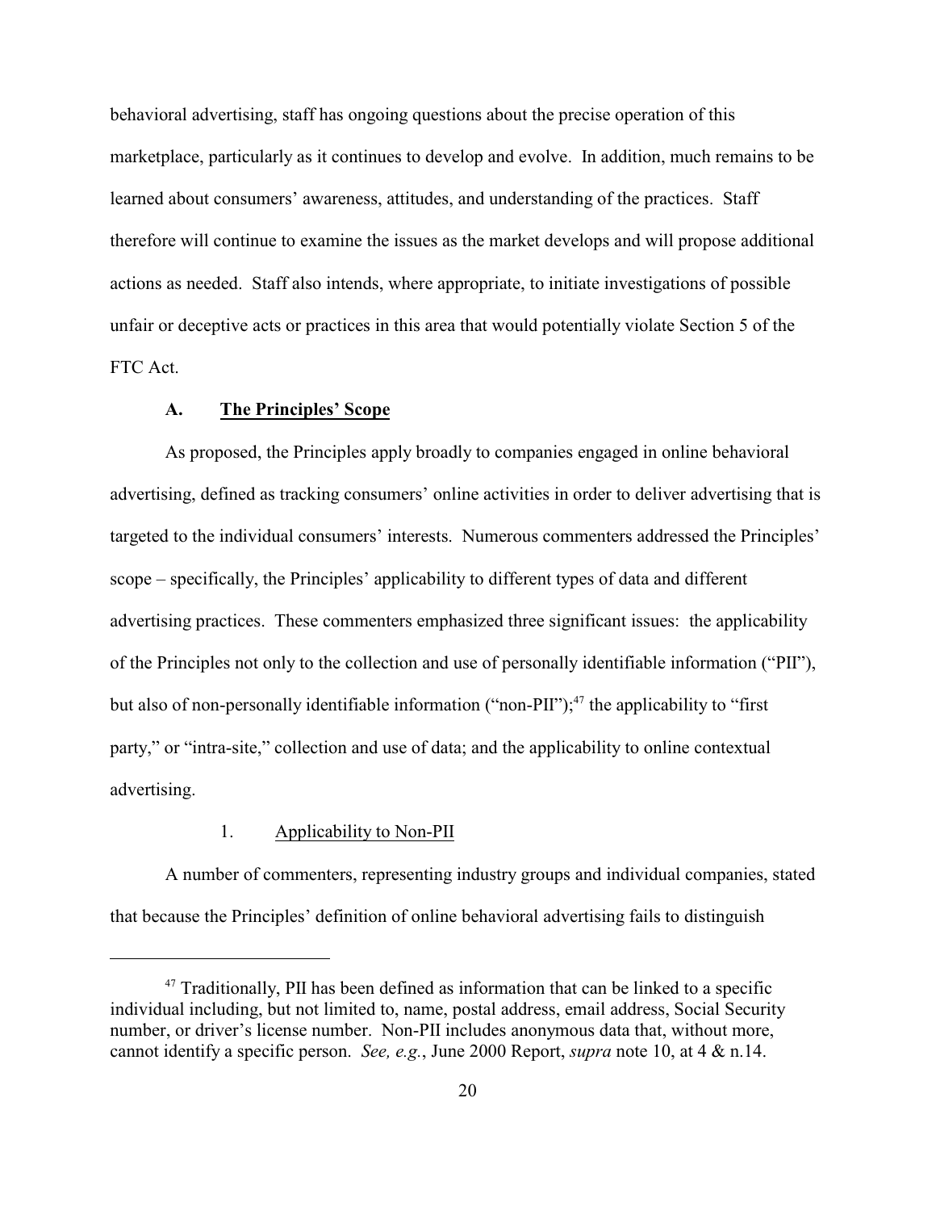behavioral advertising, staff has ongoing questions about the precise operation of this marketplace, particularly as it continues to develop and evolve. In addition, much remains to be learned about consumers' awareness, attitudes, and understanding of the practices. Staff therefore will continue to examine the issues as the market develops and will propose additional actions as needed. Staff also intends, where appropriate, to initiate investigations of possible unfair or deceptive acts or practices in this area that would potentially violate Section 5 of the FTC Act.

### A. The Principles' Scope

As proposed, the Principles apply broadly to companies engaged in online behavioral advertising, defined as tracking consumers' online activities in order to deliver advertising that is targeted to the individual consumers' interests. Numerous commenters addressed the Principles' scope – specifically, the Principles' applicability to different types of data and different advertising practices. These commenters emphasized three significant issues: the applicability of the Principles not only to the collection and use of personally identifiable information ("PII"), but also of non-personally identifiable information ("non-PII");[47] the applicability to "first party," or "intra-site," collection and use of data; and the applicability to online contextual advertising.

#### 1. Applicability to Non-PII

A number of commenters, representing industry groups and individual companies, stated that because the Principles' definition of online behavioral advertising fails to distinguish

---

[47] Traditionally, PII has been defined as information that can be linked to a specific individual including, but not limited to, name, postal address, email address, Social Security number, or driver's license number. Non-PII includes anonymous data that, without more, cannot identify a specific person. *See, e.g.*, June 2000 Report, *supra* note 10, at 4 & n.14.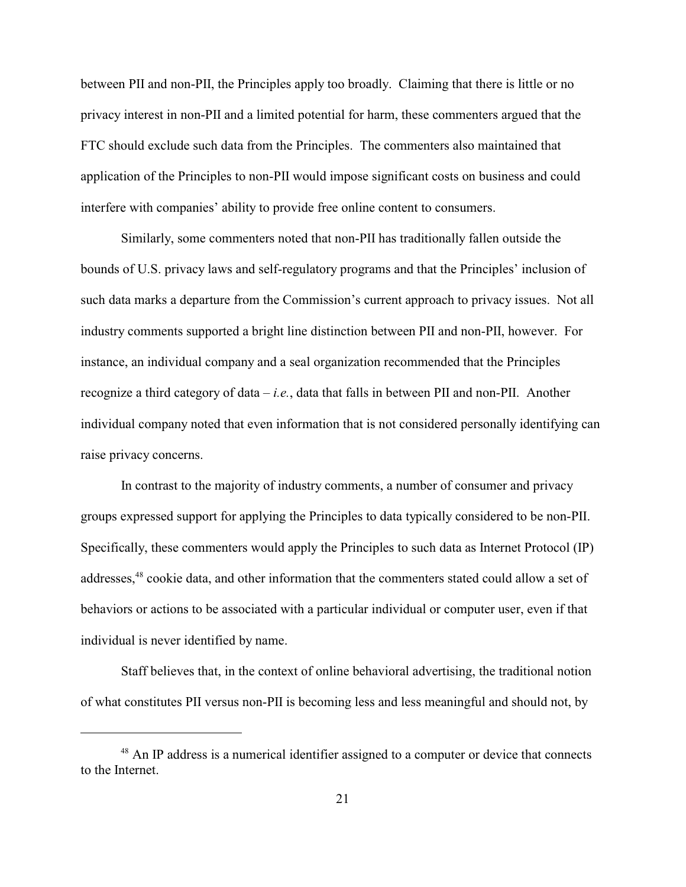between PII and non-PII, the Principles apply too broadly. Claiming that there is little or no privacy interest in non-PII and a limited potential for harm, these commenters argued that the FTC should exclude such data from the Principles. The commenters also maintained that application of the Principles to non-PII would impose significant costs on business and could interfere with companies' ability to provide free online content to consumers.

Similarly, some commenters noted that non-PII has traditionally fallen outside the bounds of U.S. privacy laws and self-regulatory programs and that the Principles' inclusion of such data marks a departure from the Commission's current approach to privacy issues. Not all industry comments supported a bright line distinction between PII and non-PII, however. For instance, an individual company and a seal organization recommended that the Principles recognize a third category of data – *i.e.*, data that falls in between PII and non-PII. Another individual company noted that even information that is not considered personally identifying can raise privacy concerns.

In contrast to the majority of industry comments, a number of consumer and privacy groups expressed support for applying the Principles to data typically considered to be non-PII. Specifically, these commenters would apply the Principles to such data as Internet Protocol (IP) addresses,[48] cookie data, and other information that the commenters stated could allow a set of behaviors or actions to be associated with a particular individual or computer user, even if that individual is never identified by name.

Staff believes that, in the context of online behavioral advertising, the traditional notion of what constitutes PII versus non-PII is becoming less and less meaningful and should not, by

---

[48] An IP address is a numerical identifier assigned to a computer or device that connects to the Internet.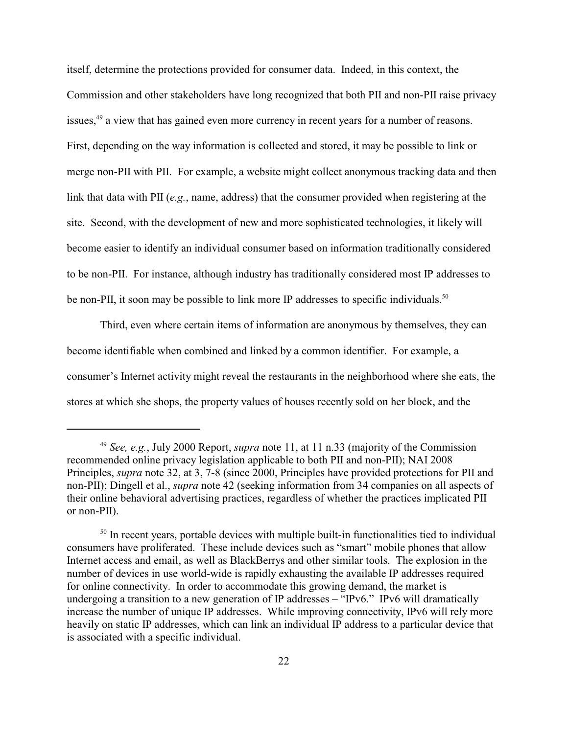itself, determine the protections provided for consumer data. Indeed, in this context, the Commission and other stakeholders have long recognized that both PII and non-PII raise privacy issues,[49] a view that has gained even more currency in recent years for a number of reasons. First, depending on the way information is collected and stored, it may be possible to link or merge non-PII with PII. For example, a website might collect anonymous tracking data and then link that data with PII (*e.g.*, name, address) that the consumer provided when registering at the site. Second, with the development of new and more sophisticated technologies, it likely will become easier to identify an individual consumer based on information traditionally considered to be non-PII. For instance, although industry has traditionally considered most IP addresses to be non-PII, it soon may be possible to link more IP addresses to specific individuals.[50]

Third, even where certain items of information are anonymous by themselves, they can become identifiable when combined and linked by a common identifier. For example, a consumer's Internet activity might reveal the restaurants in the neighborhood where she eats, the stores at which she shops, the property values of houses recently sold on her block, and the

---

[49] *See, e.g.*, July 2000 Report, *supra* note 11, at 11 n.33 (majority of the Commission recommended online privacy legislation applicable to both PII and non-PII); NAI 2008 Principles, *supra* note 32, at 3, 7-8 (since 2000, Principles have provided protections for PII and non-PII); Dingell et al., *supra* note 42 (seeking information from 34 companies on all aspects of their online behavioral advertising practices, regardless of whether the practices implicated PII or non-PII).

[50] In recent years, portable devices with multiple built-in functionalities tied to individual consumers have proliferated. These include devices such as "smart" mobile phones that allow Internet access and email, as well as BlackBerrys and other similar tools. The explosion in the number of devices in use world-wide is rapidly exhausting the available IP addresses required for online connectivity. In order to accommodate this growing demand, the market is undergoing a transition to a new generation of IP addresses – "IPv6." IPv6 will dramatically increase the number of unique IP addresses. While improving connectivity, IPv6 will rely more heavily on static IP addresses, which can link an individual IP address to a particular device that is associated with a specific individual.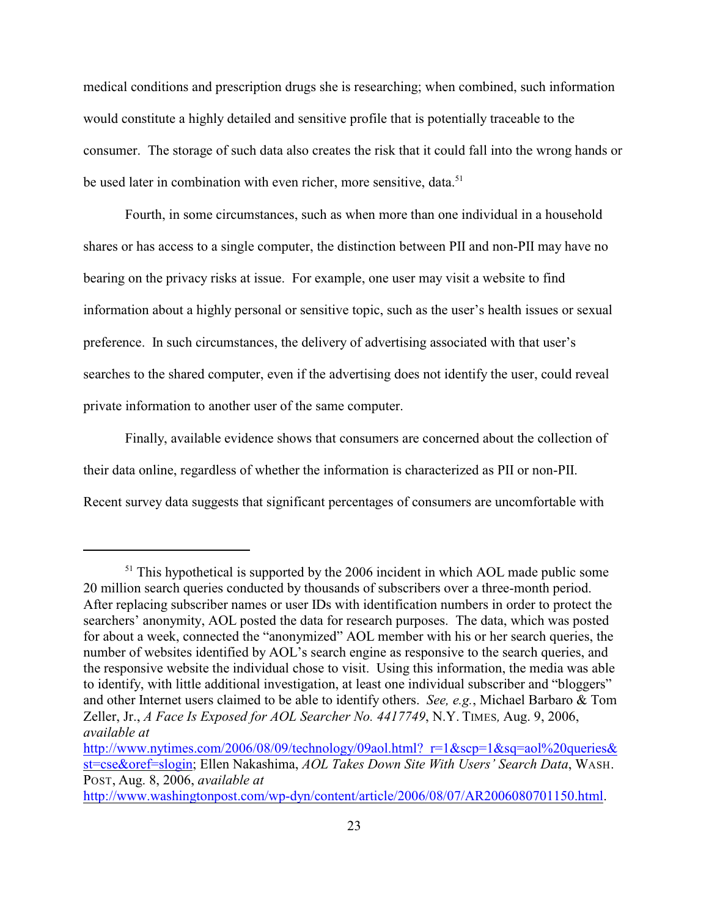medical conditions and prescription drugs she is researching; when combined, such information would constitute a highly detailed and sensitive profile that is potentially traceable to the consumer. The storage of such data also creates the risk that it could fall into the wrong hands or be used later in combination with even richer, more sensitive, data.[51]

Fourth, in some circumstances, such as when more than one individual in a household shares or has access to a single computer, the distinction between PII and non-PII may have no bearing on the privacy risks at issue. For example, one user may visit a website to find information about a highly personal or sensitive topic, such as the user's health issues or sexual preference. In such circumstances, the delivery of advertising associated with that user's searches to the shared computer, even if the advertising does not identify the user, could reveal private information to another user of the same computer.

Finally, available evidence shows that consumers are concerned about the collection of their data online, regardless of whether the information is characterized as PII or non-PII. Recent survey data suggests that significant percentages of consumers are uncomfortable with

---

[51] This hypothetical is supported by the 2006 incident in which AOL made public some 20 million search queries conducted by thousands of subscribers over a three-month period. After replacing subscriber names or user IDs with identification numbers in order to protect the searchers' anonymity, AOL posted the data for research purposes. The data, which was posted for about a week, connected the "anonymized" AOL member with his or her search queries, the number of websites identified by AOL's search engine as responsive to the search queries, and the responsive website the individual chose to visit. Using this information, the media was able to identify, with little additional investigation, at least one individual subscriber and "bloggers" and other Internet users claimed to be able to identify others. *See, e.g.*, Michael Barbaro & Tom Zeller, Jr., *A Face Is Exposed for AOL Searcher No. 4417749*, N.Y. TIMES, Aug. 9, 2006, *available at* http://www.nytimes.com/2006/08/09/technology/09aol.html?_r=1&scp=1&sq=aol%20queries&st=cse&oref=slogin; Ellen Nakashima, *AOL Takes Down Site With Users' Search Data*, WASH. POST, Aug. 8, 2006, *available at* http://www.washingtonpost.com/wp-dyn/content/article/2006/08/07/AR2006080701150.html.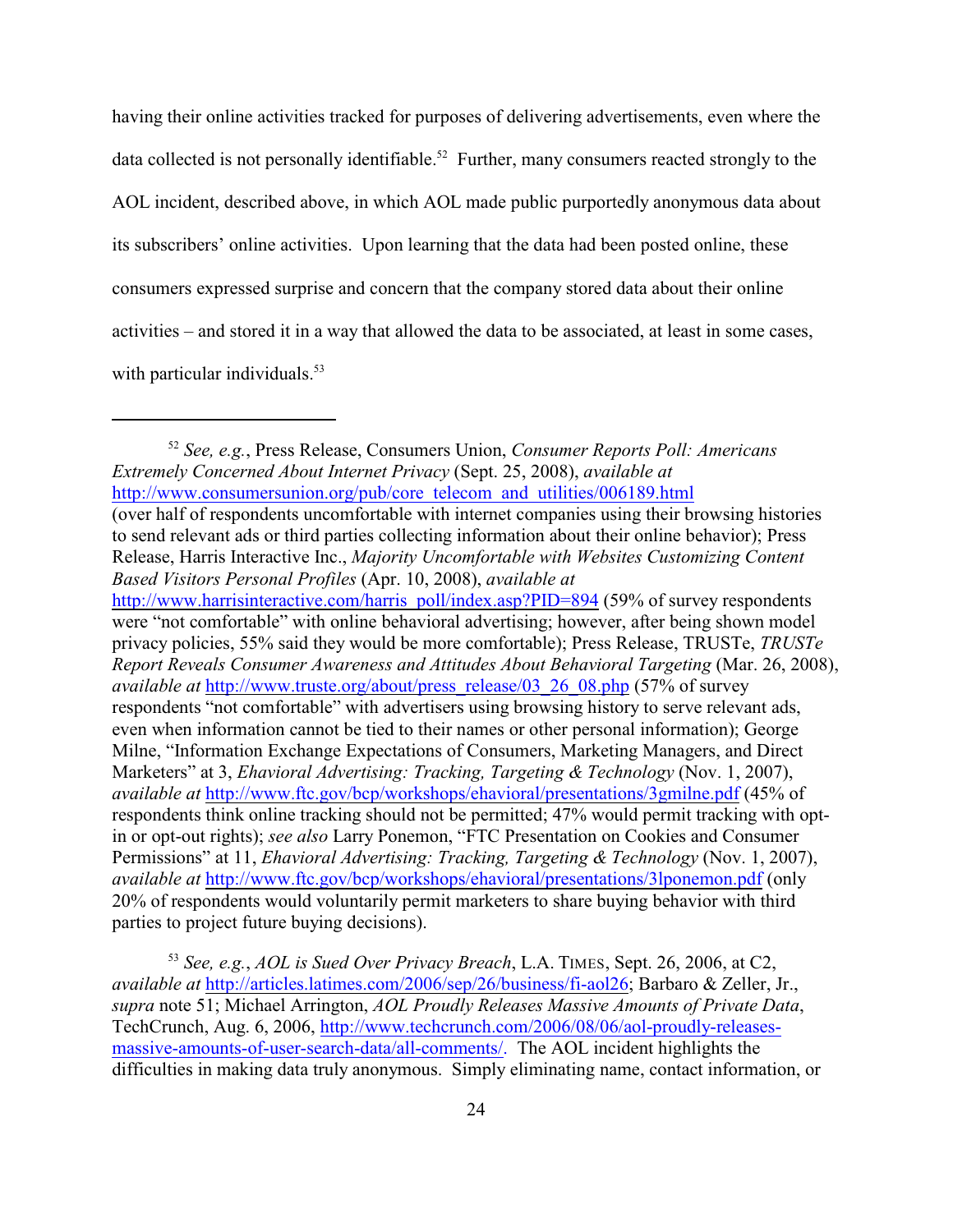having their online activities tracked for purposes of delivering advertisements, even where the data collected is not personally identifiable.[52] Further, many consumers reacted strongly to the AOL incident, described above, in which AOL made public purportedly anonymous data about its subscribers' online activities. Upon learning that the data had been posted online, these consumers expressed surprise and concern that the company stored data about their online activities – and stored it in a way that allowed the data to be associated, at least in some cases, with particular individuals.[53]

---

[52] *See, e.g.*, Press Release, Consumers Union, *Consumer Reports Poll: Americans Extremely Concerned About Internet Privacy* (Sept. 25, 2008), *available at* http://www.consumersunion.org/pub/core_telecom_and_utilities/006189.html (over half of respondents uncomfortable with internet companies using their browsing histories to send relevant ads or third parties collecting information about their online behavior); Press Release, Harris Interactive Inc., *Majority Uncomfortable with Websites Customizing Content Based Visitors Personal Profiles* (Apr. 10, 2008), *available at* http://www.harrisinteractive.com/harris_poll/index.asp?PID=894 (59% of survey respondents were "not comfortable" with online behavioral advertising; however, after being shown model privacy policies, 55% said they would be more comfortable); Press Release, TRUSTe, *TRUSTe Report Reveals Consumer Awareness and Attitudes About Behavioral Targeting* (Mar. 26, 2008), *available at* http://www.truste.org/about/press_release/03_26_08.php (57% of survey respondents "not comfortable" with advertisers using browsing history to serve relevant ads, even when information cannot be tied to their names or other personal information); George Milne, "Information Exchange Expectations of Consumers, Marketing Managers, and Direct Marketers" at 3, *Ehavioral Advertising: Tracking, Targeting & Technology* (Nov. 1, 2007), *available at* http://www.ftc.gov/bcp/workshops/ehavioral/presentations/3gmilne.pdf (45% of respondents think online tracking should not be permitted; 47% would permit tracking with opt-in or opt-out rights); *see also* Larry Ponemon, "FTC Presentation on Cookies and Consumer Permissions" at 11, *Ehavioral Advertising: Tracking, Targeting & Technology* (Nov. 1, 2007), *available at* http://www.ftc.gov/bcp/workshops/ehavioral/presentations/3lponemon.pdf (only 20% of respondents would voluntarily permit marketers to share buying behavior with third parties to project future buying decisions).

[53] *See, e.g.*, *AOL is Sued Over Privacy Breach*, L.A. TIMES, Sept. 26, 2006, at C2, *available at* http://articles.latimes.com/2006/sep/26/business/fi-aol26; Barbaro & Zeller, Jr., *supra* note 51; Michael Arrington, *AOL Proudly Releases Massive Amounts of Private Data*, TechCrunch, Aug. 6, 2006, http://www.techcrunch.com/2006/08/06/aol-proudly-releases-massive-amounts-of-user-search-data/all-comments/. The AOL incident highlights the difficulties in making data truly anonymous. Simply eliminating name, contact information, or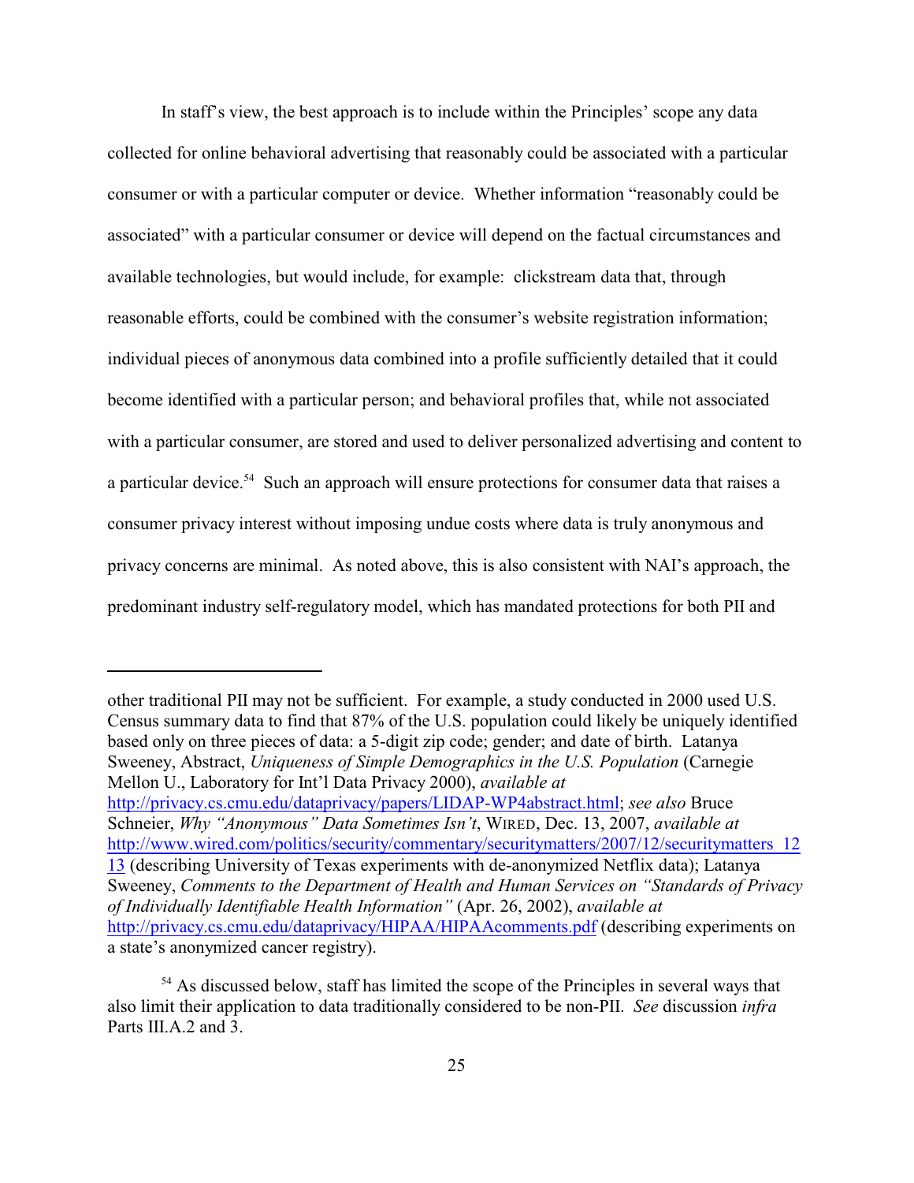In staff's view, the best approach is to include within the Principles' scope any data collected for online behavioral advertising that reasonably could be associated with a particular consumer or with a particular computer or device. Whether information "reasonably could be associated" with a particular consumer or device will depend on the factual circumstances and available technologies, but would include, for example: clickstream data that, through reasonable efforts, could be combined with the consumer's website registration information; individual pieces of anonymous data combined into a profile sufficiently detailed that it could become identified with a particular person; and behavioral profiles that, while not associated with a particular consumer, are stored and used to deliver personalized advertising and content to a particular device.[54] Such an approach will ensure protections for consumer data that raises a consumer privacy interest without imposing undue costs where data is truly anonymous and privacy concerns are minimal. As noted above, this is also consistent with NAI's approach, the predominant industry self-regulatory model, which has mandated protections for both PII and

---

other traditional PII may not be sufficient. For example, a study conducted in 2000 used U.S. Census summary data to find that 87% of the U.S. population could likely be uniquely identified based only on three pieces of data: a 5-digit zip code; gender; and date of birth. Latanya Sweeney, Abstract, *Uniqueness of Simple Demographics in the U.S. Population* (Carnegie Mellon U., Laboratory for Int'l Data Privacy 2000), *available at* http://privacy.cs.cmu.edu/dataprivacy/papers/LIDAP-WP4abstract.html; *see also* Bruce Schneier, *Why "Anonymous" Data Sometimes Isn't*, WIRED, Dec. 13, 2007, *available at* http://www.wired.com/politics/security/commentary/securitymatters/2007/12/securitymatters_1213 (describing University of Texas experiments with de-anonymized Netflix data); Latanya Sweeney, *Comments to the Department of Health and Human Services on "Standards of Privacy of Individually Identifiable Health Information"* (Apr. 26, 2002), *available at* http://privacy.cs.cmu.edu/dataprivacy/HIPAA/HIPAAcomments.pdf (describing experiments on a state's anonymized cancer registry).

[54] As discussed below, staff has limited the scope of the Principles in several ways that also limit their application to data traditionally considered to be non-PII. *See* discussion *infra* Parts III.A.2 and 3.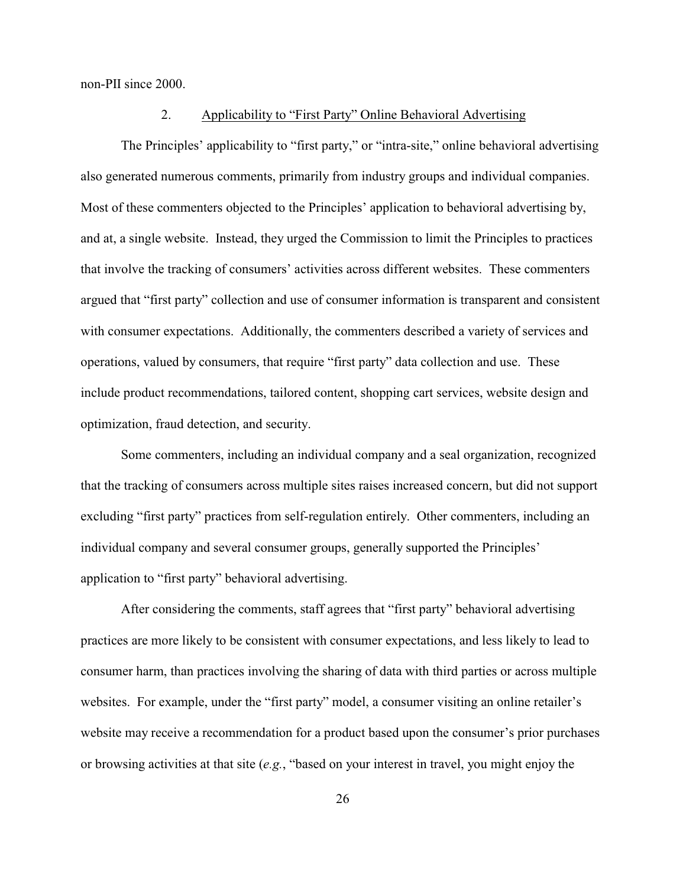non-PII since 2000.

### 2. Applicability to "First Party" Online Behavioral Advertising

The Principles' applicability to "first party," or "intra-site," online behavioral advertising also generated numerous comments, primarily from industry groups and individual companies. Most of these commenters objected to the Principles' application to behavioral advertising by, and at, a single website. Instead, they urged the Commission to limit the Principles to practices that involve the tracking of consumers' activities across different websites. These commenters argued that "first party" collection and use of consumer information is transparent and consistent with consumer expectations. Additionally, the commenters described a variety of services and operations, valued by consumers, that require "first party" data collection and use. These include product recommendations, tailored content, shopping cart services, website design and optimization, fraud detection, and security.

Some commenters, including an individual company and a seal organization, recognized that the tracking of consumers across multiple sites raises increased concern, but did not support excluding "first party" practices from self-regulation entirely. Other commenters, including an individual company and several consumer groups, generally supported the Principles' application to "first party" behavioral advertising.

After considering the comments, staff agrees that "first party" behavioral advertising practices are more likely to be consistent with consumer expectations, and less likely to lead to consumer harm, than practices involving the sharing of data with third parties or across multiple websites. For example, under the "first party" model, a consumer visiting an online retailer's website may receive a recommendation for a product based upon the consumer's prior purchases or browsing activities at that site (*e.g.*, "based on your interest in travel, you might enjoy the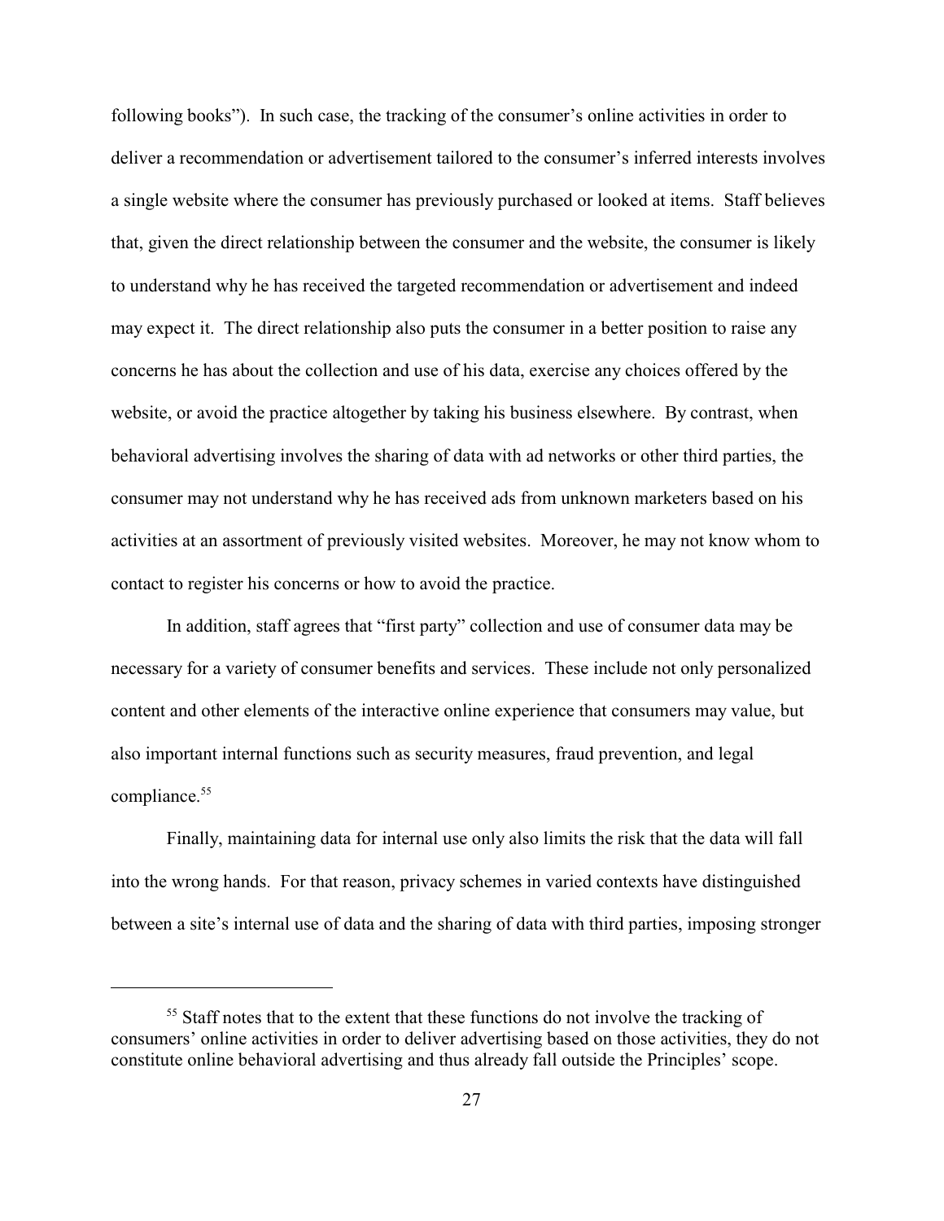following books"). In such case, the tracking of the consumer's online activities in order to deliver a recommendation or advertisement tailored to the consumer's inferred interests involves a single website where the consumer has previously purchased or looked at items. Staff believes that, given the direct relationship between the consumer and the website, the consumer is likely to understand why he has received the targeted recommendation or advertisement and indeed may expect it. The direct relationship also puts the consumer in a better position to raise any concerns he has about the collection and use of his data, exercise any choices offered by the website, or avoid the practice altogether by taking his business elsewhere. By contrast, when behavioral advertising involves the sharing of data with ad networks or other third parties, the consumer may not understand why he has received ads from unknown marketers based on his activities at an assortment of previously visited websites. Moreover, he may not know whom to contact to register his concerns or how to avoid the practice.

In addition, staff agrees that "first party" collection and use of consumer data may be necessary for a variety of consumer benefits and services. These include not only personalized content and other elements of the interactive online experience that consumers may value, but also important internal functions such as security measures, fraud prevention, and legal compliance.[55]

Finally, maintaining data for internal use only also limits the risk that the data will fall into the wrong hands. For that reason, privacy schemes in varied contexts have distinguished between a site's internal use of data and the sharing of data with third parties, imposing stronger

---

[55] Staff notes that to the extent that these functions do not involve the tracking of consumers' online activities in order to deliver advertising based on those activities, they do not constitute online behavioral advertising and thus already fall outside the Principles' scope.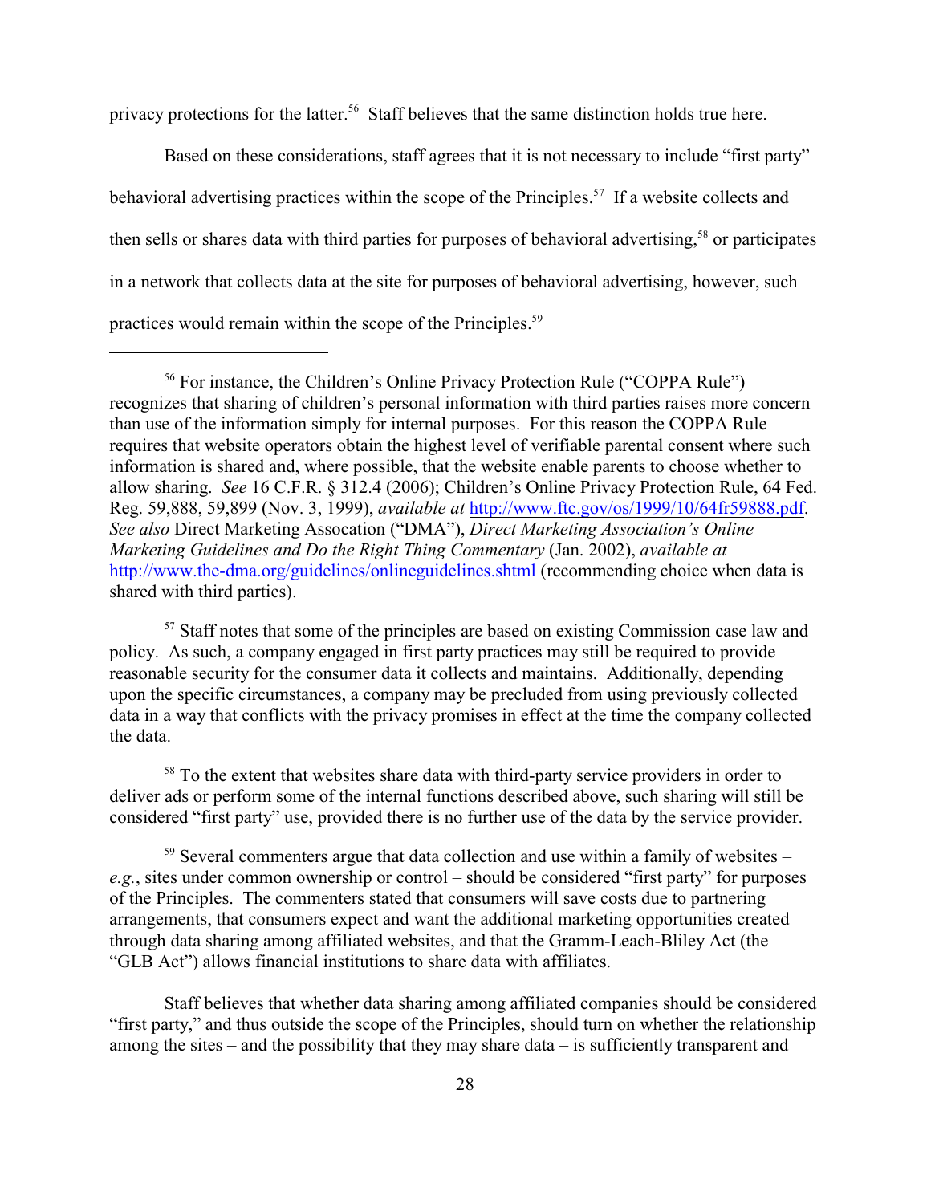privacy protections for the latter.[56] Staff believes that the same distinction holds true here.

Based on these considerations, staff agrees that it is not necessary to include "first party" behavioral advertising practices within the scope of the Principles.[57] If a website collects and then sells or shares data with third parties for purposes of behavioral advertising,[58] or participates in a network that collects data at the site for purposes of behavioral advertising, however, such practices would remain within the scope of the Principles.[59]

---

[56] For instance, the Children's Online Privacy Protection Rule ("COPPA Rule") recognizes that sharing of children's personal information with third parties raises more concern than use of the information simply for internal purposes. For this reason the COPPA Rule requires that website operators obtain the highest level of verifiable parental consent where such information is shared and, where possible, that the website enable parents to choose whether to allow sharing. *See* 16 C.F.R. § 312.4 (2006); Children's Online Privacy Protection Rule, 64 Fed. Reg. 59,888, 59,899 (Nov. 3, 1999), *available at* http://www.ftc.gov/os/1999/10/64fr59888.pdf. *See also* Direct Marketing Assocation ("DMA"), *Direct Marketing Association's Online Marketing Guidelines and Do the Right Thing Commentary* (Jan. 2002), *available at* http://www.the-dma.org/guidelines/onlineguidelines.shtml (recommending choice when data is shared with third parties).

[57] Staff notes that some of the principles are based on existing Commission case law and policy. As such, a company engaged in first party practices may still be required to provide reasonable security for the consumer data it collects and maintains. Additionally, depending upon the specific circumstances, a company may be precluded from using previously collected data in a way that conflicts with the privacy promises in effect at the time the company collected the data.

[58] To the extent that websites share data with third-party service providers in order to deliver ads or perform some of the internal functions described above, such sharing will still be considered "first party" use, provided there is no further use of the data by the service provider.

[59] Several commenters argue that data collection and use within a family of websites – *e.g.*, sites under common ownership or control – should be considered "first party" for purposes of the Principles. The commenters stated that consumers will save costs due to partnering arrangements, that consumers expect and want the additional marketing opportunities created through data sharing among affiliated websites, and that the Gramm-Leach-Bliley Act (the "GLB Act") allows financial institutions to share data with affiliates.

Staff believes that whether data sharing among affiliated companies should be considered "first party," and thus outside the scope of the Principles, should turn on whether the relationship among the sites – and the possibility that they may share data – is sufficiently transparent and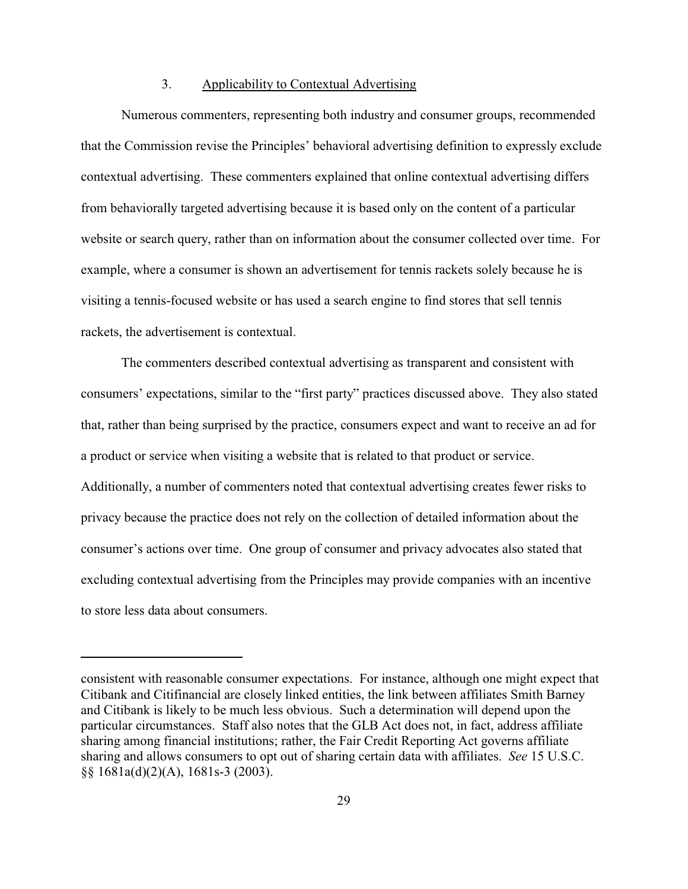### 3. Applicability to Contextual Advertising

Numerous commenters, representing both industry and consumer groups, recommended that the Commission revise the Principles' behavioral advertising definition to expressly exclude contextual advertising. These commenters explained that online contextual advertising differs from behaviorally targeted advertising because it is based only on the content of a particular website or search query, rather than on information about the consumer collected over time. For example, where a consumer is shown an advertisement for tennis rackets solely because he is visiting a tennis-focused website or has used a search engine to find stores that sell tennis rackets, the advertisement is contextual.

The commenters described contextual advertising as transparent and consistent with consumers' expectations, similar to the "first party" practices discussed above. They also stated that, rather than being surprised by the practice, consumers expect and want to receive an ad for a product or service when visiting a website that is related to that product or service. Additionally, a number of commenters noted that contextual advertising creates fewer risks to privacy because the practice does not rely on the collection of detailed information about the consumer's actions over time. One group of consumer and privacy advocates also stated that excluding contextual advertising from the Principles may provide companies with an incentive to store less data about consumers.

---

consistent with reasonable consumer expectations. For instance, although one might expect that Citibank and Citifinancial are closely linked entities, the link between affiliates Smith Barney and Citibank is likely to be much less obvious. Such a determination will depend upon the particular circumstances. Staff also notes that the GLB Act does not, in fact, address affiliate sharing among financial institutions; rather, the Fair Credit Reporting Act governs affiliate sharing and allows consumers to opt out of sharing certain data with affiliates. *See* 15 U.S.C. §§ 1681a(d)(2)(A), 1681s-3 (2003).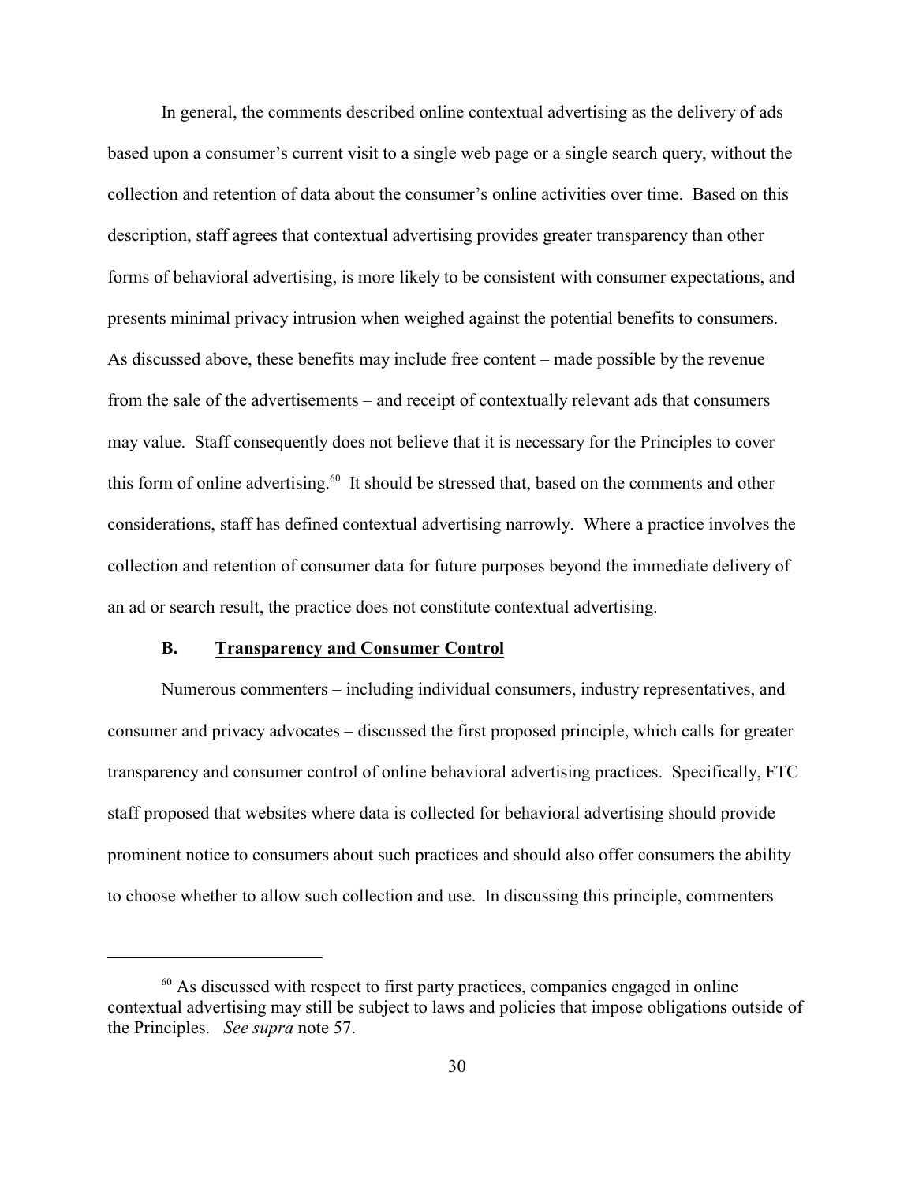In general, the comments described online contextual advertising as the delivery of ads based upon a consumer's current visit to a single web page or a single search query, without the collection and retention of data about the consumer's online activities over time. Based on this description, staff agrees that contextual advertising provides greater transparency than other forms of behavioral advertising, is more likely to be consistent with consumer expectations, and presents minimal privacy intrusion when weighed against the potential benefits to consumers. As discussed above, these benefits may include free content – made possible by the revenue from the sale of the advertisements – and receipt of contextually relevant ads that consumers may value. Staff consequently does not believe that it is necessary for the Principles to cover this form of online advertising.[60] It should be stressed that, based on the comments and other considerations, staff has defined contextual advertising narrowly. Where a practice involves the collection and retention of consumer data for future purposes beyond the immediate delivery of an ad or search result, the practice does not constitute contextual advertising.

### B. Transparency and Consumer Control

Numerous commenters – including individual consumers, industry representatives, and consumer and privacy advocates – discussed the first proposed principle, which calls for greater transparency and consumer control of online behavioral advertising practices. Specifically, FTC staff proposed that websites where data is collected for behavioral advertising should provide prominent notice to consumers about such practices and should also offer consumers the ability to choose whether to allow such collection and use. In discussing this principle, commenters

---

[60] As discussed with respect to first party practices, companies engaged in online contextual advertising may still be subject to laws and policies that impose obligations outside of the Principles. *See supra* note 57.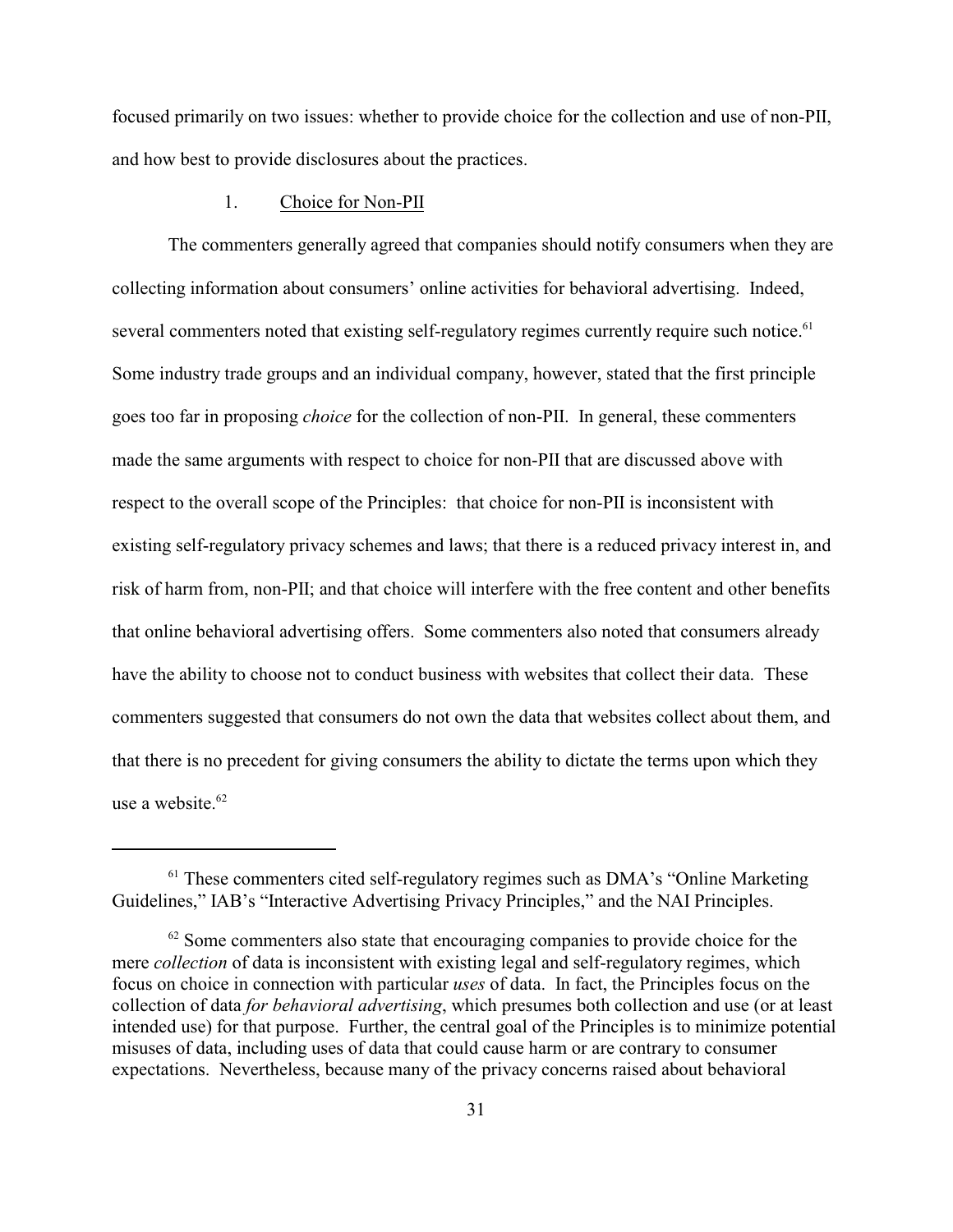focused primarily on two issues: whether to provide choice for the collection and use of non-PII, and how best to provide disclosures about the practices.

### 1. Choice for Non-PII

The commenters generally agreed that companies should notify consumers when they are collecting information about consumers' online activities for behavioral advertising. Indeed, several commenters noted that existing self-regulatory regimes currently require such notice.[61] Some industry trade groups and an individual company, however, stated that the first principle goes too far in proposing *choice* for the collection of non-PII. In general, these commenters made the same arguments with respect to choice for non-PII that are discussed above with respect to the overall scope of the Principles: that choice for non-PII is inconsistent with existing self-regulatory privacy schemes and laws; that there is a reduced privacy interest in, and risk of harm from, non-PII; and that choice will interfere with the free content and other benefits that online behavioral advertising offers. Some commenters also noted that consumers already have the ability to choose not to conduct business with websites that collect their data. These commenters suggested that consumers do not own the data that websites collect about them, and that there is no precedent for giving consumers the ability to dictate the terms upon which they use a website.[62]

---

[61] These commenters cited self-regulatory regimes such as DMA's "Online Marketing Guidelines," IAB's "Interactive Advertising Privacy Principles," and the NAI Principles.

[62] Some commenters also state that encouraging companies to provide choice for the mere *collection* of data is inconsistent with existing legal and self-regulatory regimes, which focus on choice in connection with particular *uses* of data. In fact, the Principles focus on the collection of data *for behavioral advertising*, which presumes both collection and use (or at least intended use) for that purpose. Further, the central goal of the Principles is to minimize potential misuses of data, including uses of data that could cause harm or are contrary to consumer expectations. Nevertheless, because many of the privacy concerns raised about behavioral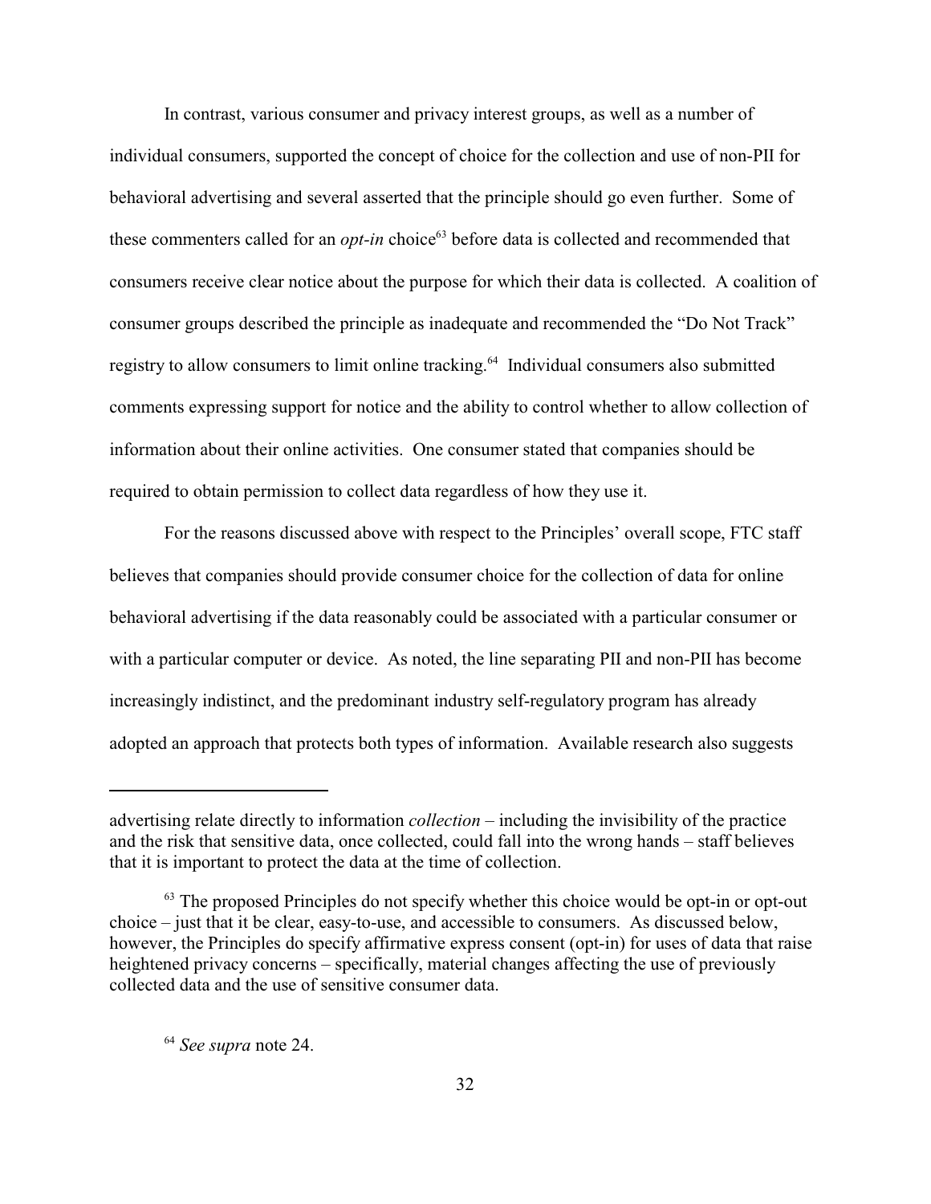In contrast, various consumer and privacy interest groups, as well as a number of individual consumers, supported the concept of choice for the collection and use of non-PII for behavioral advertising and several asserted that the principle should go even further. Some of these commenters called for an *opt-in* choice[63] before data is collected and recommended that consumers receive clear notice about the purpose for which their data is collected. A coalition of consumer groups described the principle as inadequate and recommended the "Do Not Track" registry to allow consumers to limit online tracking.[64] Individual consumers also submitted comments expressing support for notice and the ability to control whether to allow collection of information about their online activities. One consumer stated that companies should be required to obtain permission to collect data regardless of how they use it.

For the reasons discussed above with respect to the Principles' overall scope, FTC staff believes that companies should provide consumer choice for the collection of data for online behavioral advertising if the data reasonably could be associated with a particular consumer or with a particular computer or device. As noted, the line separating PII and non-PII has become increasingly indistinct, and the predominant industry self-regulatory program has already adopted an approach that protects both types of information. Available research also suggests

---

advertising relate directly to information *collection* – including the invisibility of the practice and the risk that sensitive data, once collected, could fall into the wrong hands – staff believes that it is important to protect the data at the time of collection.

[63] The proposed Principles do not specify whether this choice would be opt-in or opt-out choice – just that it be clear, easy-to-use, and accessible to consumers. As discussed below, however, the Principles do specify affirmative express consent (opt-in) for uses of data that raise heightened privacy concerns – specifically, material changes affecting the use of previously collected data and the use of sensitive consumer data.

[64] *See supra* note 24.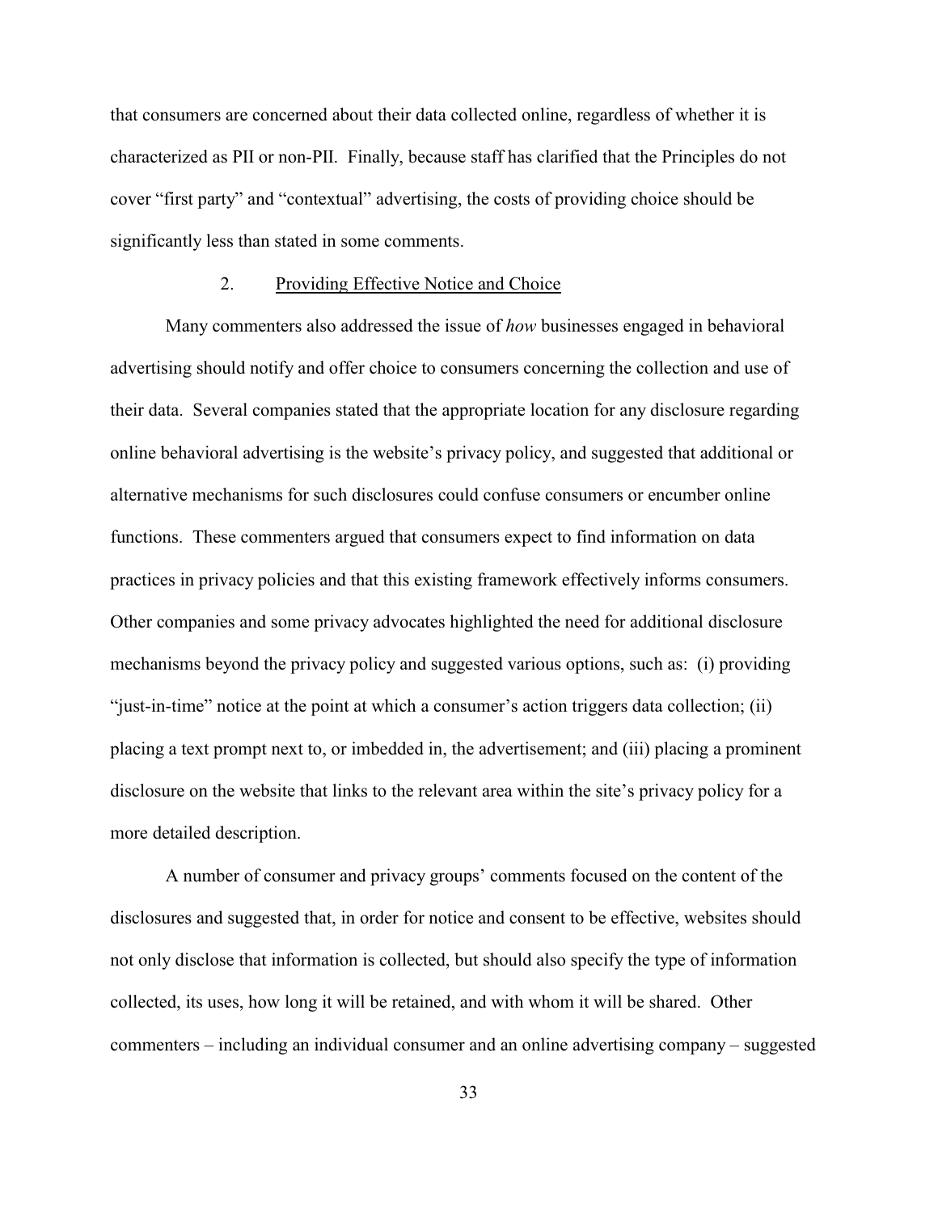that consumers are concerned about their data collected online, regardless of whether it is characterized as PII or non-PII. Finally, because staff has clarified that the Principles do not cover "first party" and "contextual" advertising, the costs of providing choice should be significantly less than stated in some comments.

### 2. Providing Effective Notice and Choice

Many commenters also addressed the issue of *how* businesses engaged in behavioral advertising should notify and offer choice to consumers concerning the collection and use of their data. Several companies stated that the appropriate location for any disclosure regarding online behavioral advertising is the website's privacy policy, and suggested that additional or alternative mechanisms for such disclosures could confuse consumers or encumber online functions. These commenters argued that consumers expect to find information on data practices in privacy policies and that this existing framework effectively informs consumers. Other companies and some privacy advocates highlighted the need for additional disclosure mechanisms beyond the privacy policy and suggested various options, such as: (i) providing "just-in-time" notice at the point at which a consumer's action triggers data collection; (ii) placing a text prompt next to, or imbedded in, the advertisement; and (iii) placing a prominent disclosure on the website that links to the relevant area within the site's privacy policy for a more detailed description.

A number of consumer and privacy groups' comments focused on the content of the disclosures and suggested that, in order for notice and consent to be effective, websites should not only disclose that information is collected, but should also specify the type of information collected, its uses, how long it will be retained, and with whom it will be shared. Other commenters – including an individual consumer and an online advertising company – suggested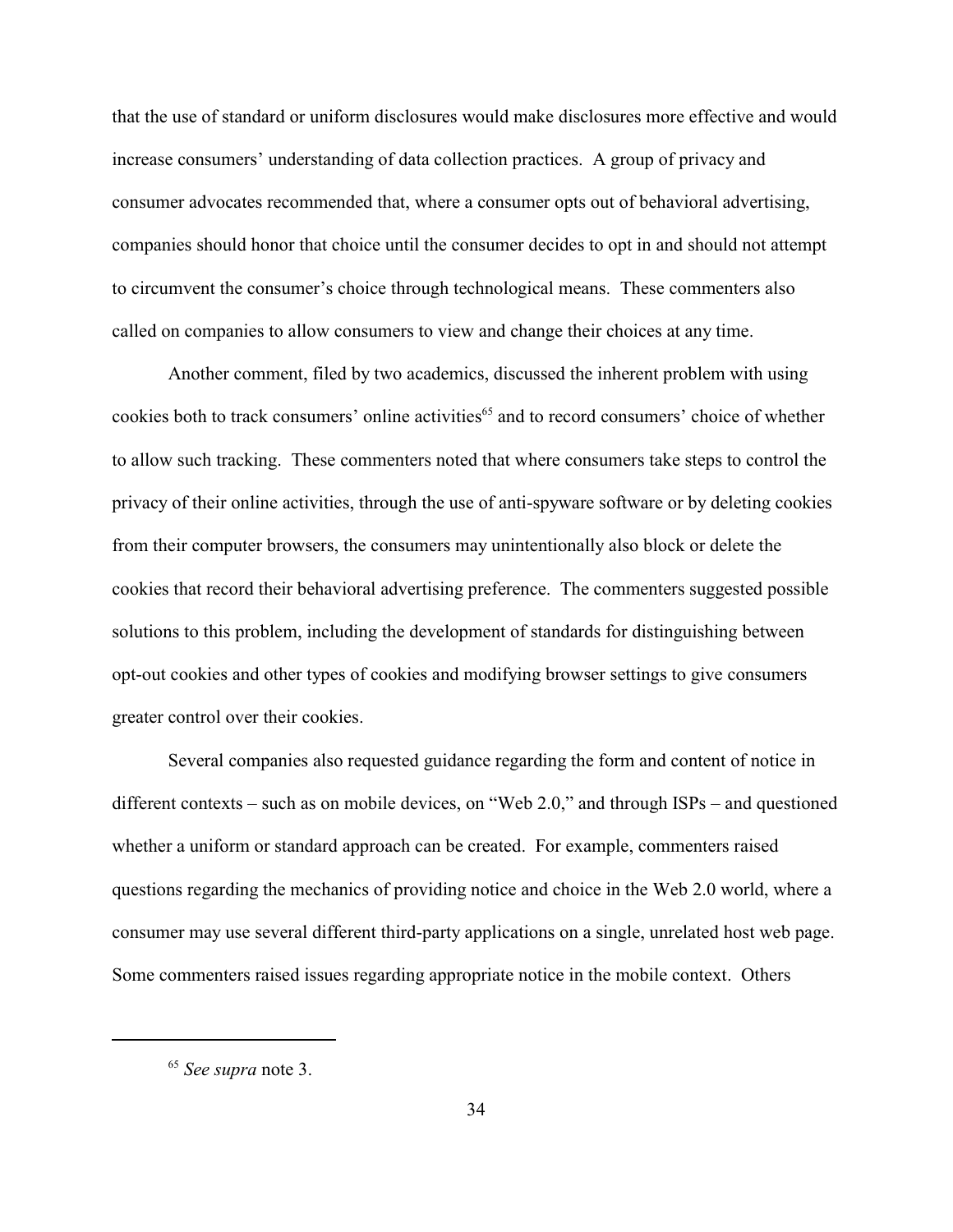that the use of standard or uniform disclosures would make disclosures more effective and would increase consumers' understanding of data collection practices. A group of privacy and consumer advocates recommended that, where a consumer opts out of behavioral advertising, companies should honor that choice until the consumer decides to opt in and should not attempt to circumvent the consumer's choice through technological means. These commenters also called on companies to allow consumers to view and change their choices at any time.

Another comment, filed by two academics, discussed the inherent problem with using cookies both to track consumers' online activities[65] and to record consumers' choice of whether to allow such tracking. These commenters noted that where consumers take steps to control the privacy of their online activities, through the use of anti-spyware software or by deleting cookies from their computer browsers, the consumers may unintentionally also block or delete the cookies that record their behavioral advertising preference. The commenters suggested possible solutions to this problem, including the development of standards for distinguishing between opt-out cookies and other types of cookies and modifying browser settings to give consumers greater control over their cookies.

Several companies also requested guidance regarding the form and content of notice in different contexts – such as on mobile devices, on "Web 2.0," and through ISPs – and questioned whether a uniform or standard approach can be created. For example, commenters raised questions regarding the mechanics of providing notice and choice in the Web 2.0 world, where a consumer may use several different third-party applications on a single, unrelated host web page. Some commenters raised issues regarding appropriate notice in the mobile context. Others

---

[65] *See supra* note 3.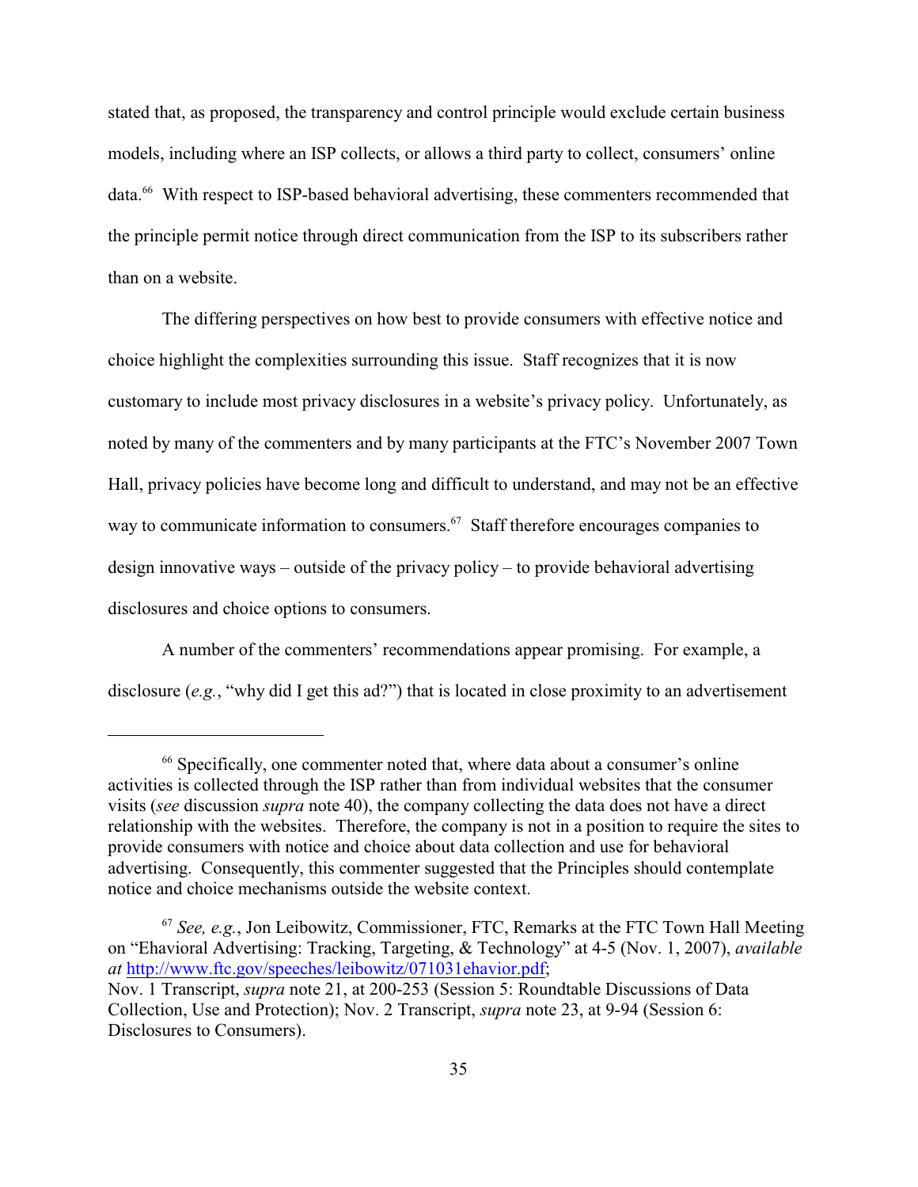stated that, as proposed, the transparency and control principle would exclude certain business models, including where an ISP collects, or allows a third party to collect, consumers' online data.[66] With respect to ISP-based behavioral advertising, these commenters recommended that the principle permit notice through direct communication from the ISP to its subscribers rather than on a website.

The differing perspectives on how best to provide consumers with effective notice and choice highlight the complexities surrounding this issue. Staff recognizes that it is now customary to include most privacy disclosures in a website's privacy policy. Unfortunately, as noted by many of the commenters and by many participants at the FTC's November 2007 Town Hall, privacy policies have become long and difficult to understand, and may not be an effective way to communicate information to consumers.[67] Staff therefore encourages companies to design innovative ways – outside of the privacy policy – to provide behavioral advertising disclosures and choice options to consumers.

A number of the commenters' recommendations appear promising. For example, a disclosure (*e.g.*, "why did I get this ad?") that is located in close proximity to an advertisement

---

[66] Specifically, one commenter noted that, where data about a consumer's online activities is collected through the ISP rather than from individual websites that the consumer visits (*see* discussion *supra* note 40), the company collecting the data does not have a direct relationship with the websites. Therefore, the company is not in a position to require the sites to provide consumers with notice and choice about data collection and use for behavioral advertising. Consequently, this commenter suggested that the Principles should contemplate notice and choice mechanisms outside the website context.

[67] *See, e.g.*, Jon Leibowitz, Commissioner, FTC, Remarks at the FTC Town Hall Meeting on "Ehavioral Advertising: Tracking, Targeting, & Technology" at 4-5 (Nov. 1, 2007), *available at* http://www.ftc.gov/speeches/leibowitz/071031ehavior.pdf; Nov. 1 Transcript, *supra* note 21, at 200-253 (Session 5: Roundtable Discussions of Data Collection, Use and Protection); Nov. 2 Transcript, *supra* note 23, at 9-94 (Session 6: Disclosures to Consumers).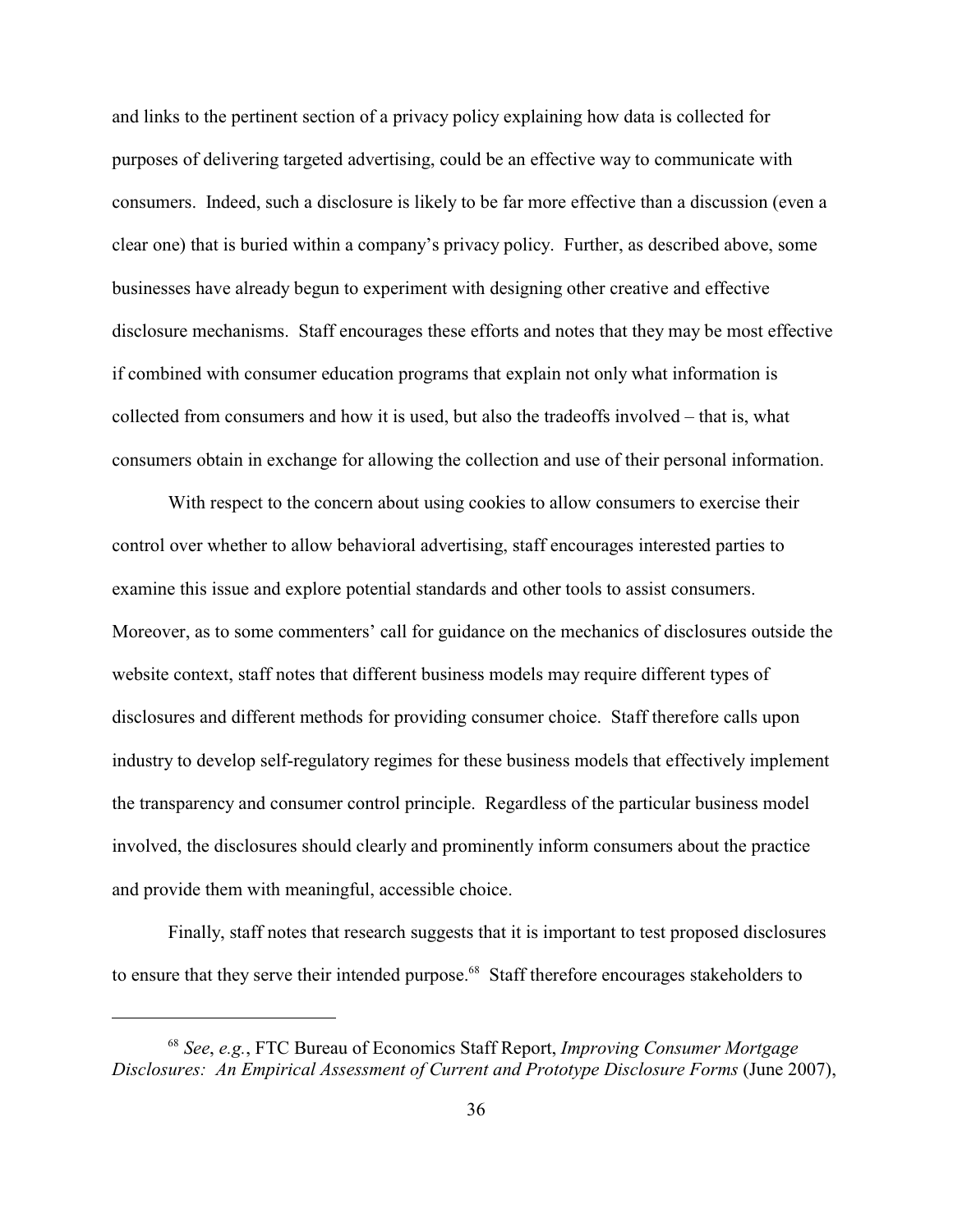and links to the pertinent section of a privacy policy explaining how data is collected for purposes of delivering targeted advertising, could be an effective way to communicate with consumers. Indeed, such a disclosure is likely to be far more effective than a discussion (even a clear one) that is buried within a company's privacy policy. Further, as described above, some businesses have already begun to experiment with designing other creative and effective disclosure mechanisms. Staff encourages these efforts and notes that they may be most effective if combined with consumer education programs that explain not only what information is collected from consumers and how it is used, but also the tradeoffs involved – that is, what consumers obtain in exchange for allowing the collection and use of their personal information.

With respect to the concern about using cookies to allow consumers to exercise their control over whether to allow behavioral advertising, staff encourages interested parties to examine this issue and explore potential standards and other tools to assist consumers. Moreover, as to some commenters' call for guidance on the mechanics of disclosures outside the website context, staff notes that different business models may require different types of disclosures and different methods for providing consumer choice. Staff therefore calls upon industry to develop self-regulatory regimes for these business models that effectively implement the transparency and consumer control principle. Regardless of the particular business model involved, the disclosures should clearly and prominently inform consumers about the practice and provide them with meaningful, accessible choice.

Finally, staff notes that research suggests that it is important to test proposed disclosures to ensure that they serve their intended purpose.[68] Staff therefore encourages stakeholders to

---

[68] *See*, *e.g.*, FTC Bureau of Economics Staff Report, *Improving Consumer Mortgage Disclosures: An Empirical Assessment of Current and Prototype Disclosure Forms* (June 2007),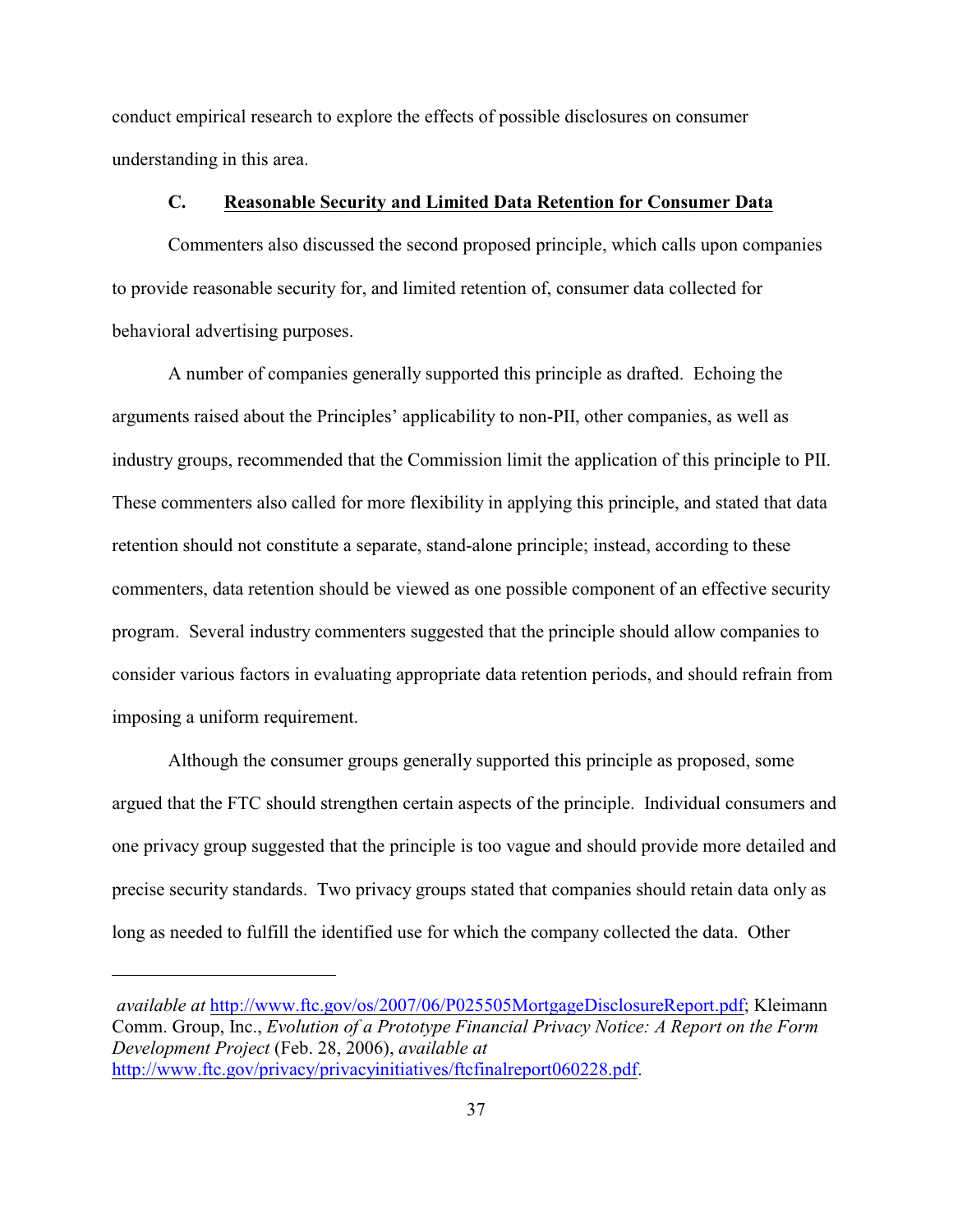conduct empirical research to explore the effects of possible disclosures on consumer understanding in this area.

### C. Reasonable Security and Limited Data Retention for Consumer Data

Commenters also discussed the second proposed principle, which calls upon companies to provide reasonable security for, and limited retention of, consumer data collected for behavioral advertising purposes.

A number of companies generally supported this principle as drafted. Echoing the arguments raised about the Principles' applicability to non-PII, other companies, as well as industry groups, recommended that the Commission limit the application of this principle to PII. These commenters also called for more flexibility in applying this principle, and stated that data retention should not constitute a separate, stand-alone principle; instead, according to these commenters, data retention should be viewed as one possible component of an effective security program. Several industry commenters suggested that the principle should allow companies to consider various factors in evaluating appropriate data retention periods, and should refrain from imposing a uniform requirement.

Although the consumer groups generally supported this principle as proposed, some argued that the FTC should strengthen certain aspects of the principle. Individual consumers and one privacy group suggested that the principle is too vague and should provide more detailed and precise security standards. Two privacy groups stated that companies should retain data only as long as needed to fulfill the identified use for which the company collected the data. Other

---

*available at* http://www.ftc.gov/os/2007/06/P025505MortgageDisclosureReport.pdf; Kleimann Comm. Group, Inc., *Evolution of a Prototype Financial Privacy Notice: A Report on the Form Development Project* (Feb. 28, 2006), *available at* http://www.ftc.gov/privacy/privacyinitiatives/ftcfinalreport060228.pdf.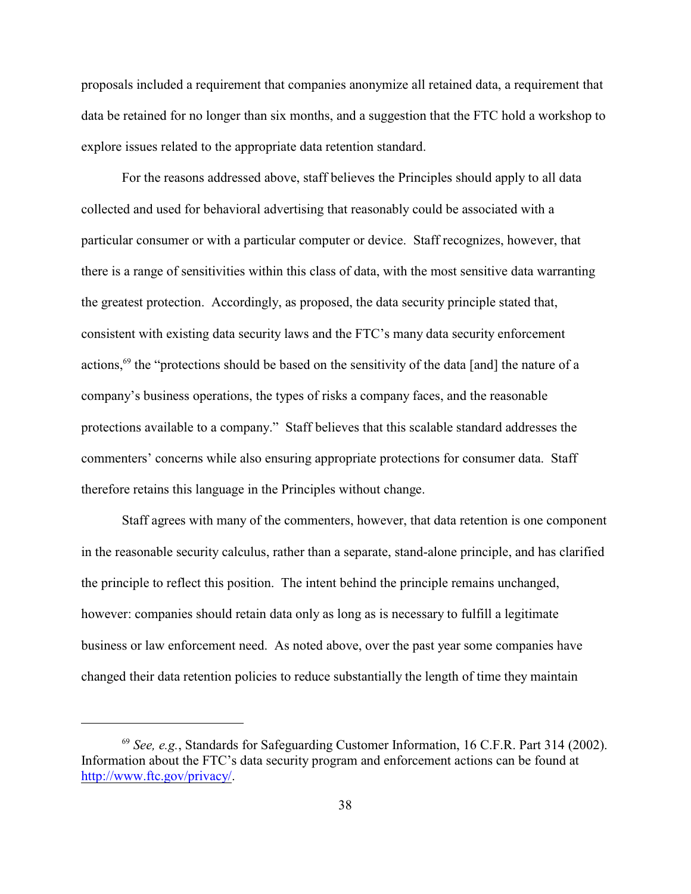proposals included a requirement that companies anonymize all retained data, a requirement that data be retained for no longer than six months, and a suggestion that the FTC hold a workshop to explore issues related to the appropriate data retention standard.

For the reasons addressed above, staff believes the Principles should apply to all data collected and used for behavioral advertising that reasonably could be associated with a particular consumer or with a particular computer or device. Staff recognizes, however, that there is a range of sensitivities within this class of data, with the most sensitive data warranting the greatest protection. Accordingly, as proposed, the data security principle stated that, consistent with existing data security laws and the FTC's many data security enforcement actions,[69] the "protections should be based on the sensitivity of the data [and] the nature of a company's business operations, the types of risks a company faces, and the reasonable protections available to a company." Staff believes that this scalable standard addresses the commenters' concerns while also ensuring appropriate protections for consumer data. Staff therefore retains this language in the Principles without change.

Staff agrees with many of the commenters, however, that data retention is one component in the reasonable security calculus, rather than a separate, stand-alone principle, and has clarified the principle to reflect this position. The intent behind the principle remains unchanged, however: companies should retain data only as long as is necessary to fulfill a legitimate business or law enforcement need. As noted above, over the past year some companies have changed their data retention policies to reduce substantially the length of time they maintain

---

[69] *See, e.g.*, Standards for Safeguarding Customer Information, 16 C.F.R. Part 314 (2002). Information about the FTC's data security program and enforcement actions can be found at http://www.ftc.gov/privacy/.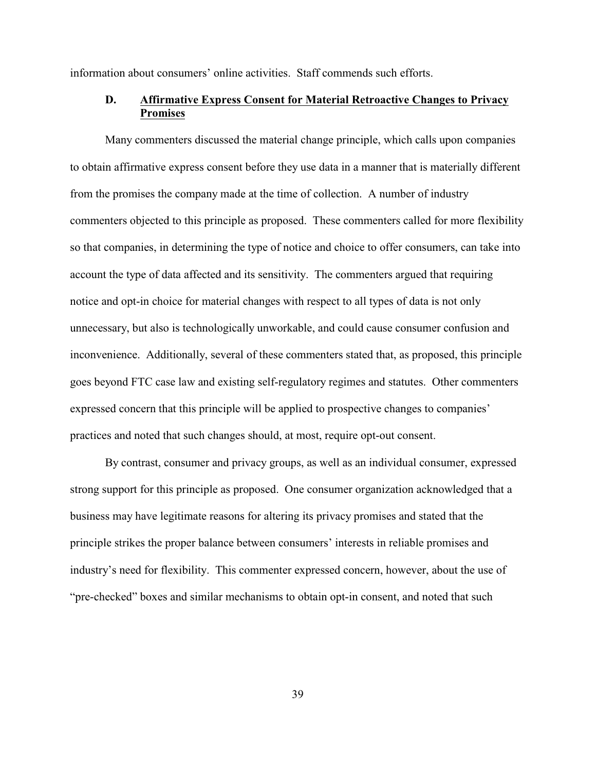information about consumers' online activities. Staff commends such efforts.

### D. Affirmative Express Consent for Material Retroactive Changes to Privacy Promises

Many commenters discussed the material change principle, which calls upon companies to obtain affirmative express consent before they use data in a manner that is materially different from the promises the company made at the time of collection. A number of industry commenters objected to this principle as proposed. These commenters called for more flexibility so that companies, in determining the type of notice and choice to offer consumers, can take into account the type of data affected and its sensitivity. The commenters argued that requiring notice and opt-in choice for material changes with respect to all types of data is not only unnecessary, but also is technologically unworkable, and could cause consumer confusion and inconvenience. Additionally, several of these commenters stated that, as proposed, this principle goes beyond FTC case law and existing self-regulatory regimes and statutes. Other commenters expressed concern that this principle will be applied to prospective changes to companies' practices and noted that such changes should, at most, require opt-out consent.

By contrast, consumer and privacy groups, as well as an individual consumer, expressed strong support for this principle as proposed. One consumer organization acknowledged that a business may have legitimate reasons for altering its privacy promises and stated that the principle strikes the proper balance between consumers' interests in reliable promises and industry's need for flexibility. This commenter expressed concern, however, about the use of "pre-checked" boxes and similar mechanisms to obtain opt-in consent, and noted that such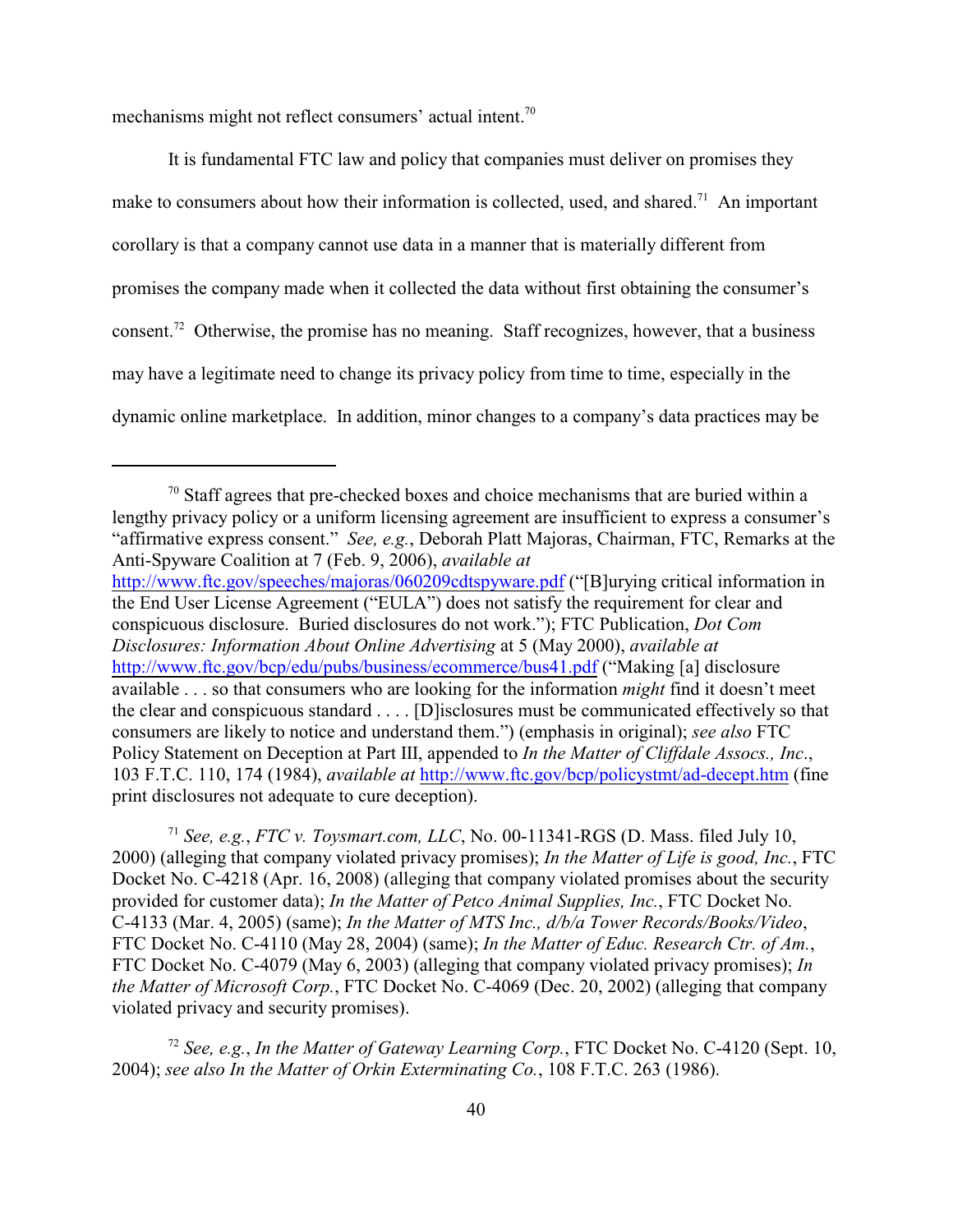mechanisms might not reflect consumers' actual intent.[70]

It is fundamental FTC law and policy that companies must deliver on promises they make to consumers about how their information is collected, used, and shared.[71] An important corollary is that a company cannot use data in a manner that is materially different from promises the company made when it collected the data without first obtaining the consumer's consent.[72] Otherwise, the promise has no meaning. Staff recognizes, however, that a business may have a legitimate need to change its privacy policy from time to time, especially in the dynamic online marketplace. In addition, minor changes to a company's data practices may be

---

[70] Staff agrees that pre-checked boxes and choice mechanisms that are buried within a lengthy privacy policy or a uniform licensing agreement are insufficient to express a consumer's "affirmative express consent." *See, e.g.*, Deborah Platt Majoras, Chairman, FTC, Remarks at the Anti-Spyware Coalition at 7 (Feb. 9, 2006), *available at* http://www.ftc.gov/speeches/majoras/060209cdtspyware.pdf ("[B]urying critical information in the End User License Agreement ("EULA") does not satisfy the requirement for clear and conspicuous disclosure. Buried disclosures do not work."); FTC Publication, *Dot Com Disclosures: Information About Online Advertising* at 5 (May 2000), *available at* http://www.ftc.gov/bcp/edu/pubs/business/ecommerce/bus41.pdf ("Making [a] disclosure available . . . so that consumers who are looking for the information *might* find it doesn't meet the clear and conspicuous standard . . . . [D]isclosures must be communicated effectively so that consumers are likely to notice and understand them.") (emphasis in original); *see also* FTC Policy Statement on Deception at Part III, appended to *In the Matter of Cliffdale Assocs., Inc*., 103 F.T.C. 110, 174 (1984), *available at* http://www.ftc.gov/bcp/policystmt/ad-decept.htm (fine print disclosures not adequate to cure deception).

[71] *See, e.g.*, *FTC v. Toysmart.com, LLC*, No. 00-11341-RGS (D. Mass. filed July 10, 2000) (alleging that company violated privacy promises); *In the Matter of Life is good, Inc.*, FTC Docket No. C-4218 (Apr. 16, 2008) (alleging that company violated promises about the security provided for customer data); *In the Matter of Petco Animal Supplies, Inc.*, FTC Docket No. C-4133 (Mar. 4, 2005) (same); *In the Matter of MTS Inc., d/b/a Tower Records/Books/Video*, FTC Docket No. C-4110 (May 28, 2004) (same); *In the Matter of Educ. Research Ctr. of Am.*, FTC Docket No. C-4079 (May 6, 2003) (alleging that company violated privacy promises); *In the Matter of Microsoft Corp.*, FTC Docket No. C-4069 (Dec. 20, 2002) (alleging that company violated privacy and security promises).

[72] *See, e.g.*, *In the Matter of Gateway Learning Corp.*, FTC Docket No. C-4120 (Sept. 10, 2004); *see also In the Matter of Orkin Exterminating Co.*, 108 F.T.C. 263 (1986).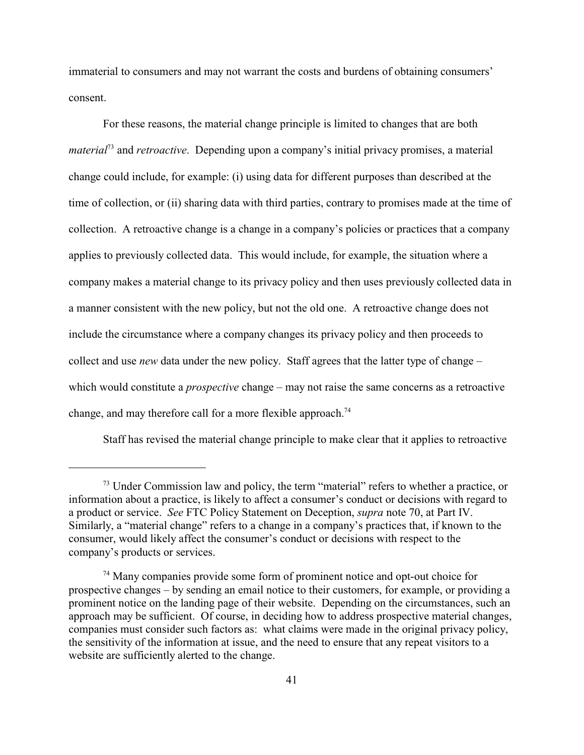immaterial to consumers and may not warrant the costs and burdens of obtaining consumers' consent.

For these reasons, the material change principle is limited to changes that are both *material*[73] and *retroactive*. Depending upon a company's initial privacy promises, a material change could include, for example: (i) using data for different purposes than described at the time of collection, or (ii) sharing data with third parties, contrary to promises made at the time of collection. A retroactive change is a change in a company's policies or practices that a company applies to previously collected data. This would include, for example, the situation where a company makes a material change to its privacy policy and then uses previously collected data in a manner consistent with the new policy, but not the old one. A retroactive change does not include the circumstance where a company changes its privacy policy and then proceeds to collect and use *new* data under the new policy. Staff agrees that the latter type of change – which would constitute a *prospective* change – may not raise the same concerns as a retroactive change, and may therefore call for a more flexible approach.[74]

Staff has revised the material change principle to make clear that it applies to retroactive

---

[73] Under Commission law and policy, the term "material" refers to whether a practice, or information about a practice, is likely to affect a consumer's conduct or decisions with regard to a product or service. *See* FTC Policy Statement on Deception, *supra* note 70, at Part IV. Similarly, a "material change" refers to a change in a company's practices that, if known to the consumer, would likely affect the consumer's conduct or decisions with respect to the company's products or services.

[74] Many companies provide some form of prominent notice and opt-out choice for prospective changes – by sending an email notice to their customers, for example, or providing a prominent notice on the landing page of their website. Depending on the circumstances, such an approach may be sufficient. Of course, in deciding how to address prospective material changes, companies must consider such factors as: what claims were made in the original privacy policy, the sensitivity of the information at issue, and the need to ensure that any repeat visitors to a website are sufficiently alerted to the change.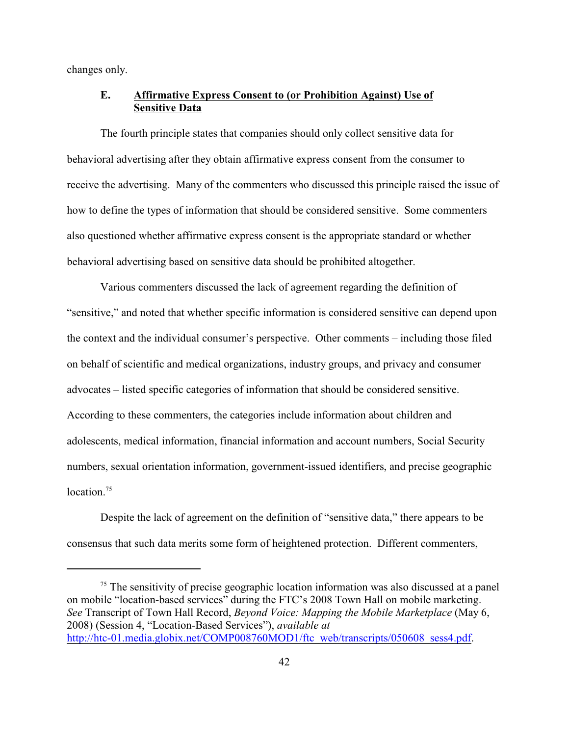changes only.

### E. Affirmative Express Consent to (or Prohibition Against) Use of Sensitive Data

The fourth principle states that companies should only collect sensitive data for behavioral advertising after they obtain affirmative express consent from the consumer to receive the advertising. Many of the commenters who discussed this principle raised the issue of how to define the types of information that should be considered sensitive. Some commenters also questioned whether affirmative express consent is the appropriate standard or whether behavioral advertising based on sensitive data should be prohibited altogether.

Various commenters discussed the lack of agreement regarding the definition of "sensitive," and noted that whether specific information is considered sensitive can depend upon the context and the individual consumer's perspective. Other comments – including those filed on behalf of scientific and medical organizations, industry groups, and privacy and consumer advocates – listed specific categories of information that should be considered sensitive. According to these commenters, the categories include information about children and adolescents, medical information, financial information and account numbers, Social Security numbers, sexual orientation information, government-issued identifiers, and precise geographic location.[75]

Despite the lack of agreement on the definition of "sensitive data," there appears to be consensus that such data merits some form of heightened protection. Different commenters,

---

[75] The sensitivity of precise geographic location information was also discussed at a panel on mobile "location-based services" during the FTC's 2008 Town Hall on mobile marketing. *See* Transcript of Town Hall Record, *Beyond Voice: Mapping the Mobile Marketplace* (May 6, 2008) (Session 4, "Location-Based Services"), *available at* http://htc-01.media.globix.net/COMP008760MOD1/ftc_web/transcripts/050608_sess4.pdf.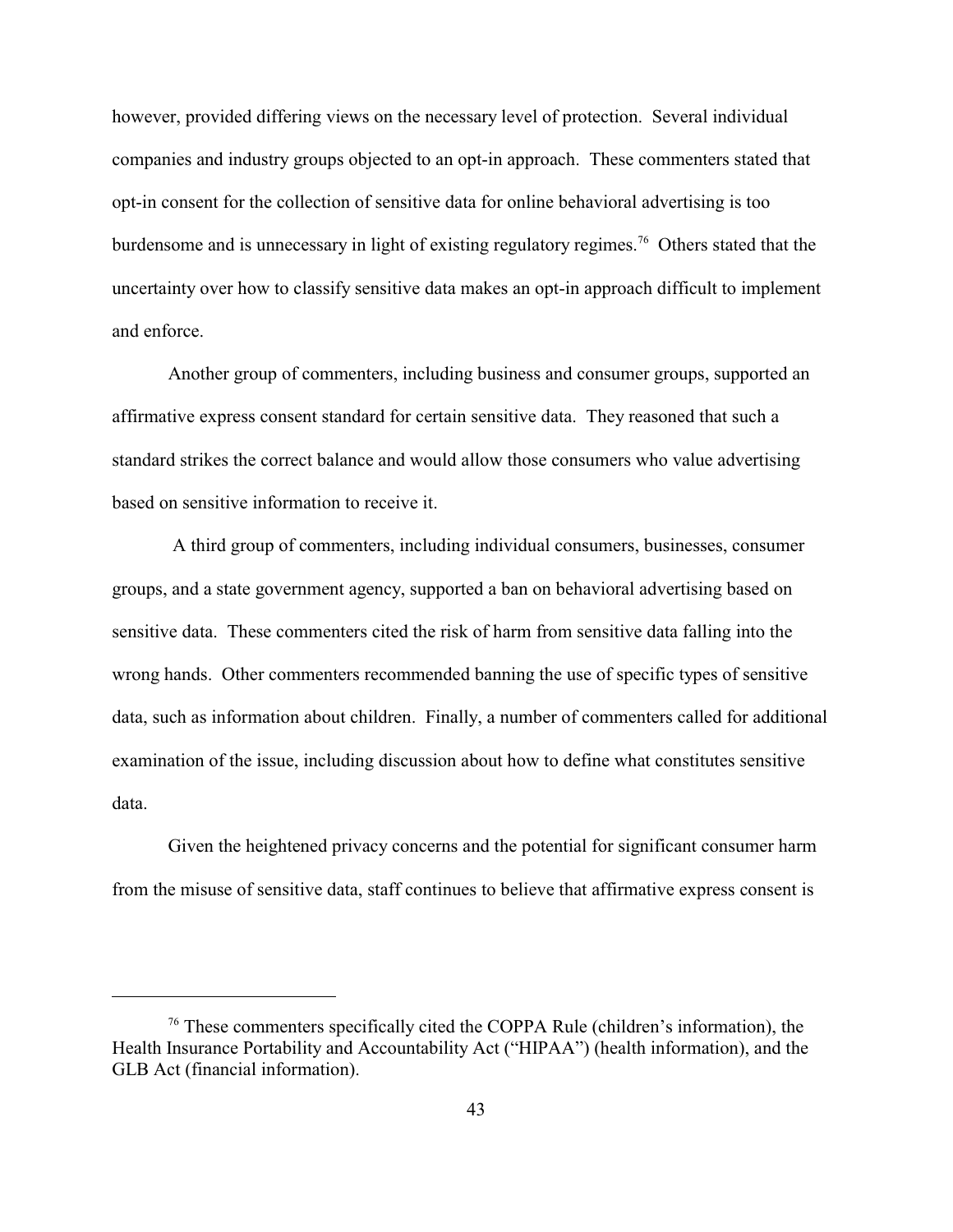however, provided differing views on the necessary level of protection. Several individual companies and industry groups objected to an opt-in approach. These commenters stated that opt-in consent for the collection of sensitive data for online behavioral advertising is too burdensome and is unnecessary in light of existing regulatory regimes.[76] Others stated that the uncertainty over how to classify sensitive data makes an opt-in approach difficult to implement and enforce.

Another group of commenters, including business and consumer groups, supported an affirmative express consent standard for certain sensitive data. They reasoned that such a standard strikes the correct balance and would allow those consumers who value advertising based on sensitive information to receive it.

A third group of commenters, including individual consumers, businesses, consumer groups, and a state government agency, supported a ban on behavioral advertising based on sensitive data. These commenters cited the risk of harm from sensitive data falling into the wrong hands. Other commenters recommended banning the use of specific types of sensitive data, such as information about children. Finally, a number of commenters called for additional examination of the issue, including discussion about how to define what constitutes sensitive data.

Given the heightened privacy concerns and the potential for significant consumer harm from the misuse of sensitive data, staff continues to believe that affirmative express consent is

---

[76] These commenters specifically cited the COPPA Rule (children's information), the Health Insurance Portability and Accountability Act ("HIPAA") (health information), and the GLB Act (financial information).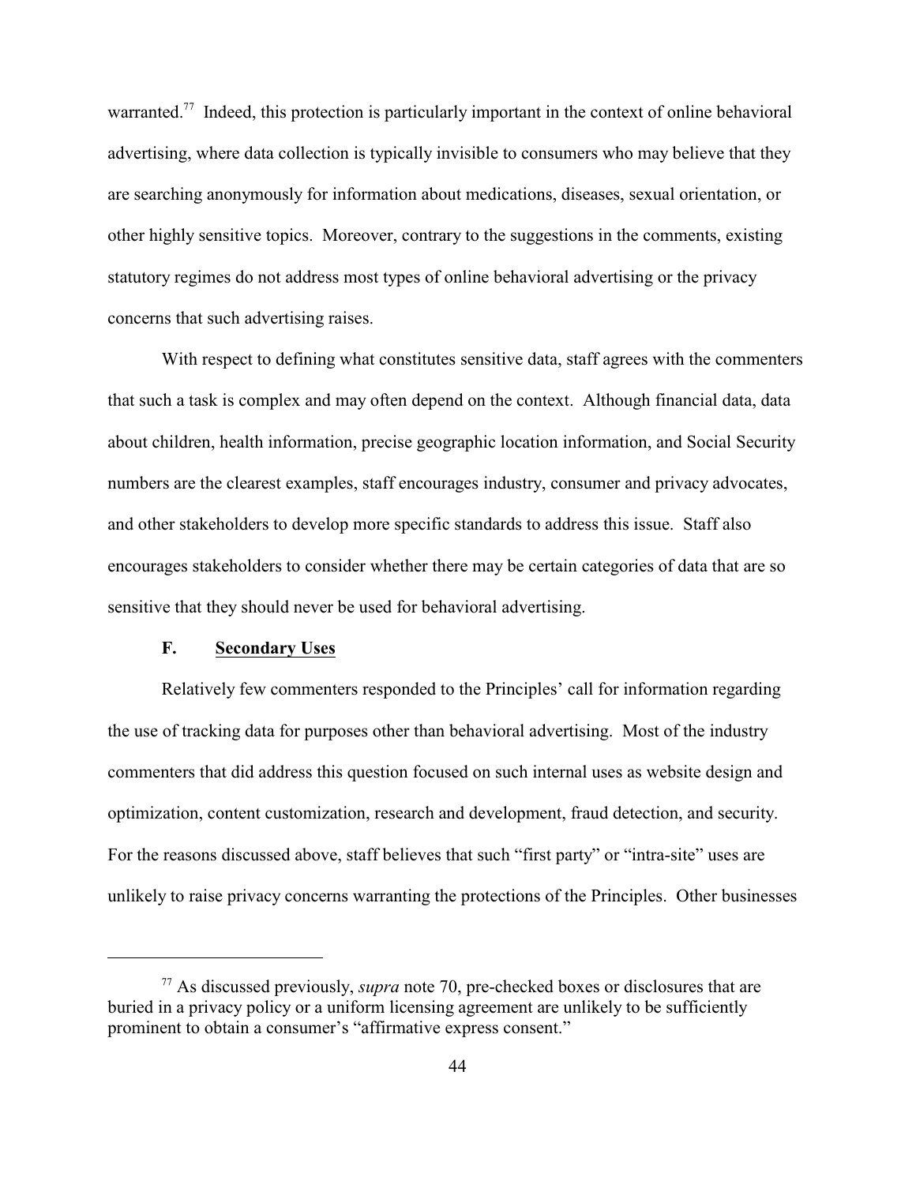warranted.[77] Indeed, this protection is particularly important in the context of online behavioral advertising, where data collection is typically invisible to consumers who may believe that they are searching anonymously for information about medications, diseases, sexual orientation, or other highly sensitive topics. Moreover, contrary to the suggestions in the comments, existing statutory regimes do not address most types of online behavioral advertising or the privacy concerns that such advertising raises.

With respect to defining what constitutes sensitive data, staff agrees with the commenters that such a task is complex and may often depend on the context. Although financial data, data about children, health information, precise geographic location information, and Social Security numbers are the clearest examples, staff encourages industry, consumer and privacy advocates, and other stakeholders to develop more specific standards to address this issue. Staff also encourages stakeholders to consider whether there may be certain categories of data that are so sensitive that they should never be used for behavioral advertising.

### F. Secondary Uses

Relatively few commenters responded to the Principles' call for information regarding the use of tracking data for purposes other than behavioral advertising. Most of the industry commenters that did address this question focused on such internal uses as website design and optimization, content customization, research and development, fraud detection, and security. For the reasons discussed above, staff believes that such "first party" or "intra-site" uses are unlikely to raise privacy concerns warranting the protections of the Principles. Other businesses

[77] As discussed previously, *supra* note 70, pre-checked boxes or disclosures that are buried in a privacy policy or a uniform licensing agreement are unlikely to be sufficiently prominent to obtain a consumer's "affirmative express consent."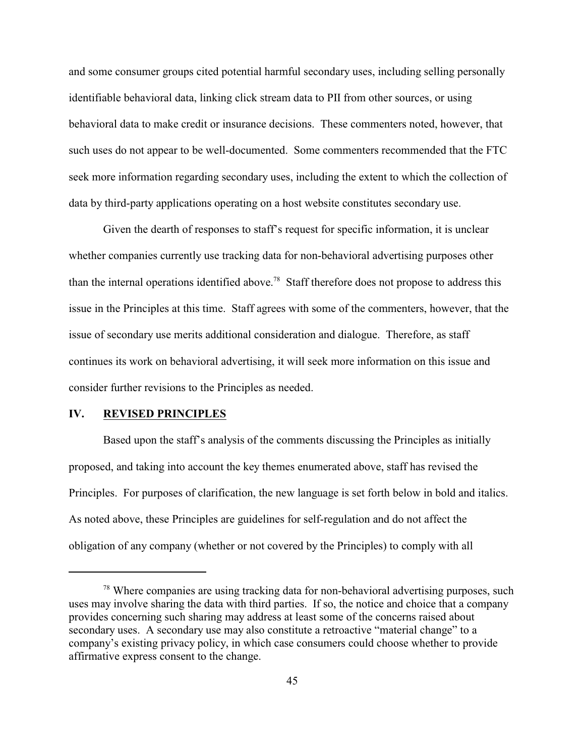and some consumer groups cited potential harmful secondary uses, including selling personally identifiable behavioral data, linking click stream data to PII from other sources, or using behavioral data to make credit or insurance decisions. These commenters noted, however, that such uses do not appear to be well-documented. Some commenters recommended that the FTC seek more information regarding secondary uses, including the extent to which the collection of data by third-party applications operating on a host website constitutes secondary use.

Given the dearth of responses to staff's request for specific information, it is unclear whether companies currently use tracking data for non-behavioral advertising purposes other than the internal operations identified above.[78] Staff therefore does not propose to address this issue in the Principles at this time. Staff agrees with some of the commenters, however, that the issue of secondary use merits additional consideration and dialogue. Therefore, as staff continues its work on behavioral advertising, it will seek more information on this issue and consider further revisions to the Principles as needed.

## IV. REVISED PRINCIPLES

Based upon the staff's analysis of the comments discussing the Principles as initially proposed, and taking into account the key themes enumerated above, staff has revised the Principles. For purposes of clarification, the new language is set forth below in bold and italics. As noted above, these Principles are guidelines for self-regulation and do not affect the obligation of any company (whether or not covered by the Principles) to comply with all

---

[78] Where companies are using tracking data for non-behavioral advertising purposes, such uses may involve sharing the data with third parties. If so, the notice and choice that a company provides concerning such sharing may address at least some of the concerns raised about secondary uses. A secondary use may also constitute a retroactive "material change" to a company's existing privacy policy, in which case consumers could choose whether to provide affirmative express consent to the change.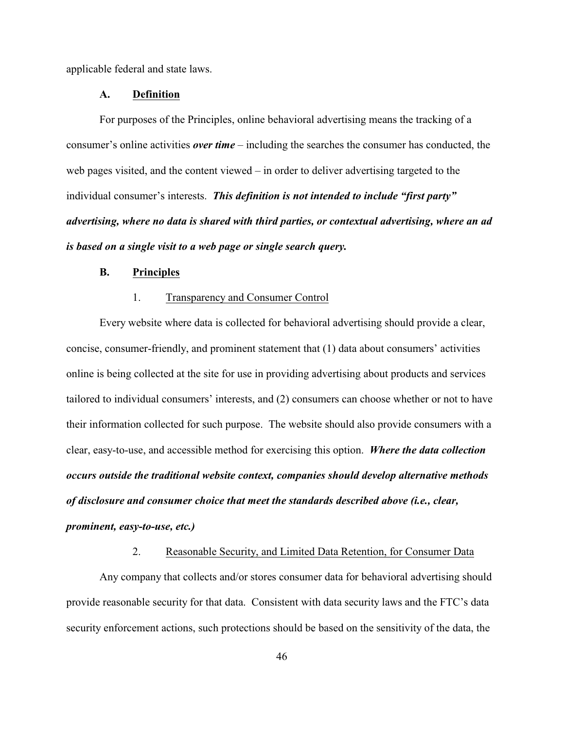applicable federal and state laws.

### A. Definition

For purposes of the Principles, online behavioral advertising means the tracking of a consumer's online activities ***over time*** – including the searches the consumer has conducted, the web pages visited, and the content viewed – in order to deliver advertising targeted to the individual consumer's interests. ***This definition is not intended to include "first party" advertising, where no data is shared with third parties, or contextual advertising, where an ad is based on a single visit to a web page or single search query.***

### B. Principles

#### 1. Transparency and Consumer Control

Every website where data is collected for behavioral advertising should provide a clear, concise, consumer-friendly, and prominent statement that (1) data about consumers' activities online is being collected at the site for use in providing advertising about products and services tailored to individual consumers' interests, and (2) consumers can choose whether or not to have their information collected for such purpose. The website should also provide consumers with a clear, easy-to-use, and accessible method for exercising this option. ***Where the data collection occurs outside the traditional website context, companies should develop alternative methods of disclosure and consumer choice that meet the standards described above (i.e., clear, prominent, easy-to-use, etc.)***

#### 2. Reasonable Security, and Limited Data Retention, for Consumer Data

Any company that collects and/or stores consumer data for behavioral advertising should provide reasonable security for that data. Consistent with data security laws and the FTC's data security enforcement actions, such protections should be based on the sensitivity of the data, the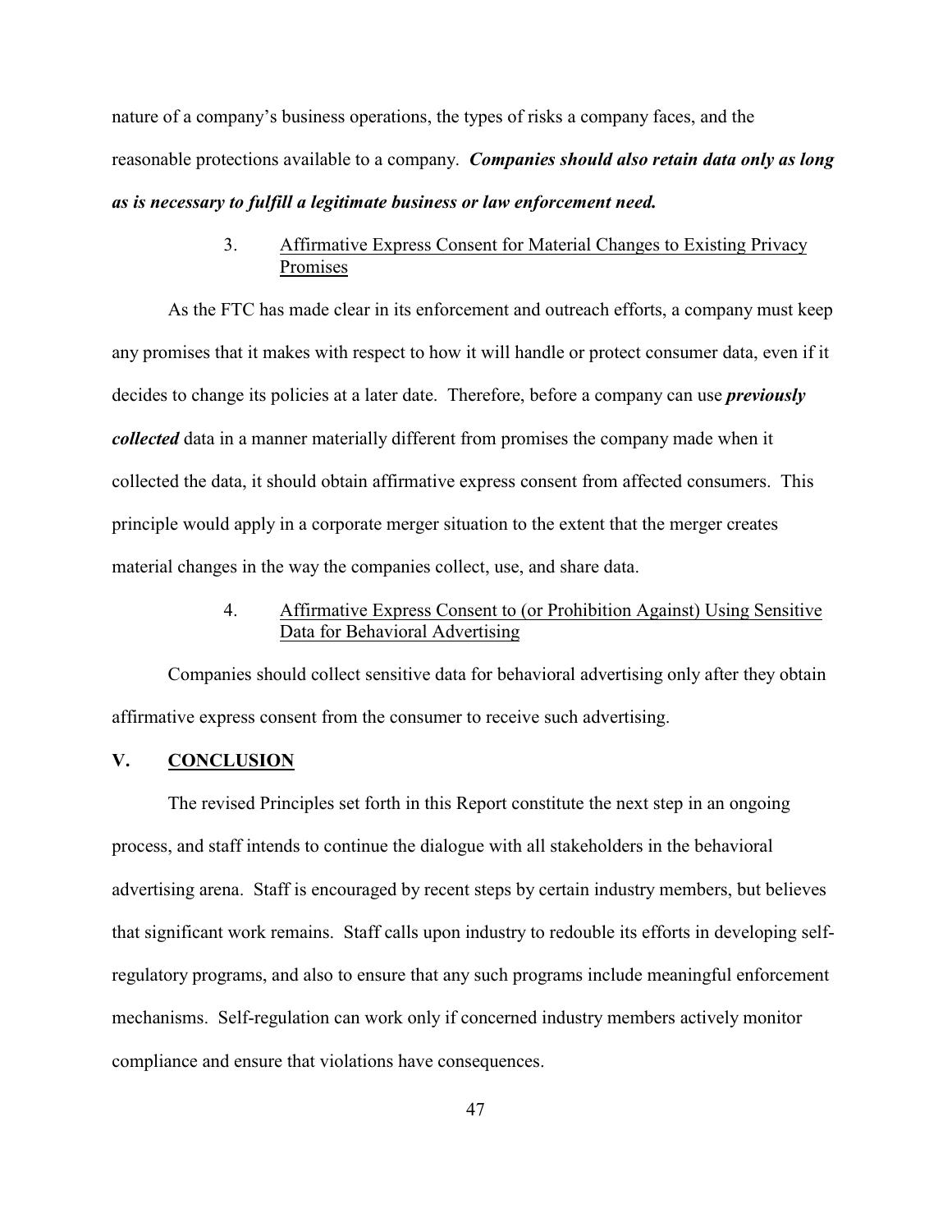nature of a company's business operations, the types of risks a company faces, and the reasonable protections available to a company. ***Companies should also retain data only as long as is necessary to fulfill a legitimate business or law enforcement need.***

### 3. Affirmative Express Consent for Material Changes to Existing Privacy Promises

As the FTC has made clear in its enforcement and outreach efforts, a company must keep any promises that it makes with respect to how it will handle or protect consumer data, even if it decides to change its policies at a later date. Therefore, before a company can use ***previously collected*** data in a manner materially different from promises the company made when it collected the data, it should obtain affirmative express consent from affected consumers. This principle would apply in a corporate merger situation to the extent that the merger creates material changes in the way the companies collect, use, and share data.

### 4. Affirmative Express Consent to (or Prohibition Against) Using Sensitive Data for Behavioral Advertising

Companies should collect sensitive data for behavioral advertising only after they obtain affirmative express consent from the consumer to receive such advertising.

## V. CONCLUSION

The revised Principles set forth in this Report constitute the next step in an ongoing process, and staff intends to continue the dialogue with all stakeholders in the behavioral advertising arena. Staff is encouraged by recent steps by certain industry members, but believes that significant work remains. Staff calls upon industry to redouble its efforts in developing self-regulatory programs, and also to ensure that any such programs include meaningful enforcement mechanisms. Self-regulation can work only if concerned industry members actively monitor compliance and ensure that violations have consequences.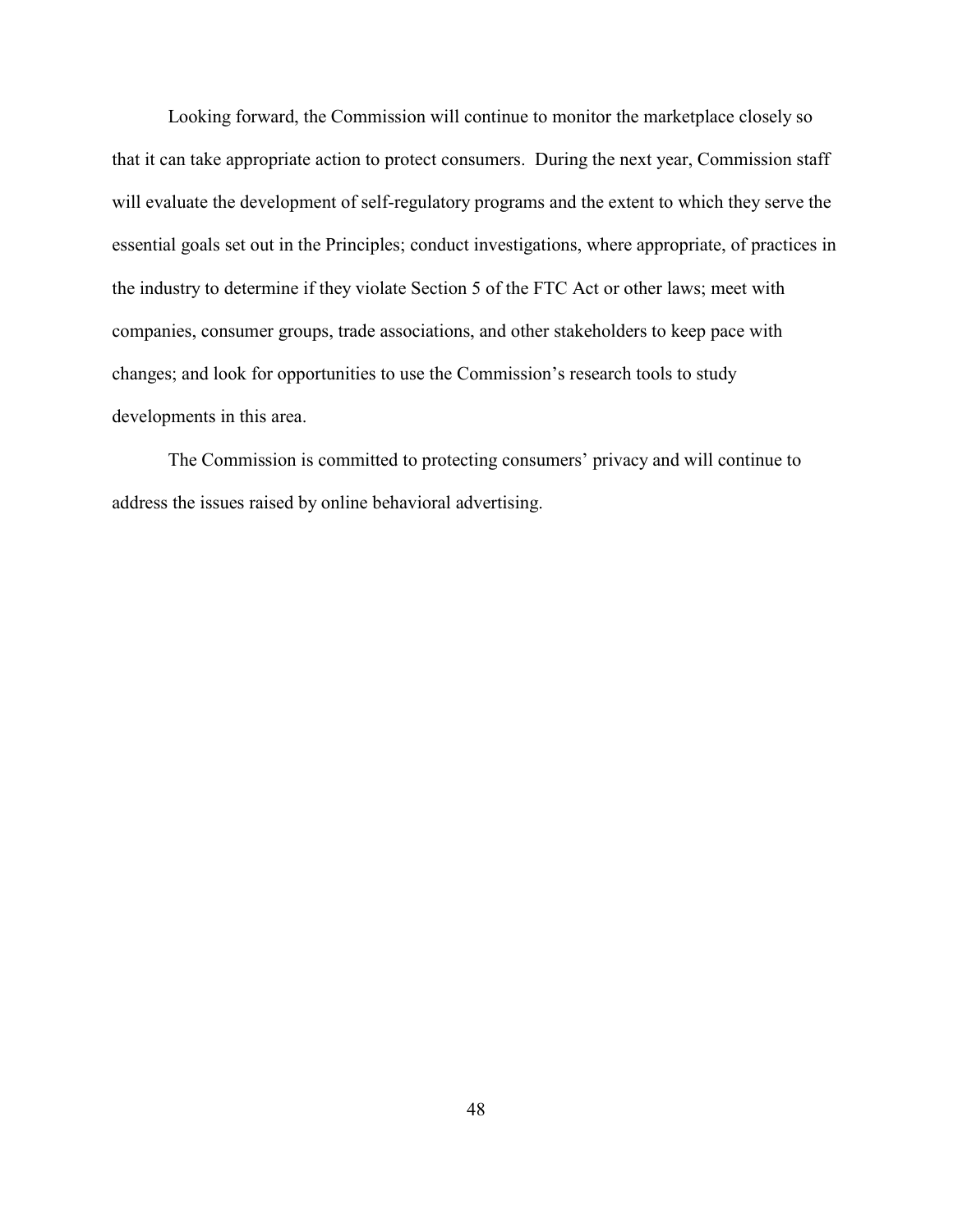Looking forward, the Commission will continue to monitor the marketplace closely so that it can take appropriate action to protect consumers. During the next year, Commission staff will evaluate the development of self-regulatory programs and the extent to which they serve the essential goals set out in the Principles; conduct investigations, where appropriate, of practices in the industry to determine if they violate Section 5 of the FTC Act or other laws; meet with companies, consumer groups, trade associations, and other stakeholders to keep pace with changes; and look for opportunities to use the Commission's research tools to study developments in this area.

The Commission is committed to protecting consumers' privacy and will continue to address the issues raised by online behavioral advertising.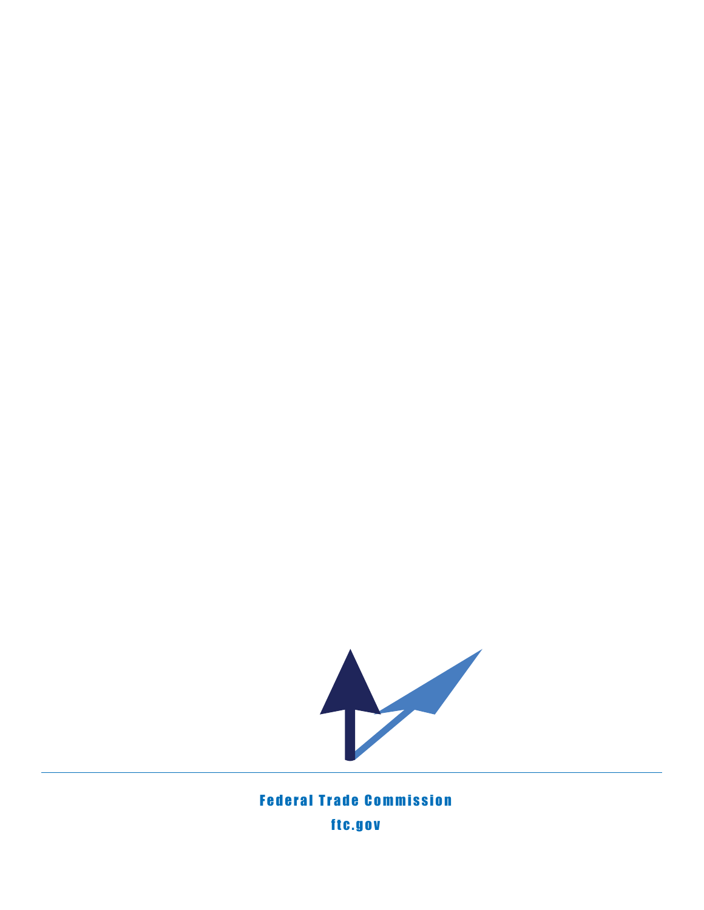Federal Trade Commission

ftc.gov